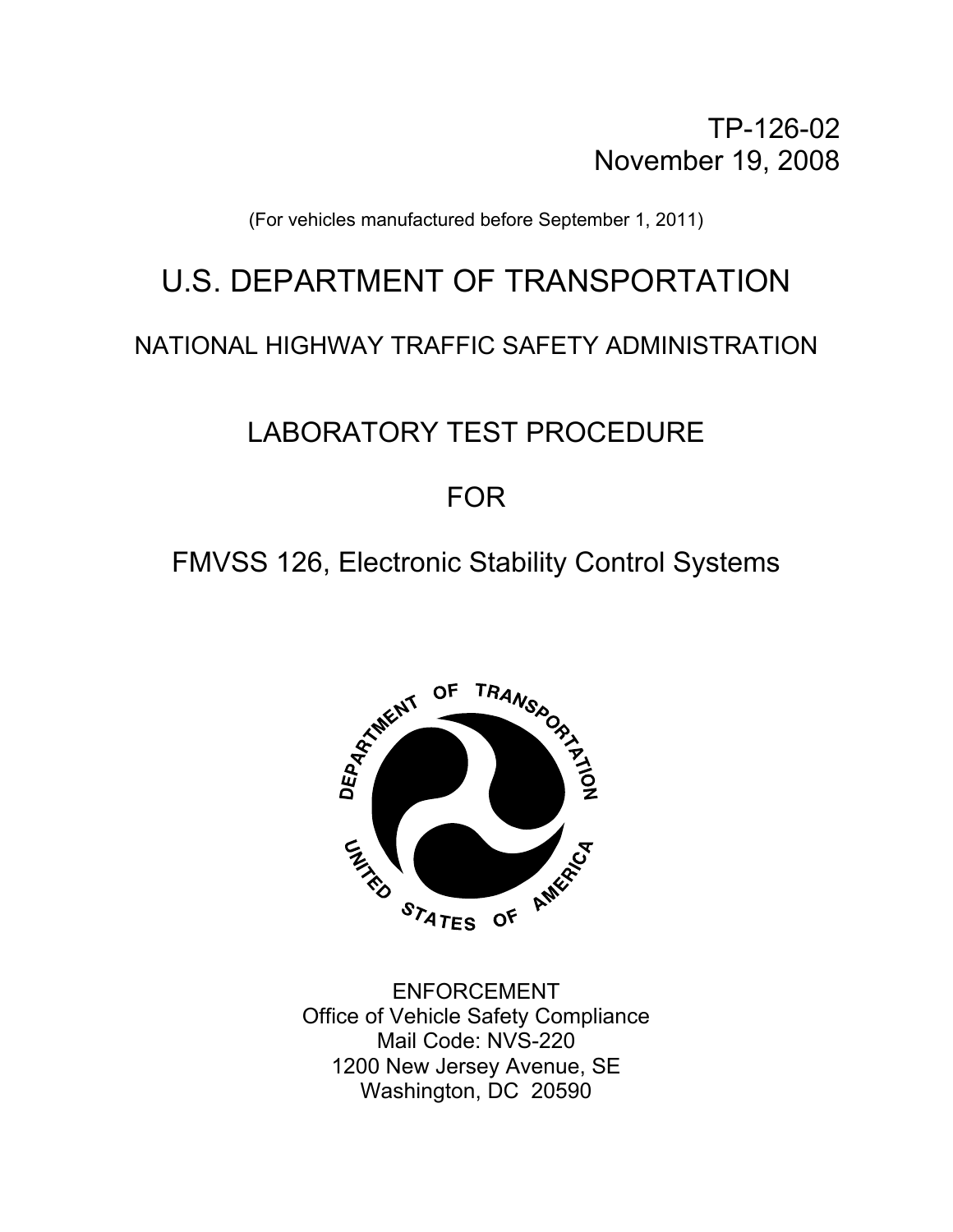TP-126-02
November 19, 2008

(For vehicles manufactured before September 1, 2011)

# U.S. DEPARTMENT OF TRANSPORTATION

## NATIONAL HIGHWAY TRAFFIC SAFETY ADMINISTRATION

## LABORATORY TEST PROCEDURE

## FOR

## FMVSS 126, Electronic Stability Control Systems

ENFORCEMENT
Office of Vehicle Safety Compliance
Mail Code: NVS-220
1200 New Jersey Avenue, SE
Washington, DC 20590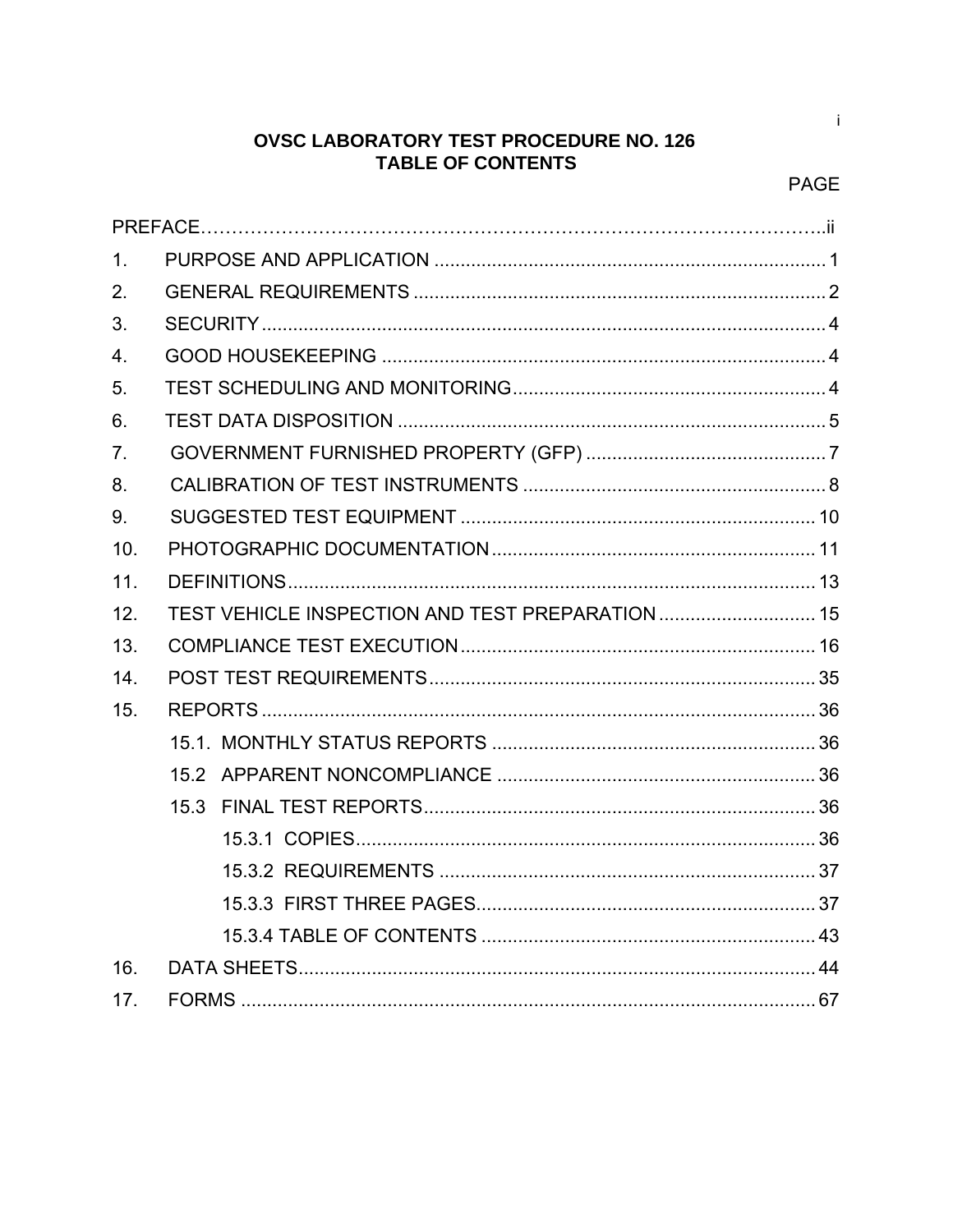# OVSC LABORATORY TEST PROCEDURE NO. 126
## TABLE OF CONTENTS

PAGE

PREFACE………………………………………………………………………………………ii

1. PURPOSE AND APPLICATION ........................................................................... 1
2. GENERAL REQUIREMENTS ............................................................................... 2
3. SECURITY............................................................................................................ 4
4. GOOD HOUSEKEEPING ..................................................................................... 4
5. TEST SCHEDULING AND MONITORING............................................................ 4
6. TEST DATA DISPOSITION .................................................................................. 5
7. GOVERNMENT FURNISHED PROPERTY (GFP) ............................................... 7
8. CALIBRATION OF TEST INSTRUMENTS ........................................................... 8
9. SUGGESTED TEST EQUIPMENT .................................................................... 10
10. PHOTOGRAPHIC DOCUMENTATION .............................................................. 11
11. DEFINITIONS...................................................................................................... 13
12. TEST VEHICLE INSPECTION AND TEST PREPARATION .............................. 15
13. COMPLIANCE TEST EXECUTION .................................................................... 16
14. POST TEST REQUIREMENTS.......................................................................... 35
15. REPORTS .......................................................................................................... 36
    - 15.1. MONTHLY STATUS REPORTS ............................................................... 36
    - 15.2 APPARENT NONCOMPLIANCE ............................................................. 36
    - 15.3 FINAL TEST REPORTS............................................................................ 36
        - 15.3.1 COPIES......................................................................................... 36
        - 15.3.2 REQUIREMENTS ......................................................................... 37
        - 15.3.3 FIRST THREE PAGES.................................................................. 37
        - 15.3.4 TABLE OF CONTENTS ................................................................. 43
16. DATA SHEETS.................................................................................................... 44
17. FORMS ............................................................................................................... 67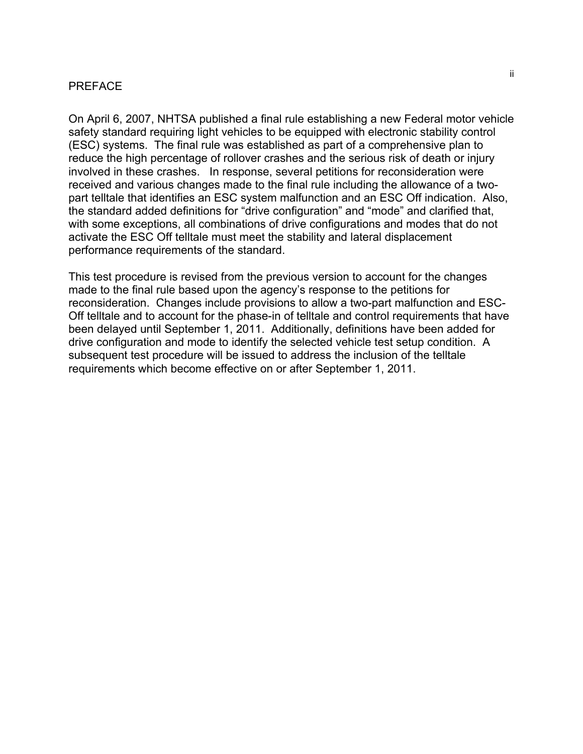## PREFACE

On April 6, 2007, NHTSA published a final rule establishing a new Federal motor vehicle safety standard requiring light vehicles to be equipped with electronic stability control (ESC) systems. The final rule was established as part of a comprehensive plan to reduce the high percentage of rollover crashes and the serious risk of death or injury involved in these crashes. In response, several petitions for reconsideration were received and various changes made to the final rule including the allowance of a two-part telltale that identifies an ESC system malfunction and an ESC Off indication. Also, the standard added definitions for "drive configuration" and "mode" and clarified that, with some exceptions, all combinations of drive configurations and modes that do not activate the ESC Off telltale must meet the stability and lateral displacement performance requirements of the standard.

This test procedure is revised from the previous version to account for the changes made to the final rule based upon the agency's response to the petitions for reconsideration. Changes include provisions to allow a two-part malfunction and ESC-Off telltale and to account for the phase-in of telltale and control requirements that have been delayed until September 1, 2011. Additionally, definitions have been added for drive configuration and mode to identify the selected vehicle test setup condition. A subsequent test procedure will be issued to address the inclusion of the telltale requirements which become effective on or after September 1, 2011.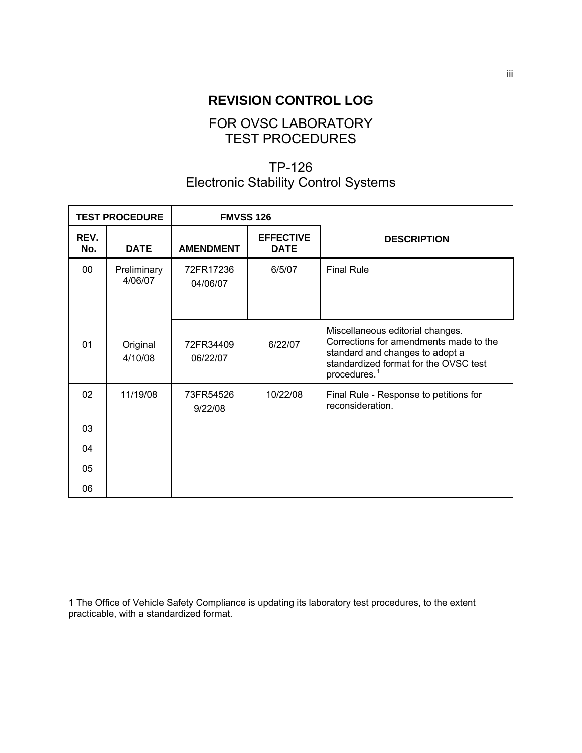# REVISION CONTROL LOG

## FOR OVSC LABORATORY TEST PROCEDURES

## TP-126 Electronic Stability Control Systems

| TEST PROCEDURE | | FMVSS 126 | | DESCRIPTION |
|---|---|---|---|---|
| REV. No. | DATE | AMENDMENT | EFFECTIVE DATE | |
| 00 | Preliminary 4/06/07 | 72FR17236 04/06/07 | 6/5/07 | Final Rule |
| 01 | Original 4/10/08 | 72FR34409 06/22/07 | 6/22/07 | Miscellaneous editorial changes. Corrections for amendments made to the standard and changes to adopt a standardized format for the OVSC test procedures.[1] |
| 02 | 11/19/08 | 73FR54526 9/22/08 | 10/22/08 | Final Rule - Response to petitions for reconsideration. |
| 03 | | | | |
| 04 | | | | |
| 05 | | | | |
| 06 | | | | |

---

1 The Office of Vehicle Safety Compliance is updating its laboratory test procedures, to the extent practicable, with a standardized format.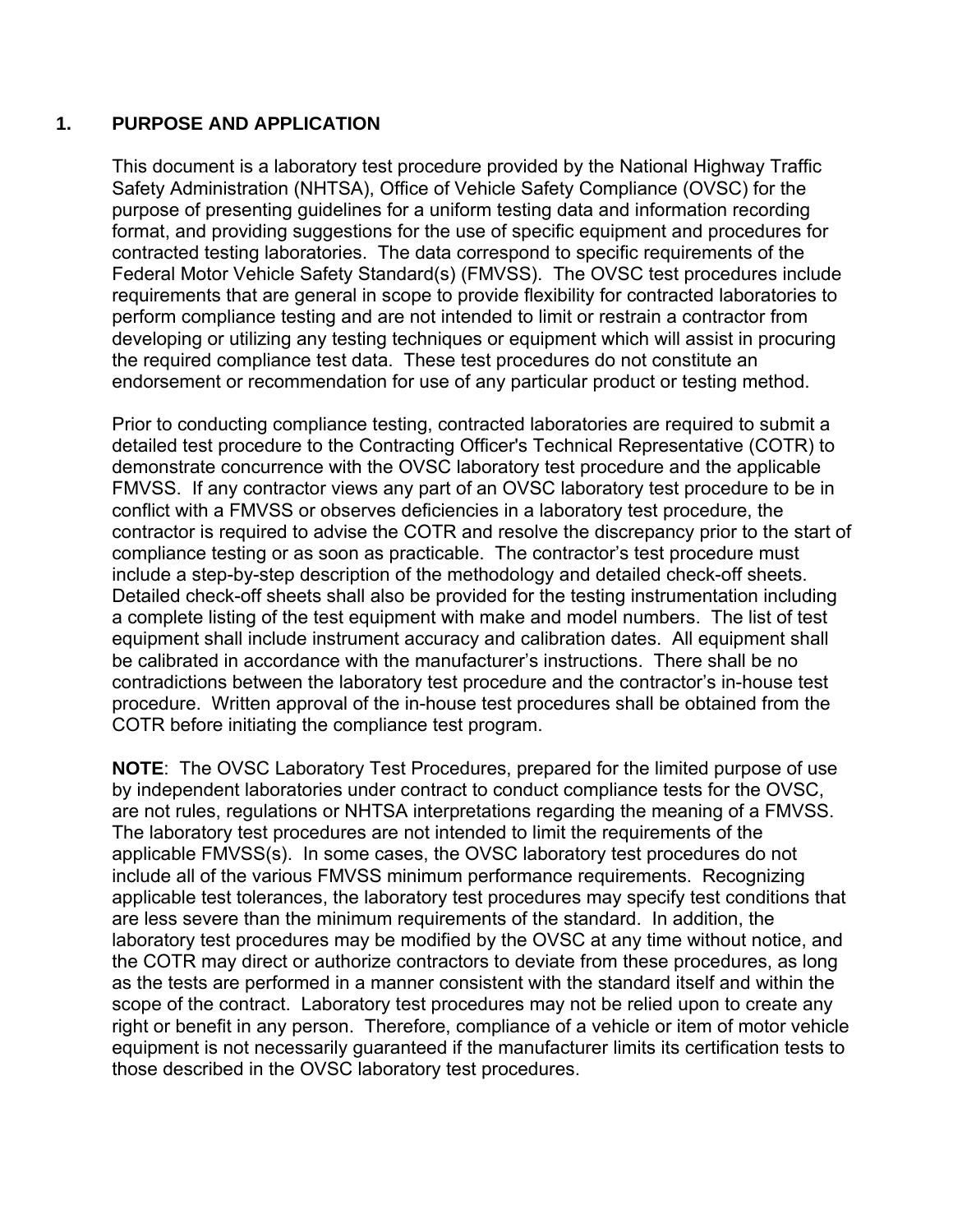## 1. PURPOSE AND APPLICATION

This document is a laboratory test procedure provided by the National Highway Traffic Safety Administration (NHTSA), Office of Vehicle Safety Compliance (OVSC) for the purpose of presenting guidelines for a uniform testing data and information recording format, and providing suggestions for the use of specific equipment and procedures for contracted testing laboratories. The data correspond to specific requirements of the Federal Motor Vehicle Safety Standard(s) (FMVSS). The OVSC test procedures include requirements that are general in scope to provide flexibility for contracted laboratories to perform compliance testing and are not intended to limit or restrain a contractor from developing or utilizing any testing techniques or equipment which will assist in procuring the required compliance test data. These test procedures do not constitute an endorsement or recommendation for use of any particular product or testing method.

Prior to conducting compliance testing, contracted laboratories are required to submit a detailed test procedure to the Contracting Officer's Technical Representative (COTR) to demonstrate concurrence with the OVSC laboratory test procedure and the applicable FMVSS. If any contractor views any part of an OVSC laboratory test procedure to be in conflict with a FMVSS or observes deficiencies in a laboratory test procedure, the contractor is required to advise the COTR and resolve the discrepancy prior to the start of compliance testing or as soon as practicable. The contractor's test procedure must include a step-by-step description of the methodology and detailed check-off sheets. Detailed check-off sheets shall also be provided for the testing instrumentation including a complete listing of the test equipment with make and model numbers. The list of test equipment shall include instrument accuracy and calibration dates. All equipment shall be calibrated in accordance with the manufacturer's instructions. There shall be no contradictions between the laboratory test procedure and the contractor's in-house test procedure. Written approval of the in-house test procedures shall be obtained from the COTR before initiating the compliance test program.

**NOTE**: The OVSC Laboratory Test Procedures, prepared for the limited purpose of use by independent laboratories under contract to conduct compliance tests for the OVSC, are not rules, regulations or NHTSA interpretations regarding the meaning of a FMVSS. The laboratory test procedures are not intended to limit the requirements of the applicable FMVSS(s). In some cases, the OVSC laboratory test procedures do not include all of the various FMVSS minimum performance requirements. Recognizing applicable test tolerances, the laboratory test procedures may specify test conditions that are less severe than the minimum requirements of the standard. In addition, the laboratory test procedures may be modified by the OVSC at any time without notice, and the COTR may direct or authorize contractors to deviate from these procedures, as long as the tests are performed in a manner consistent with the standard itself and within the scope of the contract. Laboratory test procedures may not be relied upon to create any right or benefit in any person. Therefore, compliance of a vehicle or item of motor vehicle equipment is not necessarily guaranteed if the manufacturer limits its certification tests to those described in the OVSC laboratory test procedures.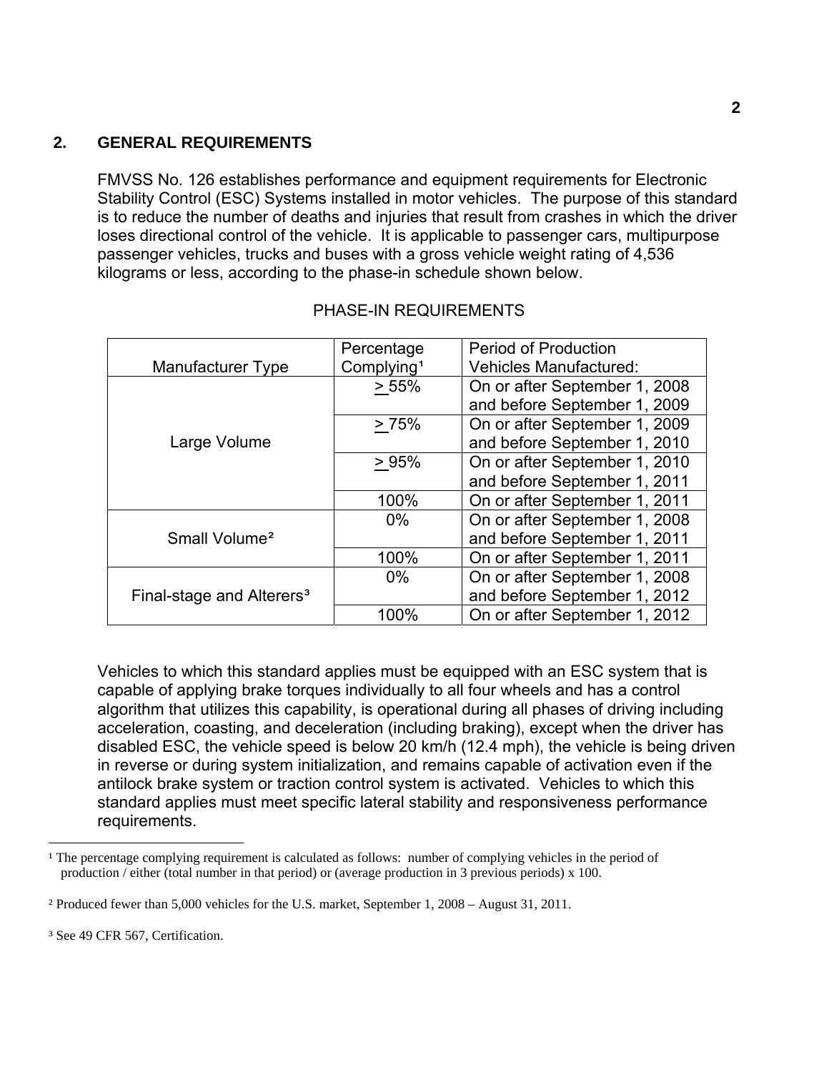## 2. GENERAL REQUIREMENTS

FMVSS No. 126 establishes performance and equipment requirements for Electronic Stability Control (ESC) Systems installed in motor vehicles. The purpose of this standard is to reduce the number of deaths and injuries that result from crashes in which the driver loses directional control of the vehicle. It is applicable to passenger cars, multipurpose passenger vehicles, trucks and buses with a gross vehicle weight rating of 4,536 kilograms or less, according to the phase-in schedule shown below.

PHASE-IN REQUIREMENTS

| Manufacturer Type | Percentage Complying[1] | Period of Production Vehicles Manufactured: |
|---|---|---|
| Large Volume | $\geq$ 55% | On or after September 1, 2008 and before September 1, 2009 |
| | $\geq$ 75% | On or after September 1, 2009 and before September 1, 2010 |
| | $\geq$ 95% | On or after September 1, 2010 and before September 1, 2011 |
| | 100% | On or after September 1, 2011 |
| Small Volume[2] | 0% | On or after September 1, 2008 and before September 1, 2011 |
| | 100% | On or after September 1, 2011 |
| Final-stage and Alterers[3] | 0% | On or after September 1, 2008 and before September 1, 2012 |
| | 100% | On or after September 1, 2012 |

Vehicles to which this standard applies must be equipped with an ESC system that is capable of applying brake torques individually to all four wheels and has a control algorithm that utilizes this capability, is operational during all phases of driving including acceleration, coasting, and deceleration (including braking), except when the driver has disabled ESC, the vehicle speed is below 20 km/h (12.4 mph), the vehicle is being driven in reverse or during system initialization, and remains capable of activation even if the antilock brake system or traction control system is activated. Vehicles to which this standard applies must meet specific lateral stability and responsiveness performance requirements.

---

[1] The percentage complying requirement is calculated as follows: number of complying vehicles in the period of production / either (total number in that period) or (average production in 3 previous periods) x 100.

[2] Produced fewer than 5,000 vehicles for the U.S. market, September 1, 2008 – August 31, 2011.

[3] See 49 CFR 567, Certification.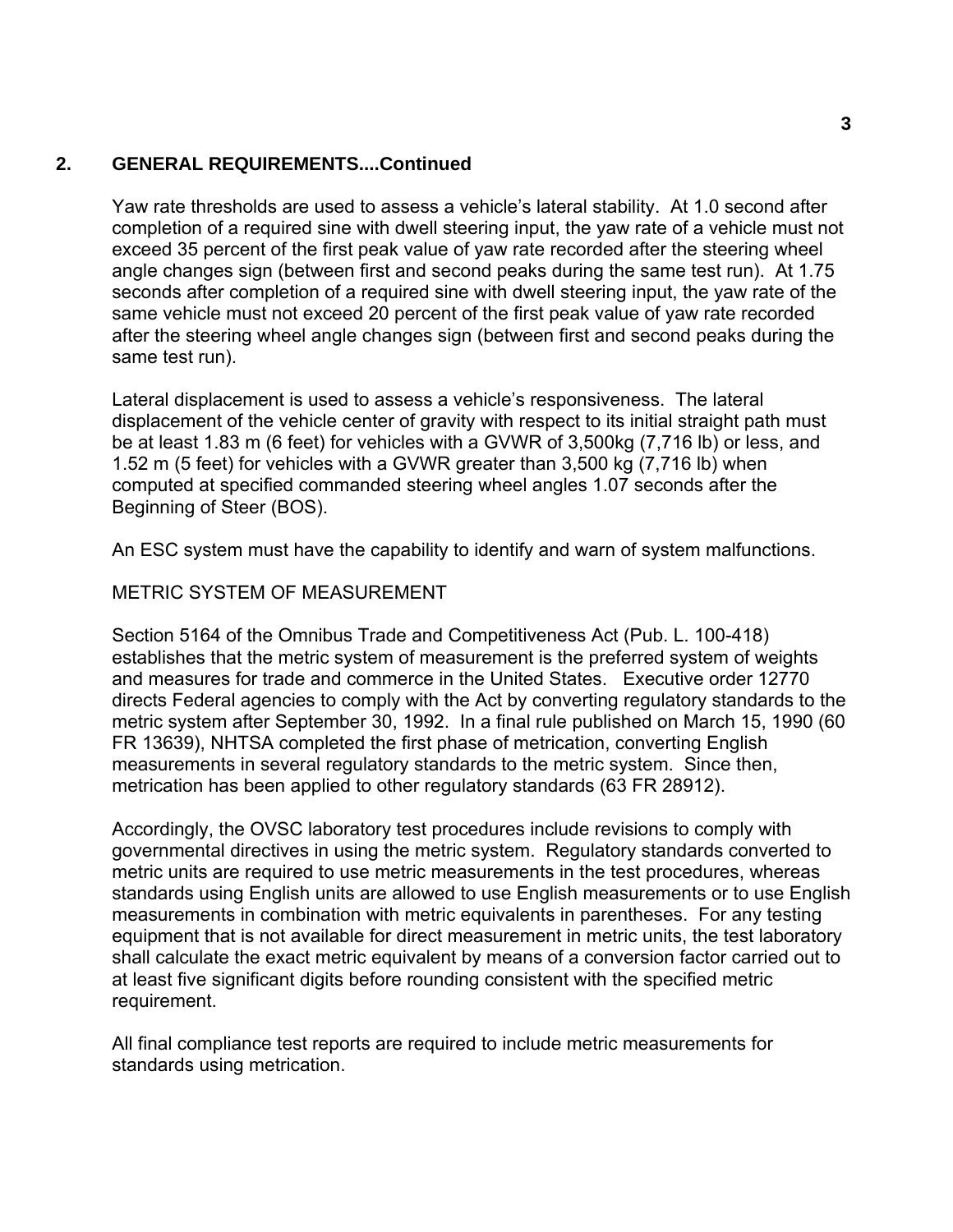## 2. GENERAL REQUIREMENTS....Continued

Yaw rate thresholds are used to assess a vehicle's lateral stability. At 1.0 second after completion of a required sine with dwell steering input, the yaw rate of a vehicle must not exceed 35 percent of the first peak value of yaw rate recorded after the steering wheel angle changes sign (between first and second peaks during the same test run). At 1.75 seconds after completion of a required sine with dwell steering input, the yaw rate of the same vehicle must not exceed 20 percent of the first peak value of yaw rate recorded after the steering wheel angle changes sign (between first and second peaks during the same test run).

Lateral displacement is used to assess a vehicle's responsiveness. The lateral displacement of the vehicle center of gravity with respect to its initial straight path must be at least 1.83 m (6 feet) for vehicles with a GVWR of 3,500kg (7,716 lb) or less, and 1.52 m (5 feet) for vehicles with a GVWR greater than 3,500 kg (7,716 lb) when computed at specified commanded steering wheel angles 1.07 seconds after the Beginning of Steer (BOS).

An ESC system must have the capability to identify and warn of system malfunctions.

METRIC SYSTEM OF MEASUREMENT

Section 5164 of the Omnibus Trade and Competitiveness Act (Pub. L. 100-418) establishes that the metric system of measurement is the preferred system of weights and measures for trade and commerce in the United States. Executive order 12770 directs Federal agencies to comply with the Act by converting regulatory standards to the metric system after September 30, 1992. In a final rule published on March 15, 1990 (60 FR 13639), NHTSA completed the first phase of metrication, converting English measurements in several regulatory standards to the metric system. Since then, metrication has been applied to other regulatory standards (63 FR 28912).

Accordingly, the OVSC laboratory test procedures include revisions to comply with governmental directives in using the metric system. Regulatory standards converted to metric units are required to use metric measurements in the test procedures, whereas standards using English units are allowed to use English measurements or to use English measurements in combination with metric equivalents in parentheses. For any testing equipment that is not available for direct measurement in metric units, the test laboratory shall calculate the exact metric equivalent by means of a conversion factor carried out to at least five significant digits before rounding consistent with the specified metric requirement.

All final compliance test reports are required to include metric measurements for standards using metrication.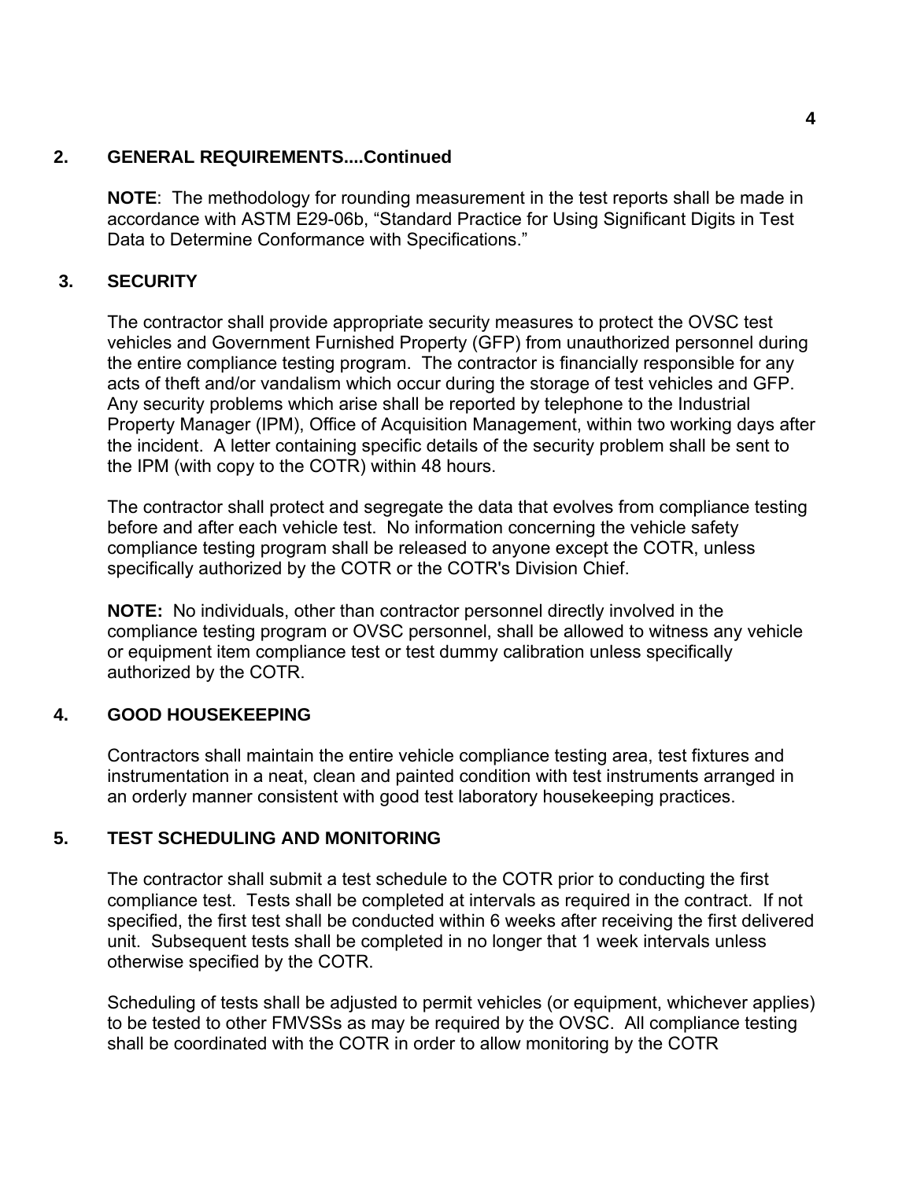## 2. GENERAL REQUIREMENTS....Continued

**NOTE**: The methodology for rounding measurement in the test reports shall be made in accordance with ASTM E29-06b, "Standard Practice for Using Significant Digits in Test Data to Determine Conformance with Specifications."

## 3. SECURITY

The contractor shall provide appropriate security measures to protect the OVSC test vehicles and Government Furnished Property (GFP) from unauthorized personnel during the entire compliance testing program. The contractor is financially responsible for any acts of theft and/or vandalism which occur during the storage of test vehicles and GFP. Any security problems which arise shall be reported by telephone to the Industrial Property Manager (IPM), Office of Acquisition Management, within two working days after the incident. A letter containing specific details of the security problem shall be sent to the IPM (with copy to the COTR) within 48 hours.

The contractor shall protect and segregate the data that evolves from compliance testing before and after each vehicle test. No information concerning the vehicle safety compliance testing program shall be released to anyone except the COTR, unless specifically authorized by the COTR or the COTR's Division Chief.

**NOTE:** No individuals, other than contractor personnel directly involved in the compliance testing program or OVSC personnel, shall be allowed to witness any vehicle or equipment item compliance test or test dummy calibration unless specifically authorized by the COTR.

## 4. GOOD HOUSEKEEPING

Contractors shall maintain the entire vehicle compliance testing area, test fixtures and instrumentation in a neat, clean and painted condition with test instruments arranged in an orderly manner consistent with good test laboratory housekeeping practices.

## 5. TEST SCHEDULING AND MONITORING

The contractor shall submit a test schedule to the COTR prior to conducting the first compliance test. Tests shall be completed at intervals as required in the contract. If not specified, the first test shall be conducted within 6 weeks after receiving the first delivered unit. Subsequent tests shall be completed in no longer that 1 week intervals unless otherwise specified by the COTR.

Scheduling of tests shall be adjusted to permit vehicles (or equipment, whichever applies) to be tested to other FMVSSs as may be required by the OVSC. All compliance testing shall be coordinated with the COTR in order to allow monitoring by the COTR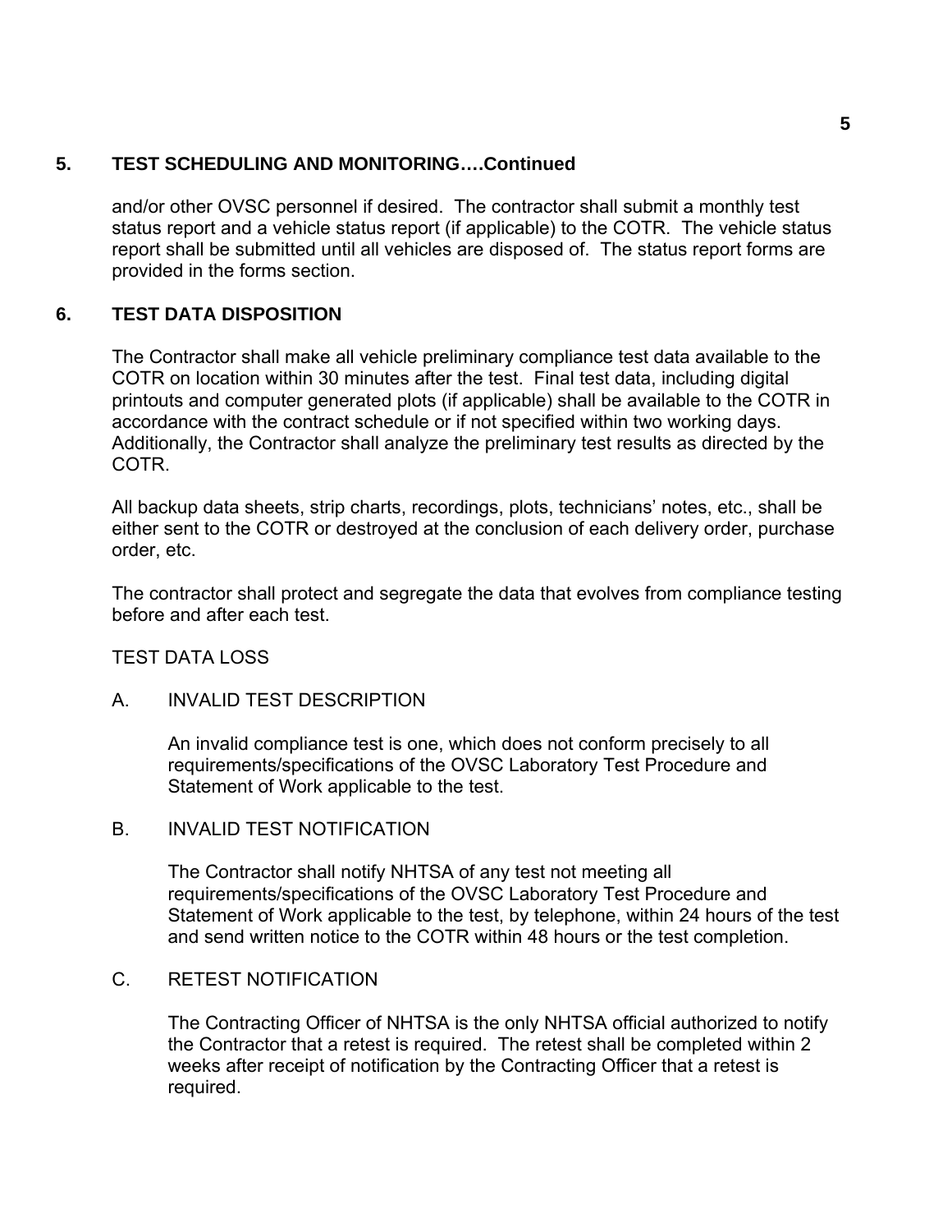## 5. TEST SCHEDULING AND MONITORING….Continued

and/or other OVSC personnel if desired. The contractor shall submit a monthly test status report and a vehicle status report (if applicable) to the COTR. The vehicle status report shall be submitted until all vehicles are disposed of. The status report forms are provided in the forms section.

## 6. TEST DATA DISPOSITION

The Contractor shall make all vehicle preliminary compliance test data available to the COTR on location within 30 minutes after the test. Final test data, including digital printouts and computer generated plots (if applicable) shall be available to the COTR in accordance with the contract schedule or if not specified within two working days. Additionally, the Contractor shall analyze the preliminary test results as directed by the COTR.

All backup data sheets, strip charts, recordings, plots, technicians' notes, etc., shall be either sent to the COTR or destroyed at the conclusion of each delivery order, purchase order, etc.

The contractor shall protect and segregate the data that evolves from compliance testing before and after each test.

TEST DATA LOSS

A. INVALID TEST DESCRIPTION

An invalid compliance test is one, which does not conform precisely to all requirements/specifications of the OVSC Laboratory Test Procedure and Statement of Work applicable to the test.

B. INVALID TEST NOTIFICATION

The Contractor shall notify NHTSA of any test not meeting all requirements/specifications of the OVSC Laboratory Test Procedure and Statement of Work applicable to the test, by telephone, within 24 hours of the test and send written notice to the COTR within 48 hours or the test completion.

C. RETEST NOTIFICATION

The Contracting Officer of NHTSA is the only NHTSA official authorized to notify the Contractor that a retest is required. The retest shall be completed within 2 weeks after receipt of notification by the Contracting Officer that a retest is required.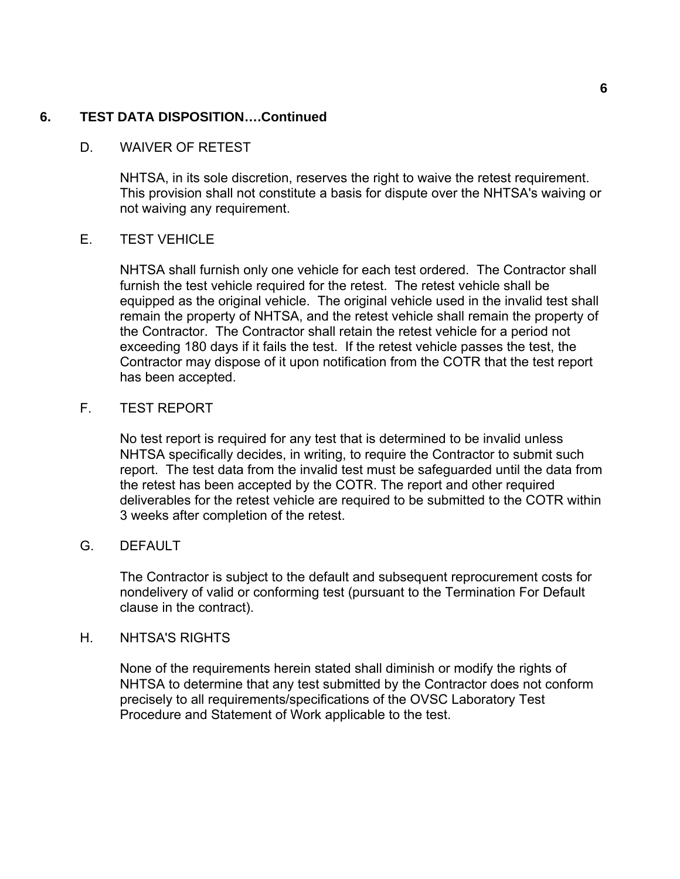## 6. TEST DATA DISPOSITION….Continued

### D. WAIVER OF RETEST

NHTSA, in its sole discretion, reserves the right to waive the retest requirement. This provision shall not constitute a basis for dispute over the NHTSA's waiving or not waiving any requirement.

### E. TEST VEHICLE

NHTSA shall furnish only one vehicle for each test ordered. The Contractor shall furnish the test vehicle required for the retest. The retest vehicle shall be equipped as the original vehicle. The original vehicle used in the invalid test shall remain the property of NHTSA, and the retest vehicle shall remain the property of the Contractor. The Contractor shall retain the retest vehicle for a period not exceeding 180 days if it fails the test. If the retest vehicle passes the test, the Contractor may dispose of it upon notification from the COTR that the test report has been accepted.

### F. TEST REPORT

No test report is required for any test that is determined to be invalid unless NHTSA specifically decides, in writing, to require the Contractor to submit such report. The test data from the invalid test must be safeguarded until the data from the retest has been accepted by the COTR. The report and other required deliverables for the retest vehicle are required to be submitted to the COTR within 3 weeks after completion of the retest.

### G. DEFAULT

The Contractor is subject to the default and subsequent reprocurement costs for nondelivery of valid or conforming test (pursuant to the Termination For Default clause in the contract).

### H. NHTSA'S RIGHTS

None of the requirements herein stated shall diminish or modify the rights of NHTSA to determine that any test submitted by the Contractor does not conform precisely to all requirements/specifications of the OVSC Laboratory Test Procedure and Statement of Work applicable to the test.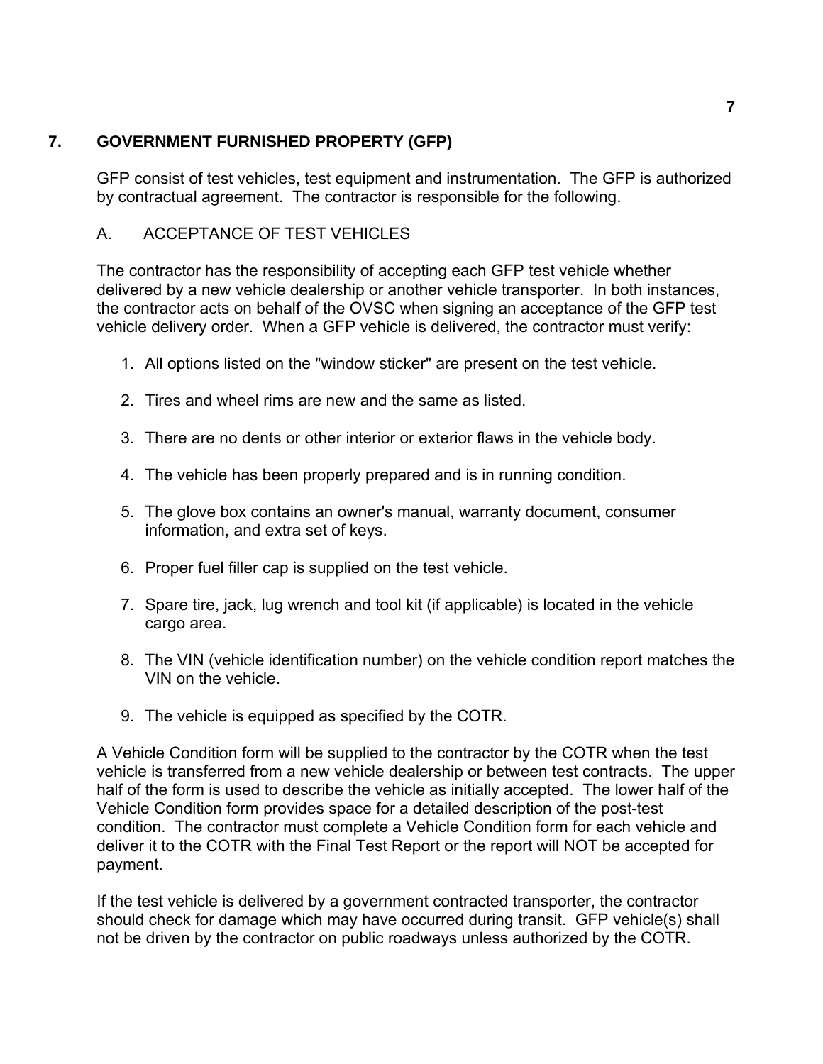## 7. GOVERNMENT FURNISHED PROPERTY (GFP)

GFP consist of test vehicles, test equipment and instrumentation. The GFP is authorized by contractual agreement. The contractor is responsible for the following.

### A. ACCEPTANCE OF TEST VEHICLES

The contractor has the responsibility of accepting each GFP test vehicle whether delivered by a new vehicle dealership or another vehicle transporter. In both instances, the contractor acts on behalf of the OVSC when signing an acceptance of the GFP test vehicle delivery order. When a GFP vehicle is delivered, the contractor must verify:

1. All options listed on the "window sticker" are present on the test vehicle.

2. Tires and wheel rims are new and the same as listed.

3. There are no dents or other interior or exterior flaws in the vehicle body.

4. The vehicle has been properly prepared and is in running condition.

5. The glove box contains an owner's manual, warranty document, consumer information, and extra set of keys.

6. Proper fuel filler cap is supplied on the test vehicle.

7. Spare tire, jack, lug wrench and tool kit (if applicable) is located in the vehicle cargo area.

8. The VIN (vehicle identification number) on the vehicle condition report matches the VIN on the vehicle.

9. The vehicle is equipped as specified by the COTR.

A Vehicle Condition form will be supplied to the contractor by the COTR when the test vehicle is transferred from a new vehicle dealership or between test contracts. The upper half of the form is used to describe the vehicle as initially accepted. The lower half of the Vehicle Condition form provides space for a detailed description of the post-test condition. The contractor must complete a Vehicle Condition form for each vehicle and deliver it to the COTR with the Final Test Report or the report will NOT be accepted for payment.

If the test vehicle is delivered by a government contracted transporter, the contractor should check for damage which may have occurred during transit. GFP vehicle(s) shall not be driven by the contractor on public roadways unless authorized by the COTR.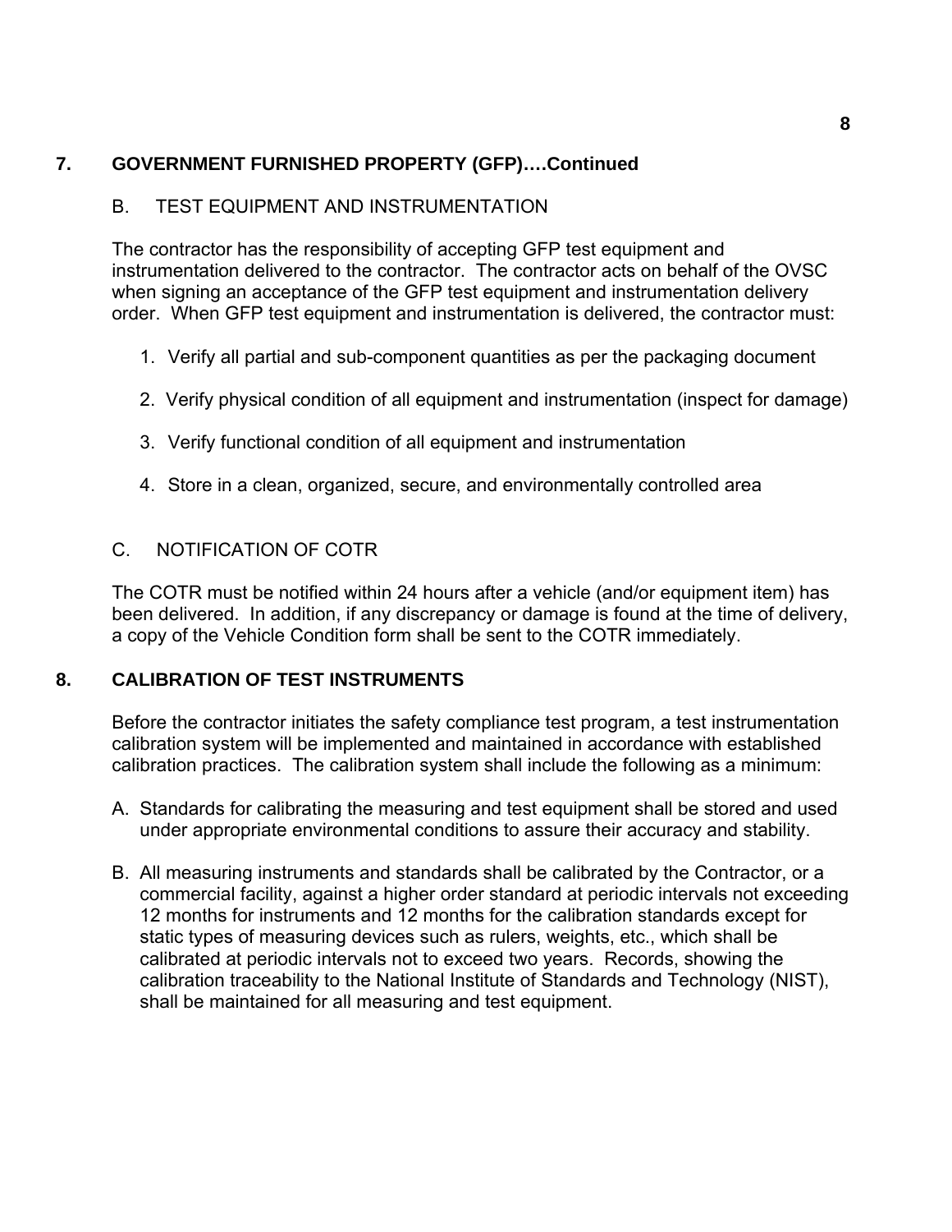## 7. GOVERNMENT FURNISHED PROPERTY (GFP)….Continued

### B. TEST EQUIPMENT AND INSTRUMENTATION

The contractor has the responsibility of accepting GFP test equipment and instrumentation delivered to the contractor. The contractor acts on behalf of the OVSC when signing an acceptance of the GFP test equipment and instrumentation delivery order. When GFP test equipment and instrumentation is delivered, the contractor must:

1. Verify all partial and sub-component quantities as per the packaging document
2. Verify physical condition of all equipment and instrumentation (inspect for damage)
3. Verify functional condition of all equipment and instrumentation
4. Store in a clean, organized, secure, and environmentally controlled area

### C. NOTIFICATION OF COTR

The COTR must be notified within 24 hours after a vehicle (and/or equipment item) has been delivered. In addition, if any discrepancy or damage is found at the time of delivery, a copy of the Vehicle Condition form shall be sent to the COTR immediately.

## 8. CALIBRATION OF TEST INSTRUMENTS

Before the contractor initiates the safety compliance test program, a test instrumentation calibration system will be implemented and maintained in accordance with established calibration practices. The calibration system shall include the following as a minimum:

A. Standards for calibrating the measuring and test equipment shall be stored and used under appropriate environmental conditions to assure their accuracy and stability.

B. All measuring instruments and standards shall be calibrated by the Contractor, or a commercial facility, against a higher order standard at periodic intervals not exceeding 12 months for instruments and 12 months for the calibration standards except for static types of measuring devices such as rulers, weights, etc., which shall be calibrated at periodic intervals not to exceed two years. Records, showing the calibration traceability to the National Institute of Standards and Technology (NIST), shall be maintained for all measuring and test equipment.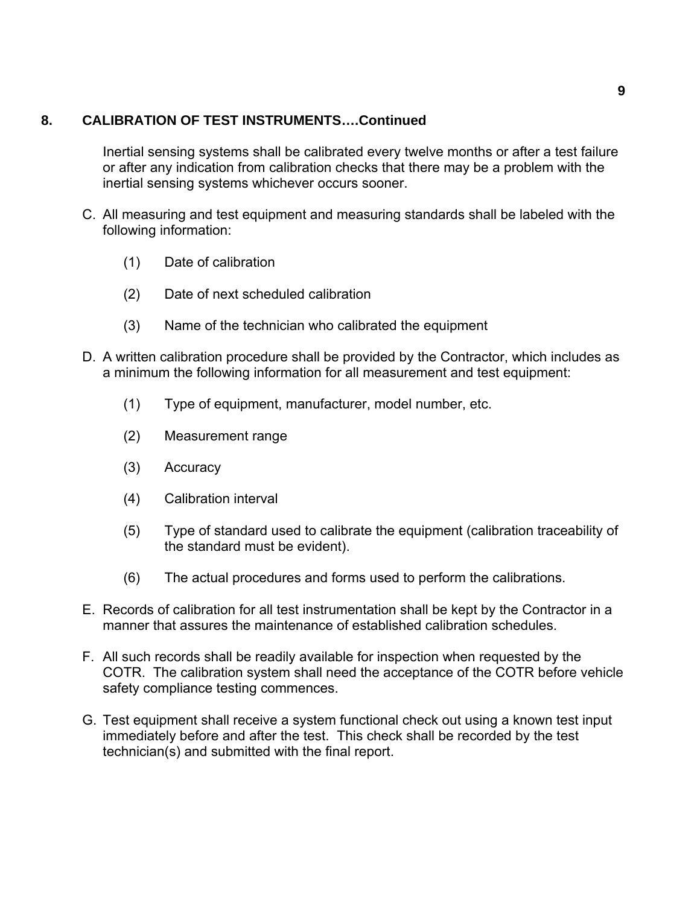## 8. CALIBRATION OF TEST INSTRUMENTS….Continued

Inertial sensing systems shall be calibrated every twelve months or after a test failure or after any indication from calibration checks that there may be a problem with the inertial sensing systems whichever occurs sooner.

C. All measuring and test equipment and measuring standards shall be labeled with the following information:

   (1) Date of calibration

   (2) Date of next scheduled calibration

   (3) Name of the technician who calibrated the equipment

D. A written calibration procedure shall be provided by the Contractor, which includes as a minimum the following information for all measurement and test equipment:

   (1) Type of equipment, manufacturer, model number, etc.

   (2) Measurement range

   (3) Accuracy

   (4) Calibration interval

   (5) Type of standard used to calibrate the equipment (calibration traceability of the standard must be evident).

   (6) The actual procedures and forms used to perform the calibrations.

E. Records of calibration for all test instrumentation shall be kept by the Contractor in a manner that assures the maintenance of established calibration schedules.

F. All such records shall be readily available for inspection when requested by the COTR. The calibration system shall need the acceptance of the COTR before vehicle safety compliance testing commences.

G. Test equipment shall receive a system functional check out using a known test input immediately before and after the test. This check shall be recorded by the test technician(s) and submitted with the final report.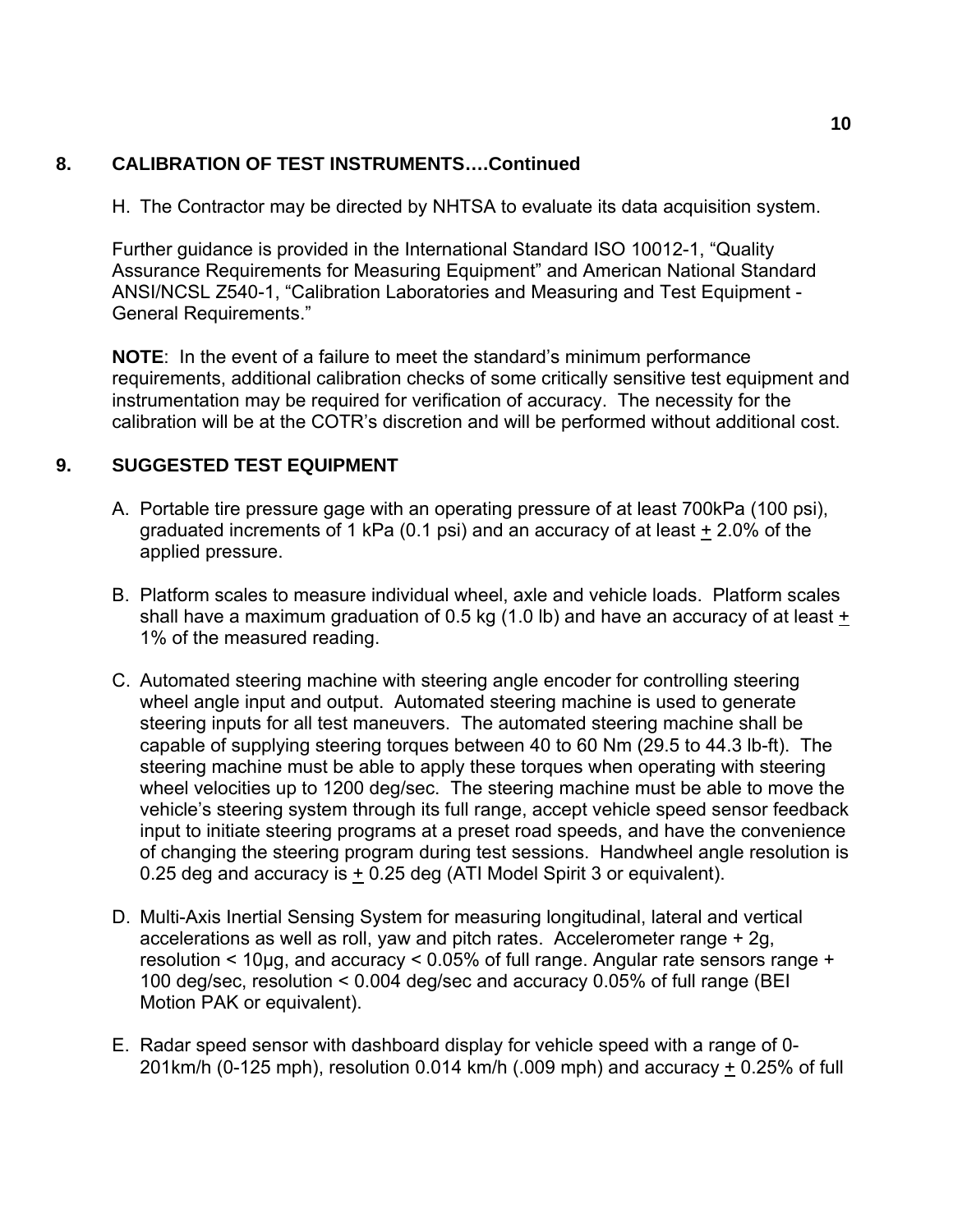## 8. CALIBRATION OF TEST INSTRUMENTS….Continued

H. The Contractor may be directed by NHTSA to evaluate its data acquisition system.

Further guidance is provided in the International Standard ISO 10012-1, "Quality Assurance Requirements for Measuring Equipment" and American National Standard ANSI/NCSL Z540-1, "Calibration Laboratories and Measuring and Test Equipment - General Requirements."

**NOTE**: In the event of a failure to meet the standard's minimum performance requirements, additional calibration checks of some critically sensitive test equipment and instrumentation may be required for verification of accuracy. The necessity for the calibration will be at the COTR's discretion and will be performed without additional cost.

## 9. SUGGESTED TEST EQUIPMENT

A. Portable tire pressure gage with an operating pressure of at least 700kPa (100 psi), graduated increments of 1 kPa (0.1 psi) and an accuracy of at least ± 2.0% of the applied pressure.

B. Platform scales to measure individual wheel, axle and vehicle loads. Platform scales shall have a maximum graduation of 0.5 kg (1.0 lb) and have an accuracy of at least ± 1% of the measured reading.

C. Automated steering machine with steering angle encoder for controlling steering wheel angle input and output. Automated steering machine is used to generate steering inputs for all test maneuvers. The automated steering machine shall be capable of supplying steering torques between 40 to 60 Nm (29.5 to 44.3 lb-ft). The steering machine must be able to apply these torques when operating with steering wheel velocities up to 1200 deg/sec. The steering machine must be able to move the vehicle's steering system through its full range, accept vehicle speed sensor feedback input to initiate steering programs at a preset road speeds, and have the convenience of changing the steering program during test sessions. Handwheel angle resolution is 0.25 deg and accuracy is ± 0.25 deg (ATI Model Spirit 3 or equivalent).

D. Multi-Axis Inertial Sensing System for measuring longitudinal, lateral and vertical accelerations as well as roll, yaw and pitch rates. Accelerometer range + 2g, resolution < 10µg, and accuracy < 0.05% of full range. Angular rate sensors range + 100 deg/sec, resolution < 0.004 deg/sec and accuracy 0.05% of full range (BEI Motion PAK or equivalent).

E. Radar speed sensor with dashboard display for vehicle speed with a range of 0-201km/h (0-125 mph), resolution 0.014 km/h (.009 mph) and accuracy ± 0.25% of full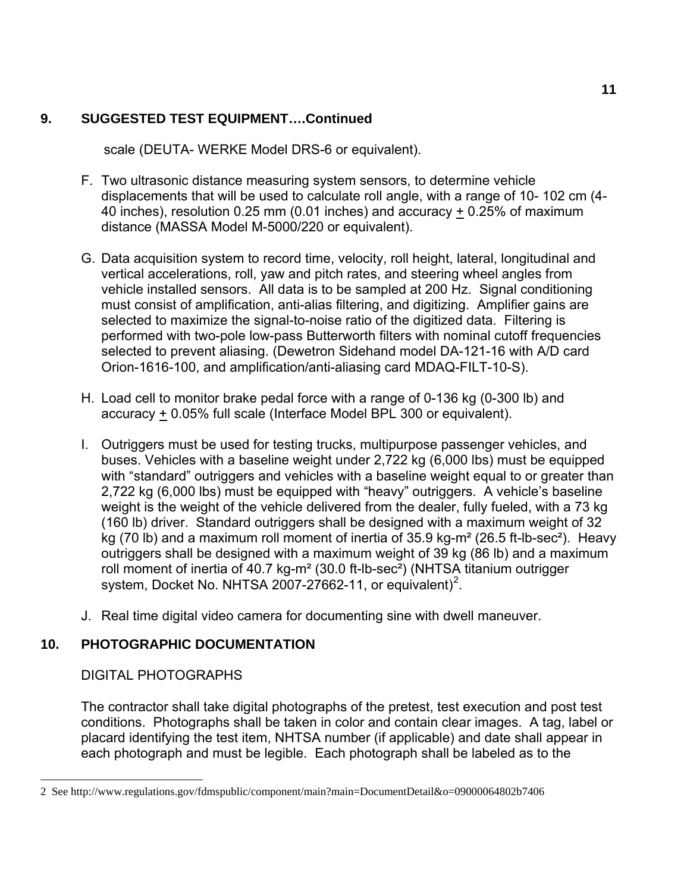## 9. SUGGESTED TEST EQUIPMENT….Continued

scale (DEUTA- WERKE Model DRS-6 or equivalent).

F. Two ultrasonic distance measuring system sensors, to determine vehicle displacements that will be used to calculate roll angle, with a range of 10- 102 cm (4-40 inches), resolution 0.25 mm (0.01 inches) and accuracy + 0.25% of maximum distance (MASSA Model M-5000/220 or equivalent).

G. Data acquisition system to record time, velocity, roll height, lateral, longitudinal and vertical accelerations, roll, yaw and pitch rates, and steering wheel angles from vehicle installed sensors. All data is to be sampled at 200 Hz. Signal conditioning must consist of amplification, anti-alias filtering, and digitizing. Amplifier gains are selected to maximize the signal-to-noise ratio of the digitized data. Filtering is performed with two-pole low-pass Butterworth filters with nominal cutoff frequencies selected to prevent aliasing. (Dewetron Sidehand model DA-121-16 with A/D card Orion-1616-100, and amplification/anti-aliasing card MDAQ-FILT-10-S).

H. Load cell to monitor brake pedal force with a range of 0-136 kg (0-300 lb) and accuracy + 0.05% full scale (Interface Model BPL 300 or equivalent).

I. Outriggers must be used for testing trucks, multipurpose passenger vehicles, and buses. Vehicles with a baseline weight under 2,722 kg (6,000 lbs) must be equipped with "standard" outriggers and vehicles with a baseline weight equal to or greater than 2,722 kg (6,000 lbs) must be equipped with "heavy" outriggers. A vehicle's baseline weight is the weight of the vehicle delivered from the dealer, fully fueled, with a 73 kg (160 lb) driver. Standard outriggers shall be designed with a maximum weight of 32 kg (70 lb) and a maximum roll moment of inertia of 35.9 kg-m² (26.5 ft-lb-sec²). Heavy outriggers shall be designed with a maximum weight of 39 kg (86 lb) and a maximum roll moment of inertia of 40.7 kg-m² (30.0 ft-lb-sec²) (NHTSA titanium outrigger system, Docket No. NHTSA 2007-27662-11, or equivalent)[2].

J. Real time digital video camera for documenting sine with dwell maneuver.

## 10. PHOTOGRAPHIC DOCUMENTATION

DIGITAL PHOTOGRAPHS

The contractor shall take digital photographs of the pretest, test execution and post test conditions. Photographs shall be taken in color and contain clear images. A tag, label or placard identifying the test item, NHTSA number (if applicable) and date shall appear in each photograph and must be legible. Each photograph shall be labeled as to the

---

2 See http://www.regulations.gov/fdmspublic/component/main?main=DocumentDetail&o=09000064802b7406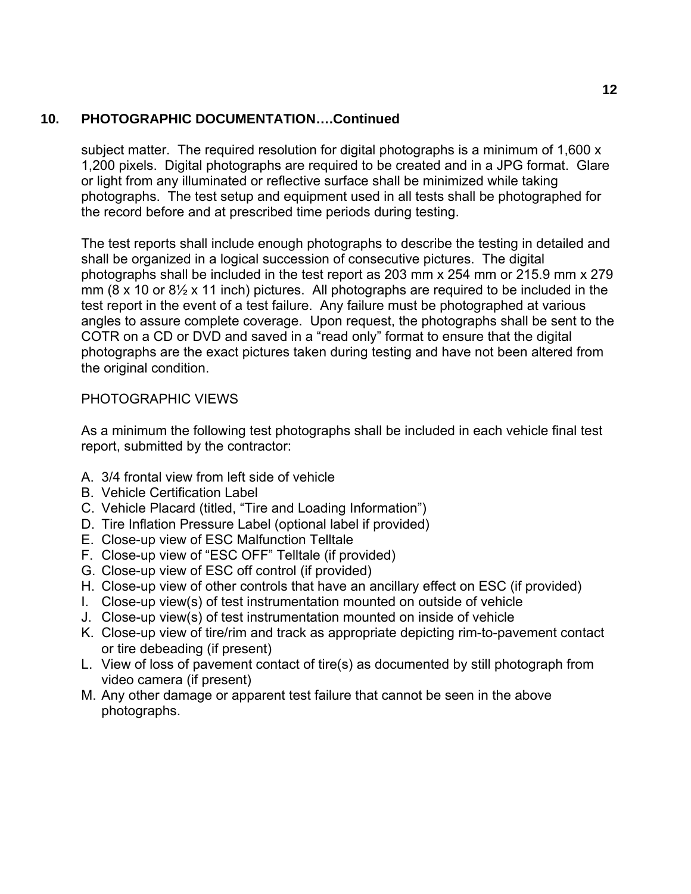## 10. PHOTOGRAPHIC DOCUMENTATION….Continued

subject matter. The required resolution for digital photographs is a minimum of 1,600 x 1,200 pixels. Digital photographs are required to be created and in a JPG format. Glare or light from any illuminated or reflective surface shall be minimized while taking photographs. The test setup and equipment used in all tests shall be photographed for the record before and at prescribed time periods during testing.

The test reports shall include enough photographs to describe the testing in detailed and shall be organized in a logical succession of consecutive pictures. The digital photographs shall be included in the test report as 203 mm x 254 mm or 215.9 mm x 279 mm (8 x 10 or 8½ x 11 inch) pictures. All photographs are required to be included in the test report in the event of a test failure. Any failure must be photographed at various angles to assure complete coverage. Upon request, the photographs shall be sent to the COTR on a CD or DVD and saved in a "read only" format to ensure that the digital photographs are the exact pictures taken during testing and have not been altered from the original condition.

PHOTOGRAPHIC VIEWS

As a minimum the following test photographs shall be included in each vehicle final test report, submitted by the contractor:

A. 3/4 frontal view from left side of vehicle
B. Vehicle Certification Label
C. Vehicle Placard (titled, "Tire and Loading Information")
D. Tire Inflation Pressure Label (optional label if provided)
E. Close-up view of ESC Malfunction Telltale
F. Close-up view of "ESC OFF" Telltale (if provided)
G. Close-up view of ESC off control (if provided)
H. Close-up view of other controls that have an ancillary effect on ESC (if provided)
I. Close-up view(s) of test instrumentation mounted on outside of vehicle
J. Close-up view(s) of test instrumentation mounted on inside of vehicle
K. Close-up view of tire/rim and track as appropriate depicting rim-to-pavement contact or tire debeading (if present)
L. View of loss of pavement contact of tire(s) as documented by still photograph from video camera (if present)
M. Any other damage or apparent test failure that cannot be seen in the above photographs.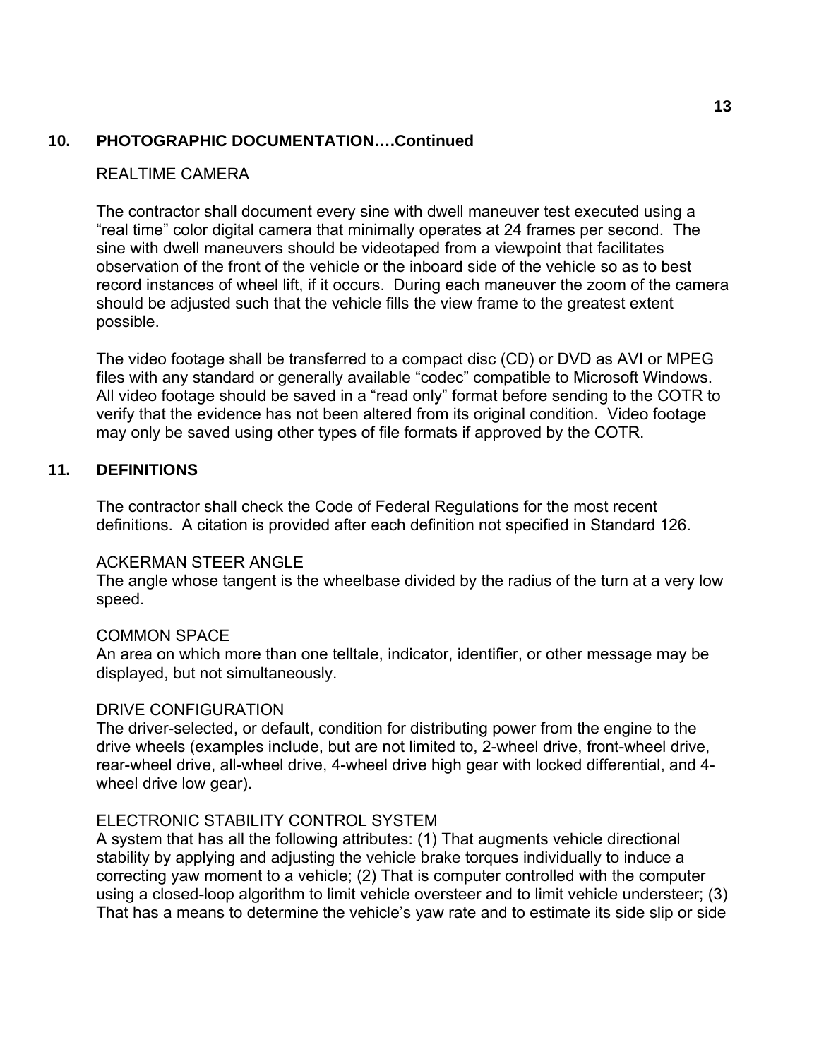## 10. PHOTOGRAPHIC DOCUMENTATION….Continued

REALTIME CAMERA

The contractor shall document every sine with dwell maneuver test executed using a "real time" color digital camera that minimally operates at 24 frames per second. The sine with dwell maneuvers should be videotaped from a viewpoint that facilitates observation of the front of the vehicle or the inboard side of the vehicle so as to best record instances of wheel lift, if it occurs. During each maneuver the zoom of the camera should be adjusted such that the vehicle fills the view frame to the greatest extent possible.

The video footage shall be transferred to a compact disc (CD) or DVD as AVI or MPEG files with any standard or generally available "codec" compatible to Microsoft Windows. All video footage should be saved in a "read only" format before sending to the COTR to verify that the evidence has not been altered from its original condition. Video footage may only be saved using other types of file formats if approved by the COTR.

## 11. DEFINITIONS

The contractor shall check the Code of Federal Regulations for the most recent definitions. A citation is provided after each definition not specified in Standard 126.

ACKERMAN STEER ANGLE
The angle whose tangent is the wheelbase divided by the radius of the turn at a very low speed.

COMMON SPACE
An area on which more than one telltale, indicator, identifier, or other message may be displayed, but not simultaneously.

DRIVE CONFIGURATION
The driver-selected, or default, condition for distributing power from the engine to the drive wheels (examples include, but are not limited to, 2-wheel drive, front-wheel drive, rear-wheel drive, all-wheel drive, 4-wheel drive high gear with locked differential, and 4-wheel drive low gear).

ELECTRONIC STABILITY CONTROL SYSTEM
A system that has all the following attributes: (1) That augments vehicle directional stability by applying and adjusting the vehicle brake torques individually to induce a correcting yaw moment to a vehicle; (2) That is computer controlled with the computer using a closed-loop algorithm to limit vehicle oversteer and to limit vehicle understeer; (3) That has a means to determine the vehicle's yaw rate and to estimate its side slip or side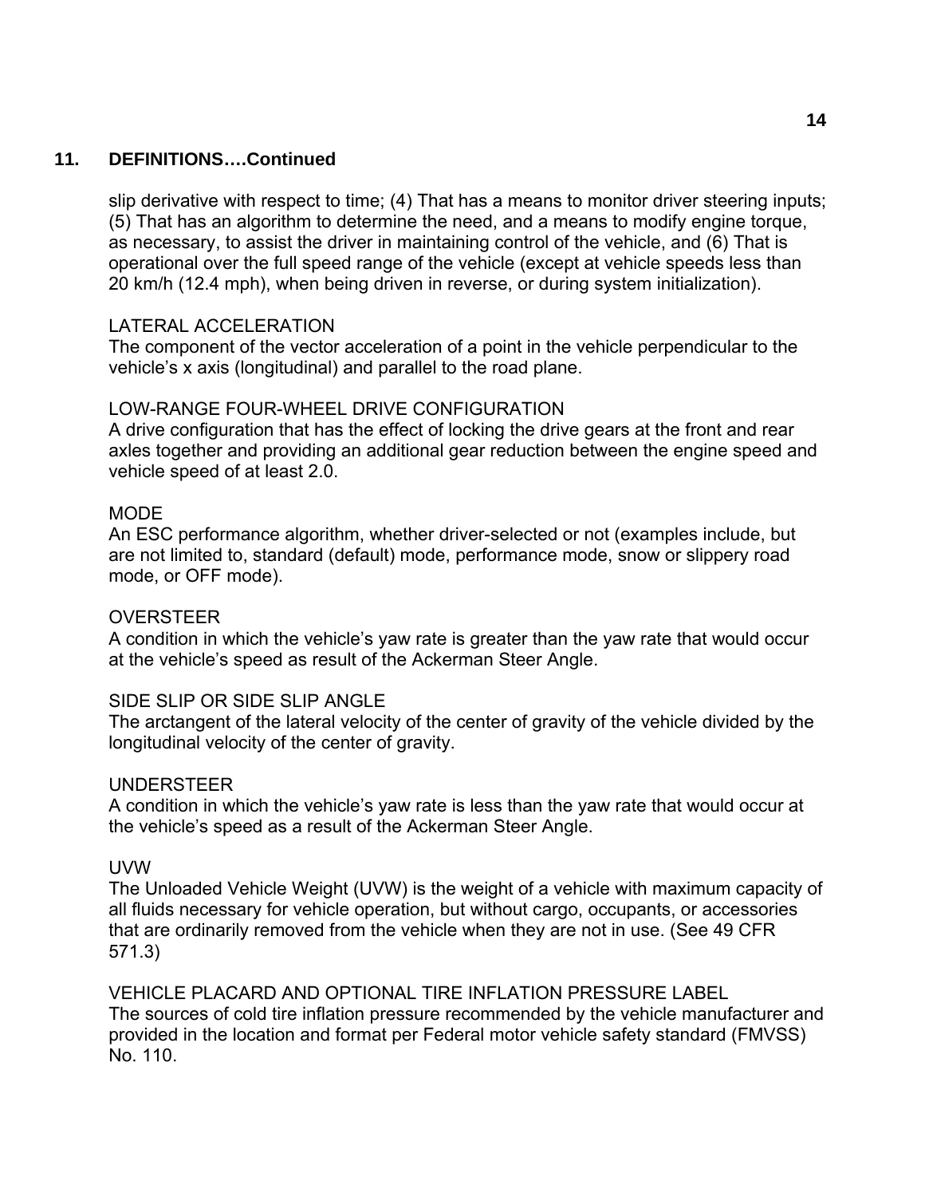## 11. DEFINITIONS….Continued

slip derivative with respect to time; (4) That has a means to monitor driver steering inputs; (5) That has an algorithm to determine the need, and a means to modify engine torque, as necessary, to assist the driver in maintaining control of the vehicle, and (6) That is operational over the full speed range of the vehicle (except at vehicle speeds less than 20 km/h (12.4 mph), when being driven in reverse, or during system initialization).

LATERAL ACCELERATION
The component of the vector acceleration of a point in the vehicle perpendicular to the vehicle's x axis (longitudinal) and parallel to the road plane.

LOW-RANGE FOUR-WHEEL DRIVE CONFIGURATION
A drive configuration that has the effect of locking the drive gears at the front and rear axles together and providing an additional gear reduction between the engine speed and vehicle speed of at least 2.0.

MODE
An ESC performance algorithm, whether driver-selected or not (examples include, but are not limited to, standard (default) mode, performance mode, snow or slippery road mode, or OFF mode).

OVERSTEER
A condition in which the vehicle's yaw rate is greater than the yaw rate that would occur at the vehicle's speed as result of the Ackerman Steer Angle.

SIDE SLIP OR SIDE SLIP ANGLE
The arctangent of the lateral velocity of the center of gravity of the vehicle divided by the longitudinal velocity of the center of gravity.

UNDERSTEER
A condition in which the vehicle's yaw rate is less than the yaw rate that would occur at the vehicle's speed as a result of the Ackerman Steer Angle.

UVW
The Unloaded Vehicle Weight (UVW) is the weight of a vehicle with maximum capacity of all fluids necessary for vehicle operation, but without cargo, occupants, or accessories that are ordinarily removed from the vehicle when they are not in use. (See 49 CFR 571.3)

VEHICLE PLACARD AND OPTIONAL TIRE INFLATION PRESSURE LABEL
The sources of cold tire inflation pressure recommended by the vehicle manufacturer and provided in the location and format per Federal motor vehicle safety standard (FMVSS) No. 110.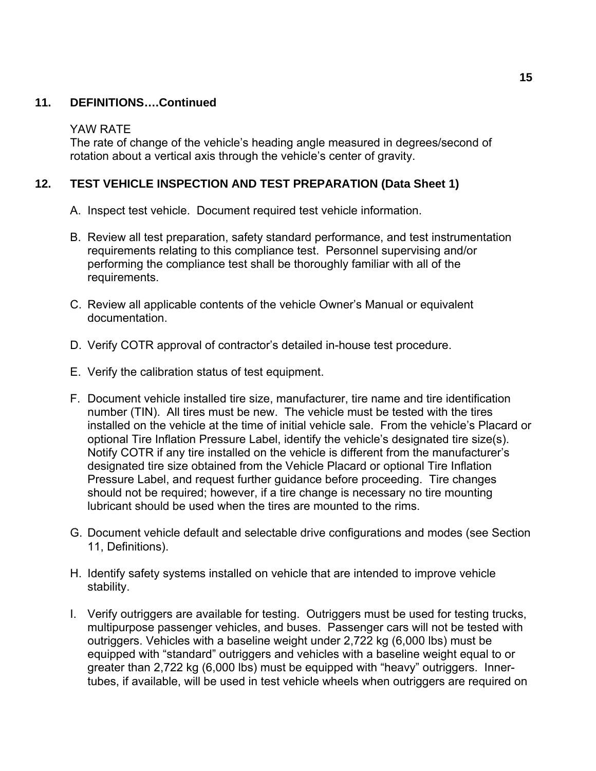## 11. DEFINITIONS….Continued

YAW RATE
The rate of change of the vehicle's heading angle measured in degrees/second of rotation about a vertical axis through the vehicle's center of gravity.

## 12. TEST VEHICLE INSPECTION AND TEST PREPARATION (Data Sheet 1)

A. Inspect test vehicle. Document required test vehicle information.

B. Review all test preparation, safety standard performance, and test instrumentation requirements relating to this compliance test. Personnel supervising and/or performing the compliance test shall be thoroughly familiar with all of the requirements.

C. Review all applicable contents of the vehicle Owner's Manual or equivalent documentation.

D. Verify COTR approval of contractor's detailed in-house test procedure.

E. Verify the calibration status of test equipment.

F. Document vehicle installed tire size, manufacturer, tire name and tire identification number (TIN). All tires must be new. The vehicle must be tested with the tires installed on the vehicle at the time of initial vehicle sale. From the vehicle's Placard or optional Tire Inflation Pressure Label, identify the vehicle's designated tire size(s). Notify COTR if any tire installed on the vehicle is different from the manufacturer's designated tire size obtained from the Vehicle Placard or optional Tire Inflation Pressure Label, and request further guidance before proceeding. Tire changes should not be required; however, if a tire change is necessary no tire mounting lubricant should be used when the tires are mounted to the rims.

G. Document vehicle default and selectable drive configurations and modes (see Section 11, Definitions).

H. Identify safety systems installed on vehicle that are intended to improve vehicle stability.

I. Verify outriggers are available for testing. Outriggers must be used for testing trucks, multipurpose passenger vehicles, and buses. Passenger cars will not be tested with outriggers. Vehicles with a baseline weight under 2,722 kg (6,000 lbs) must be equipped with "standard" outriggers and vehicles with a baseline weight equal to or greater than 2,722 kg (6,000 lbs) must be equipped with "heavy" outriggers. Inner-tubes, if available, will be used in test vehicle wheels when outriggers are required on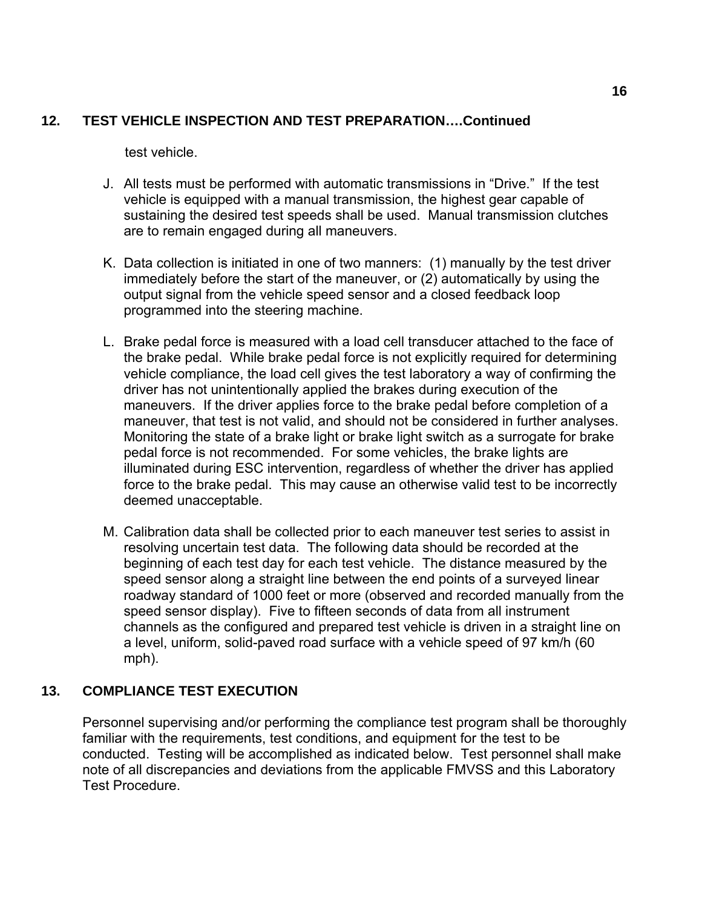## 12. TEST VEHICLE INSPECTION AND TEST PREPARATION….Continued

test vehicle.

J. All tests must be performed with automatic transmissions in "Drive." If the test vehicle is equipped with a manual transmission, the highest gear capable of sustaining the desired test speeds shall be used. Manual transmission clutches are to remain engaged during all maneuvers.

K. Data collection is initiated in one of two manners: (1) manually by the test driver immediately before the start of the maneuver, or (2) automatically by using the output signal from the vehicle speed sensor and a closed feedback loop programmed into the steering machine.

L. Brake pedal force is measured with a load cell transducer attached to the face of the brake pedal. While brake pedal force is not explicitly required for determining vehicle compliance, the load cell gives the test laboratory a way of confirming the driver has not unintentionally applied the brakes during execution of the maneuvers. If the driver applies force to the brake pedal before completion of a maneuver, that test is not valid, and should not be considered in further analyses. Monitoring the state of a brake light or brake light switch as a surrogate for brake pedal force is not recommended. For some vehicles, the brake lights are illuminated during ESC intervention, regardless of whether the driver has applied force to the brake pedal. This may cause an otherwise valid test to be incorrectly deemed unacceptable.

M. Calibration data shall be collected prior to each maneuver test series to assist in resolving uncertain test data. The following data should be recorded at the beginning of each test day for each test vehicle. The distance measured by the speed sensor along a straight line between the end points of a surveyed linear roadway standard of 1000 feet or more (observed and recorded manually from the speed sensor display). Five to fifteen seconds of data from all instrument channels as the configured and prepared test vehicle is driven in a straight line on a level, uniform, solid-paved road surface with a vehicle speed of 97 km/h (60 mph).

## 13. COMPLIANCE TEST EXECUTION

Personnel supervising and/or performing the compliance test program shall be thoroughly familiar with the requirements, test conditions, and equipment for the test to be conducted. Testing will be accomplished as indicated below. Test personnel shall make note of all discrepancies and deviations from the applicable FMVSS and this Laboratory Test Procedure.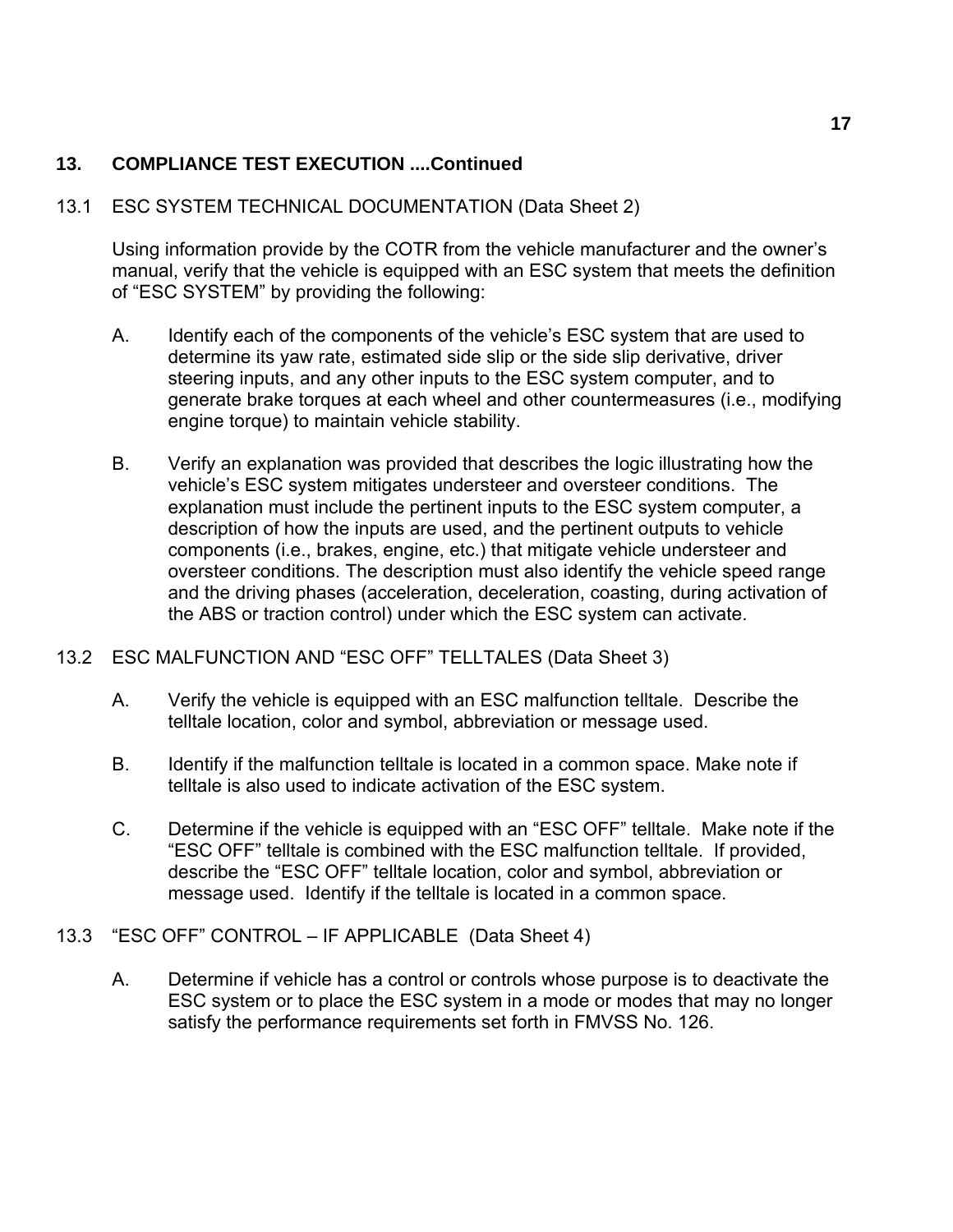## 13. COMPLIANCE TEST EXECUTION ....Continued

### 13.1 ESC SYSTEM TECHNICAL DOCUMENTATION (Data Sheet 2)

Using information provide by the COTR from the vehicle manufacturer and the owner's manual, verify that the vehicle is equipped with an ESC system that meets the definition of "ESC SYSTEM" by providing the following:

A. Identify each of the components of the vehicle's ESC system that are used to determine its yaw rate, estimated side slip or the side slip derivative, driver steering inputs, and any other inputs to the ESC system computer, and to generate brake torques at each wheel and other countermeasures (i.e., modifying engine torque) to maintain vehicle stability.

B. Verify an explanation was provided that describes the logic illustrating how the vehicle's ESC system mitigates understeer and oversteer conditions. The explanation must include the pertinent inputs to the ESC system computer, a description of how the inputs are used, and the pertinent outputs to vehicle components (i.e., brakes, engine, etc.) that mitigate vehicle understeer and oversteer conditions. The description must also identify the vehicle speed range and the driving phases (acceleration, deceleration, coasting, during activation of the ABS or traction control) under which the ESC system can activate.

### 13.2 ESC MALFUNCTION AND "ESC OFF" TELLTALES (Data Sheet 3)

A. Verify the vehicle is equipped with an ESC malfunction telltale. Describe the telltale location, color and symbol, abbreviation or message used.

B. Identify if the malfunction telltale is located in a common space. Make note if telltale is also used to indicate activation of the ESC system.

C. Determine if the vehicle is equipped with an "ESC OFF" telltale. Make note if the "ESC OFF" telltale is combined with the ESC malfunction telltale. If provided, describe the "ESC OFF" telltale location, color and symbol, abbreviation or message used. Identify if the telltale is located in a common space.

### 13.3 "ESC OFF" CONTROL – IF APPLICABLE (Data Sheet 4)

A. Determine if vehicle has a control or controls whose purpose is to deactivate the ESC system or to place the ESC system in a mode or modes that may no longer satisfy the performance requirements set forth in FMVSS No. 126.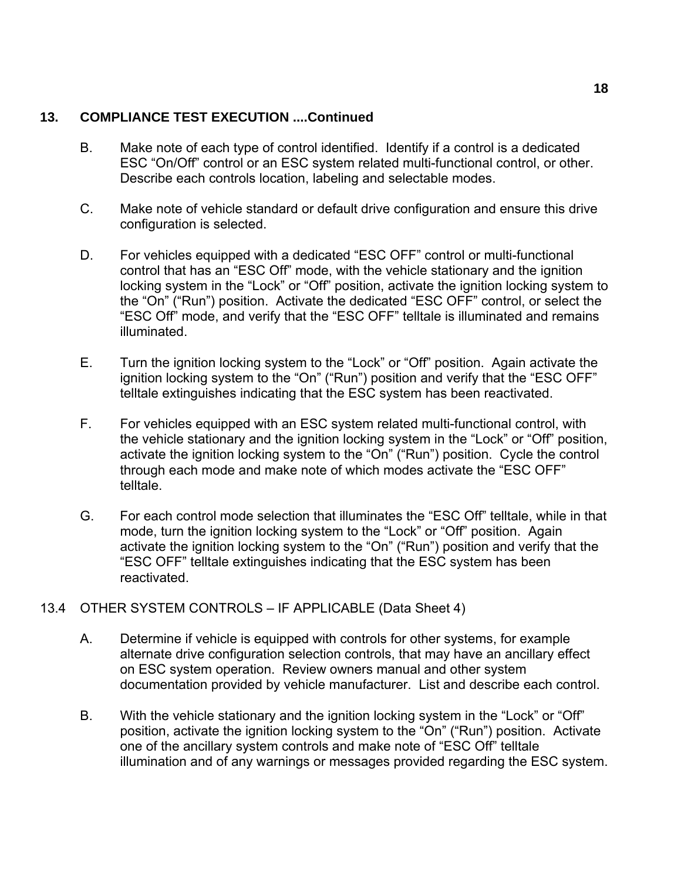## 13. COMPLIANCE TEST EXECUTION ....Continued

B. Make note of each type of control identified. Identify if a control is a dedicated ESC “On/Off” control or an ESC system related multi-functional control, or other. Describe each controls location, labeling and selectable modes.

C. Make note of vehicle standard or default drive configuration and ensure this drive configuration is selected.

D. For vehicles equipped with a dedicated “ESC OFF” control or multi-functional control that has an “ESC Off” mode, with the vehicle stationary and the ignition locking system in the “Lock” or “Off” position, activate the ignition locking system to the “On” (“Run”) position. Activate the dedicated “ESC OFF” control, or select the “ESC Off” mode, and verify that the “ESC OFF” telltale is illuminated and remains illuminated.

E. Turn the ignition locking system to the “Lock” or “Off” position. Again activate the ignition locking system to the “On” (“Run”) position and verify that the “ESC OFF” telltale extinguishes indicating that the ESC system has been reactivated.

F. For vehicles equipped with an ESC system related multi-functional control, with the vehicle stationary and the ignition locking system in the “Lock” or “Off” position, activate the ignition locking system to the “On” (“Run”) position. Cycle the control through each mode and make note of which modes activate the “ESC OFF” telltale.

G. For each control mode selection that illuminates the “ESC Off” telltale, while in that mode, turn the ignition locking system to the “Lock” or “Off” position. Again activate the ignition locking system to the “On” (“Run”) position and verify that the “ESC OFF” telltale extinguishes indicating that the ESC system has been reactivated.

### 13.4 OTHER SYSTEM CONTROLS – IF APPLICABLE (Data Sheet 4)

A. Determine if vehicle is equipped with controls for other systems, for example alternate drive configuration selection controls, that may have an ancillary effect on ESC system operation. Review owners manual and other system documentation provided by vehicle manufacturer. List and describe each control.

B. With the vehicle stationary and the ignition locking system in the “Lock” or “Off” position, activate the ignition locking system to the “On” (“Run”) position. Activate one of the ancillary system controls and make note of “ESC Off” telltale illumination and of any warnings or messages provided regarding the ESC system.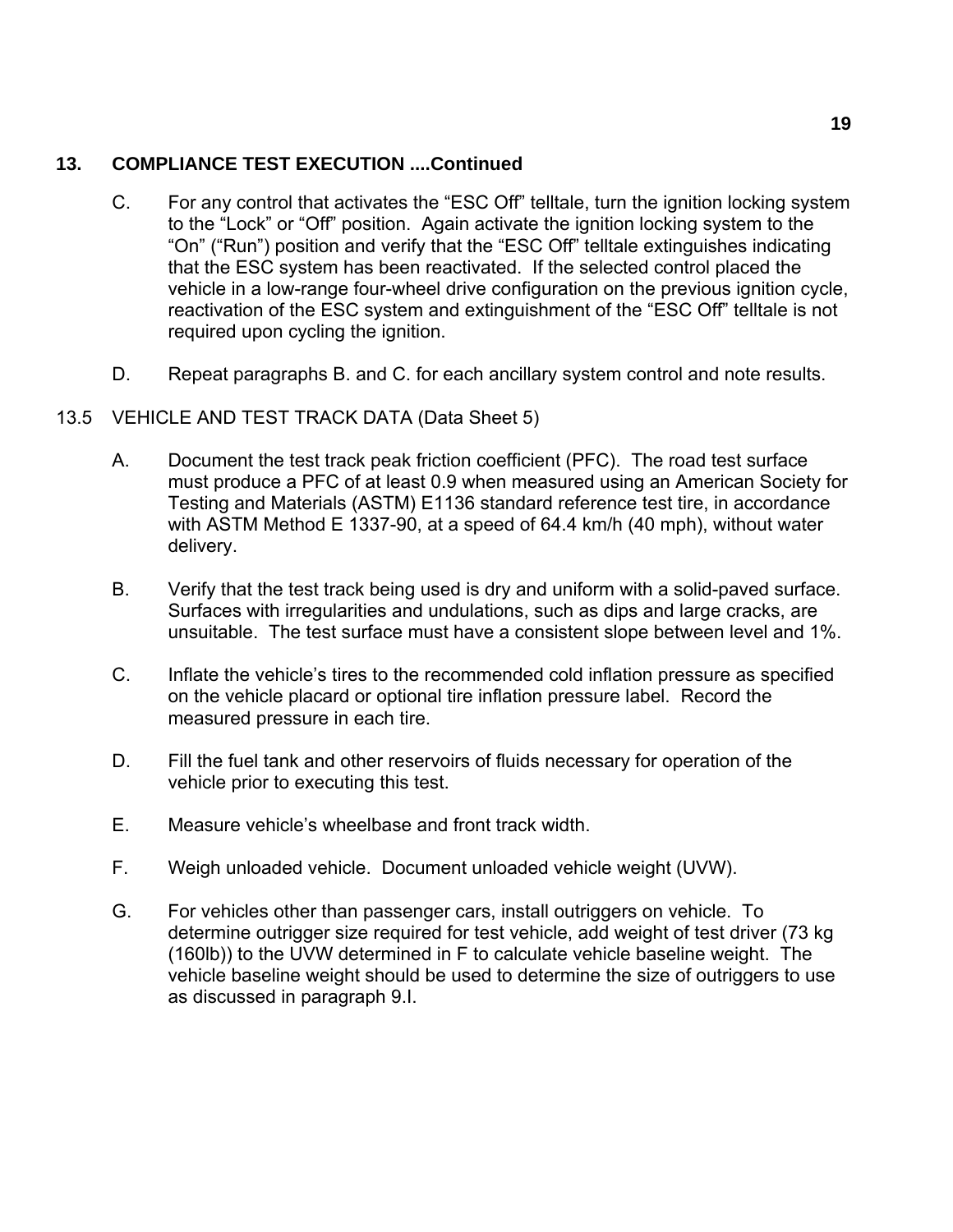## 13. COMPLIANCE TEST EXECUTION ....Continued

C. For any control that activates the “ESC Off” telltale, turn the ignition locking system to the “Lock” or “Off” position. Again activate the ignition locking system to the “On” (“Run”) position and verify that the “ESC Off” telltale extinguishes indicating that the ESC system has been reactivated. If the selected control placed the vehicle in a low-range four-wheel drive configuration on the previous ignition cycle, reactivation of the ESC system and extinguishment of the “ESC Off” telltale is not required upon cycling the ignition.

D. Repeat paragraphs B. and C. for each ancillary system control and note results.

13.5 VEHICLE AND TEST TRACK DATA (Data Sheet 5)

A. Document the test track peak friction coefficient (PFC). The road test surface must produce a PFC of at least 0.9 when measured using an American Society for Testing and Materials (ASTM) E1136 standard reference test tire, in accordance with ASTM Method E 1337-90, at a speed of 64.4 km/h (40 mph), without water delivery.

B. Verify that the test track being used is dry and uniform with a solid-paved surface. Surfaces with irregularities and undulations, such as dips and large cracks, are unsuitable. The test surface must have a consistent slope between level and 1%.

C. Inflate the vehicle’s tires to the recommended cold inflation pressure as specified on the vehicle placard or optional tire inflation pressure label. Record the measured pressure in each tire.

D. Fill the fuel tank and other reservoirs of fluids necessary for operation of the vehicle prior to executing this test.

E. Measure vehicle’s wheelbase and front track width.

F. Weigh unloaded vehicle. Document unloaded vehicle weight (UVW).

G. For vehicles other than passenger cars, install outriggers on vehicle. To determine outrigger size required for test vehicle, add weight of test driver (73 kg (160lb)) to the UVW determined in F to calculate vehicle baseline weight. The vehicle baseline weight should be used to determine the size of outriggers to use as discussed in paragraph 9.I.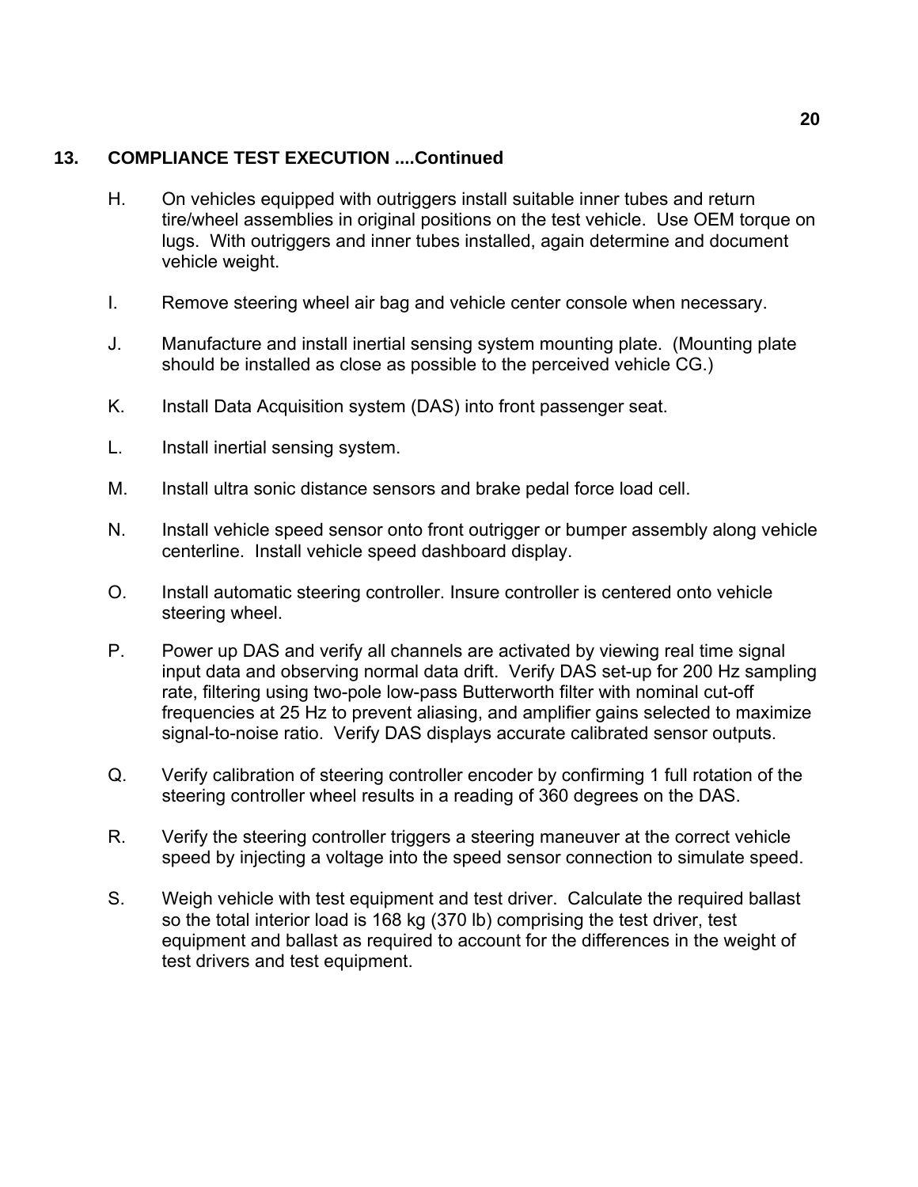## 13. COMPLIANCE TEST EXECUTION ....Continued

H. On vehicles equipped with outriggers install suitable inner tubes and return tire/wheel assemblies in original positions on the test vehicle. Use OEM torque on lugs. With outriggers and inner tubes installed, again determine and document vehicle weight.

I. Remove steering wheel air bag and vehicle center console when necessary.

J. Manufacture and install inertial sensing system mounting plate. (Mounting plate should be installed as close as possible to the perceived vehicle CG.)

K. Install Data Acquisition system (DAS) into front passenger seat.

L. Install inertial sensing system.

M. Install ultra sonic distance sensors and brake pedal force load cell.

N. Install vehicle speed sensor onto front outrigger or bumper assembly along vehicle centerline. Install vehicle speed dashboard display.

O. Install automatic steering controller. Insure controller is centered onto vehicle steering wheel.

P. Power up DAS and verify all channels are activated by viewing real time signal input data and observing normal data drift. Verify DAS set-up for 200 Hz sampling rate, filtering using two-pole low-pass Butterworth filter with nominal cut-off frequencies at 25 Hz to prevent aliasing, and amplifier gains selected to maximize signal-to-noise ratio. Verify DAS displays accurate calibrated sensor outputs.

Q. Verify calibration of steering controller encoder by confirming 1 full rotation of the steering controller wheel results in a reading of 360 degrees on the DAS.

R. Verify the steering controller triggers a steering maneuver at the correct vehicle speed by injecting a voltage into the speed sensor connection to simulate speed.

S. Weigh vehicle with test equipment and test driver. Calculate the required ballast so the total interior load is 168 kg (370 lb) comprising the test driver, test equipment and ballast as required to account for the differences in the weight of test drivers and test equipment.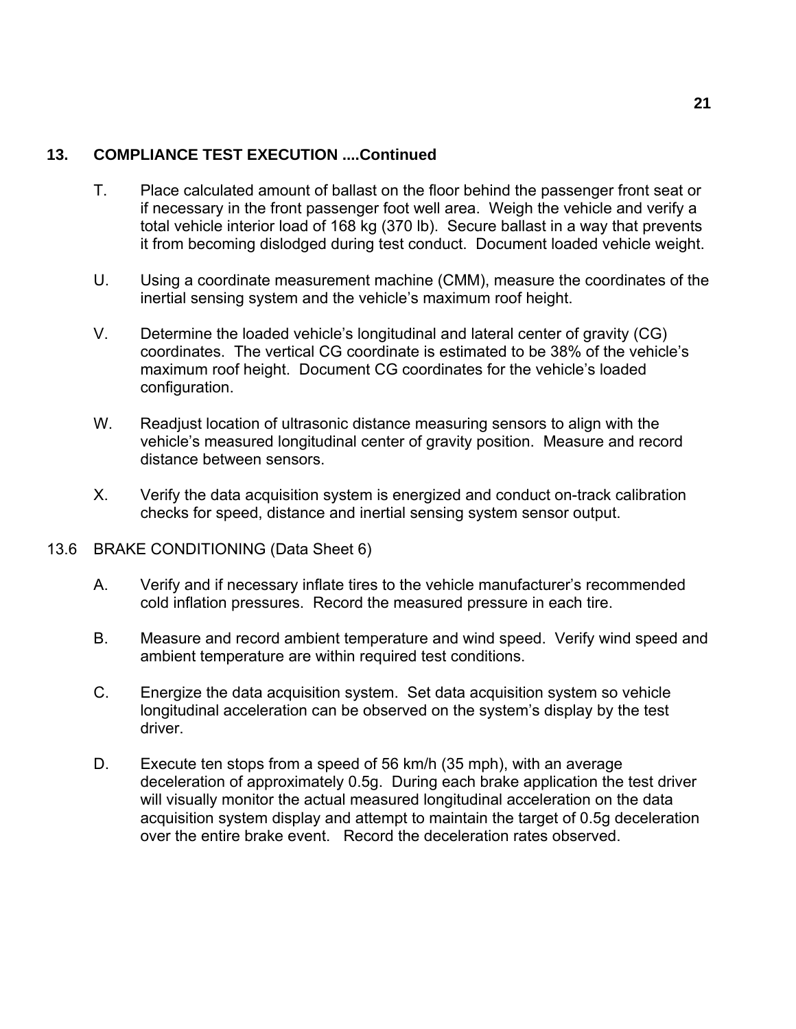## 13. COMPLIANCE TEST EXECUTION ....Continued

T. Place calculated amount of ballast on the floor behind the passenger front seat or if necessary in the front passenger foot well area. Weigh the vehicle and verify a total vehicle interior load of 168 kg (370 lb). Secure ballast in a way that prevents it from becoming dislodged during test conduct. Document loaded vehicle weight.

U. Using a coordinate measurement machine (CMM), measure the coordinates of the inertial sensing system and the vehicle's maximum roof height.

V. Determine the loaded vehicle's longitudinal and lateral center of gravity (CG) coordinates. The vertical CG coordinate is estimated to be 38% of the vehicle's maximum roof height. Document CG coordinates for the vehicle's loaded configuration.

W. Readjust location of ultrasonic distance measuring sensors to align with the vehicle's measured longitudinal center of gravity position. Measure and record distance between sensors.

X. Verify the data acquisition system is energized and conduct on-track calibration checks for speed, distance and inertial sensing system sensor output.

### 13.6 BRAKE CONDITIONING (Data Sheet 6)

A. Verify and if necessary inflate tires to the vehicle manufacturer's recommended cold inflation pressures. Record the measured pressure in each tire.

B. Measure and record ambient temperature and wind speed. Verify wind speed and ambient temperature are within required test conditions.

C. Energize the data acquisition system. Set data acquisition system so vehicle longitudinal acceleration can be observed on the system's display by the test driver.

D. Execute ten stops from a speed of 56 km/h (35 mph), with an average deceleration of approximately 0.5g. During each brake application the test driver will visually monitor the actual measured longitudinal acceleration on the data acquisition system display and attempt to maintain the target of 0.5g deceleration over the entire brake event. Record the deceleration rates observed.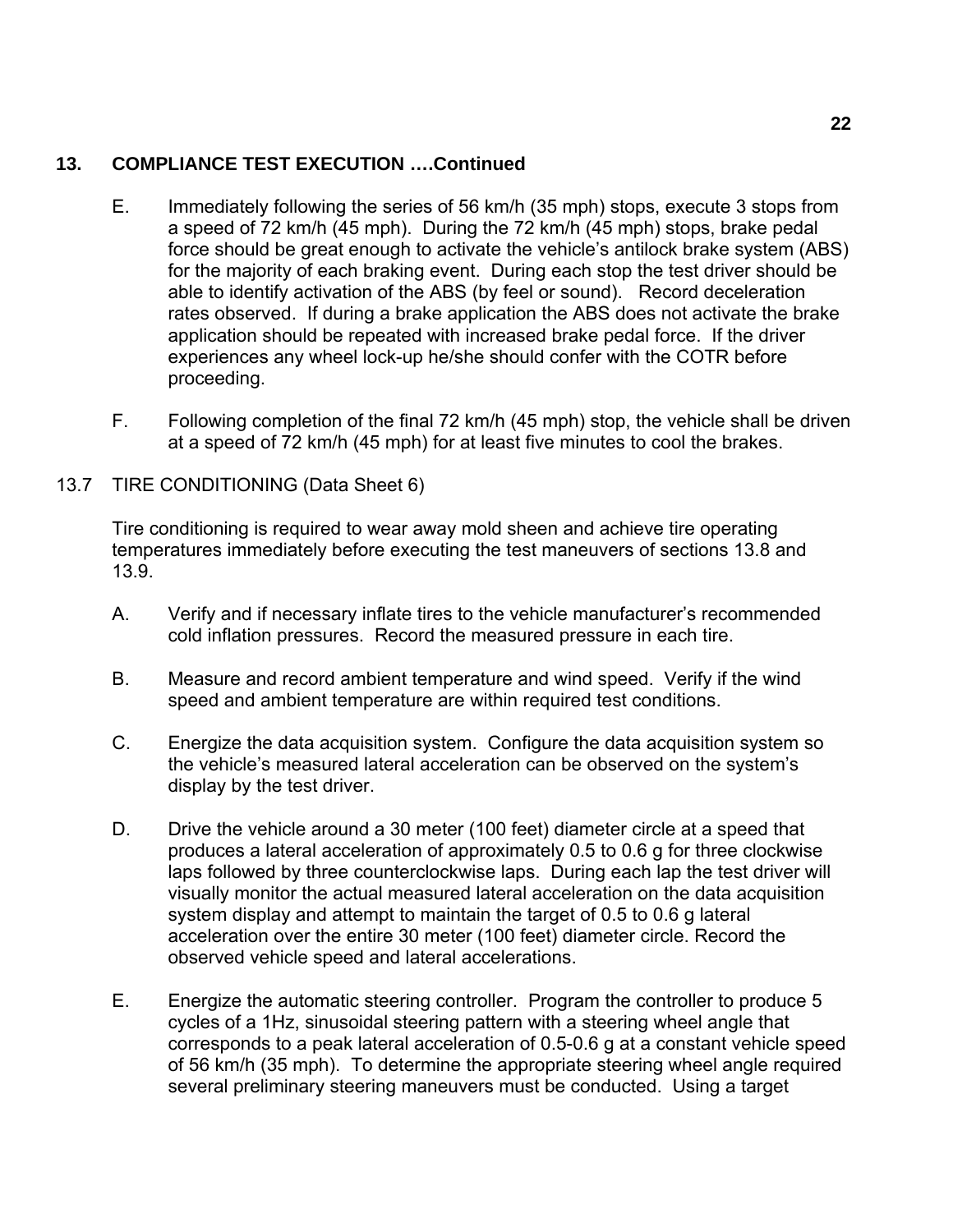## 13. COMPLIANCE TEST EXECUTION ….Continued

E. Immediately following the series of 56 km/h (35 mph) stops, execute 3 stops from a speed of 72 km/h (45 mph). During the 72 km/h (45 mph) stops, brake pedal force should be great enough to activate the vehicle's antilock brake system (ABS) for the majority of each braking event. During each stop the test driver should be able to identify activation of the ABS (by feel or sound). Record deceleration rates observed. If during a brake application the ABS does not activate the brake application should be repeated with increased brake pedal force. If the driver experiences any wheel lock-up he/she should confer with the COTR before proceeding.

F. Following completion of the final 72 km/h (45 mph) stop, the vehicle shall be driven at a speed of 72 km/h (45 mph) for at least five minutes to cool the brakes.

### 13.7 TIRE CONDITIONING (Data Sheet 6)

Tire conditioning is required to wear away mold sheen and achieve tire operating temperatures immediately before executing the test maneuvers of sections 13.8 and 13.9.

A. Verify and if necessary inflate tires to the vehicle manufacturer's recommended cold inflation pressures. Record the measured pressure in each tire.

B. Measure and record ambient temperature and wind speed. Verify if the wind speed and ambient temperature are within required test conditions.

C. Energize the data acquisition system. Configure the data acquisition system so the vehicle's measured lateral acceleration can be observed on the system's display by the test driver.

D. Drive the vehicle around a 30 meter (100 feet) diameter circle at a speed that produces a lateral acceleration of approximately 0.5 to 0.6 g for three clockwise laps followed by three counterclockwise laps. During each lap the test driver will visually monitor the actual measured lateral acceleration on the data acquisition system display and attempt to maintain the target of 0.5 to 0.6 g lateral acceleration over the entire 30 meter (100 feet) diameter circle. Record the observed vehicle speed and lateral accelerations.

E. Energize the automatic steering controller. Program the controller to produce 5 cycles of a 1Hz, sinusoidal steering pattern with a steering wheel angle that corresponds to a peak lateral acceleration of 0.5-0.6 g at a constant vehicle speed of 56 km/h (35 mph). To determine the appropriate steering wheel angle required several preliminary steering maneuvers must be conducted. Using a target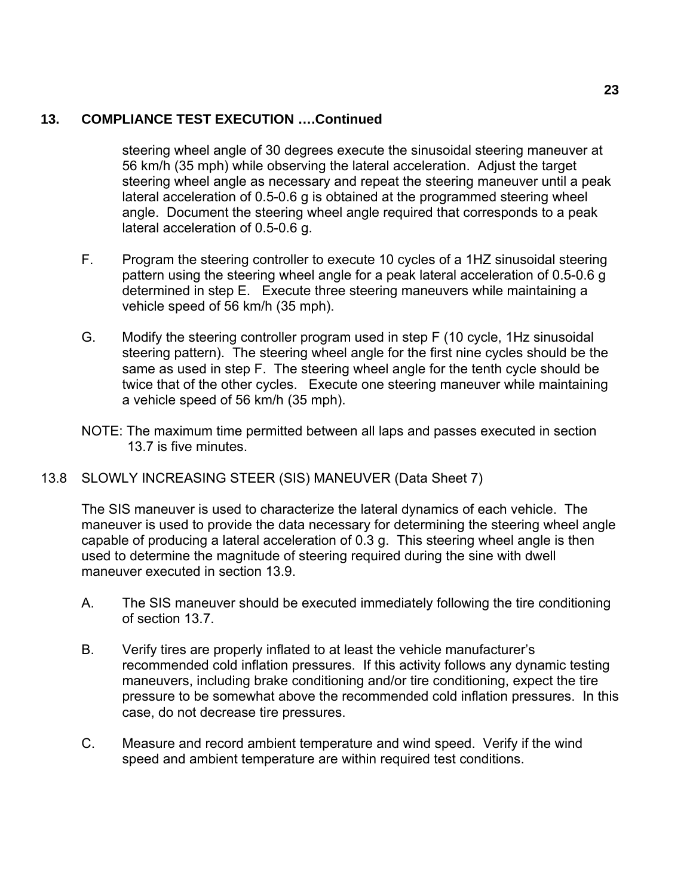## 13. COMPLIANCE TEST EXECUTION ….Continued

steering wheel angle of 30 degrees execute the sinusoidal steering maneuver at 56 km/h (35 mph) while observing the lateral acceleration. Adjust the target steering wheel angle as necessary and repeat the steering maneuver until a peak lateral acceleration of 0.5-0.6 g is obtained at the programmed steering wheel angle. Document the steering wheel angle required that corresponds to a peak lateral acceleration of 0.5-0.6 g.

F. Program the steering controller to execute 10 cycles of a 1HZ sinusoidal steering pattern using the steering wheel angle for a peak lateral acceleration of 0.5-0.6 g determined in step E. Execute three steering maneuvers while maintaining a vehicle speed of 56 km/h (35 mph).

G. Modify the steering controller program used in step F (10 cycle, 1Hz sinusoidal steering pattern). The steering wheel angle for the first nine cycles should be the same as used in step F. The steering wheel angle for the tenth cycle should be twice that of the other cycles. Execute one steering maneuver while maintaining a vehicle speed of 56 km/h (35 mph).

NOTE: The maximum time permitted between all laps and passes executed in section 13.7 is five minutes.

### 13.8 SLOWLY INCREASING STEER (SIS) MANEUVER (Data Sheet 7)

The SIS maneuver is used to characterize the lateral dynamics of each vehicle. The maneuver is used to provide the data necessary for determining the steering wheel angle capable of producing a lateral acceleration of 0.3 g. This steering wheel angle is then used to determine the magnitude of steering required during the sine with dwell maneuver executed in section 13.9.

A. The SIS maneuver should be executed immediately following the tire conditioning of section 13.7.

B. Verify tires are properly inflated to at least the vehicle manufacturer's recommended cold inflation pressures. If this activity follows any dynamic testing maneuvers, including brake conditioning and/or tire conditioning, expect the tire pressure to be somewhat above the recommended cold inflation pressures. In this case, do not decrease tire pressures.

C. Measure and record ambient temperature and wind speed. Verify if the wind speed and ambient temperature are within required test conditions.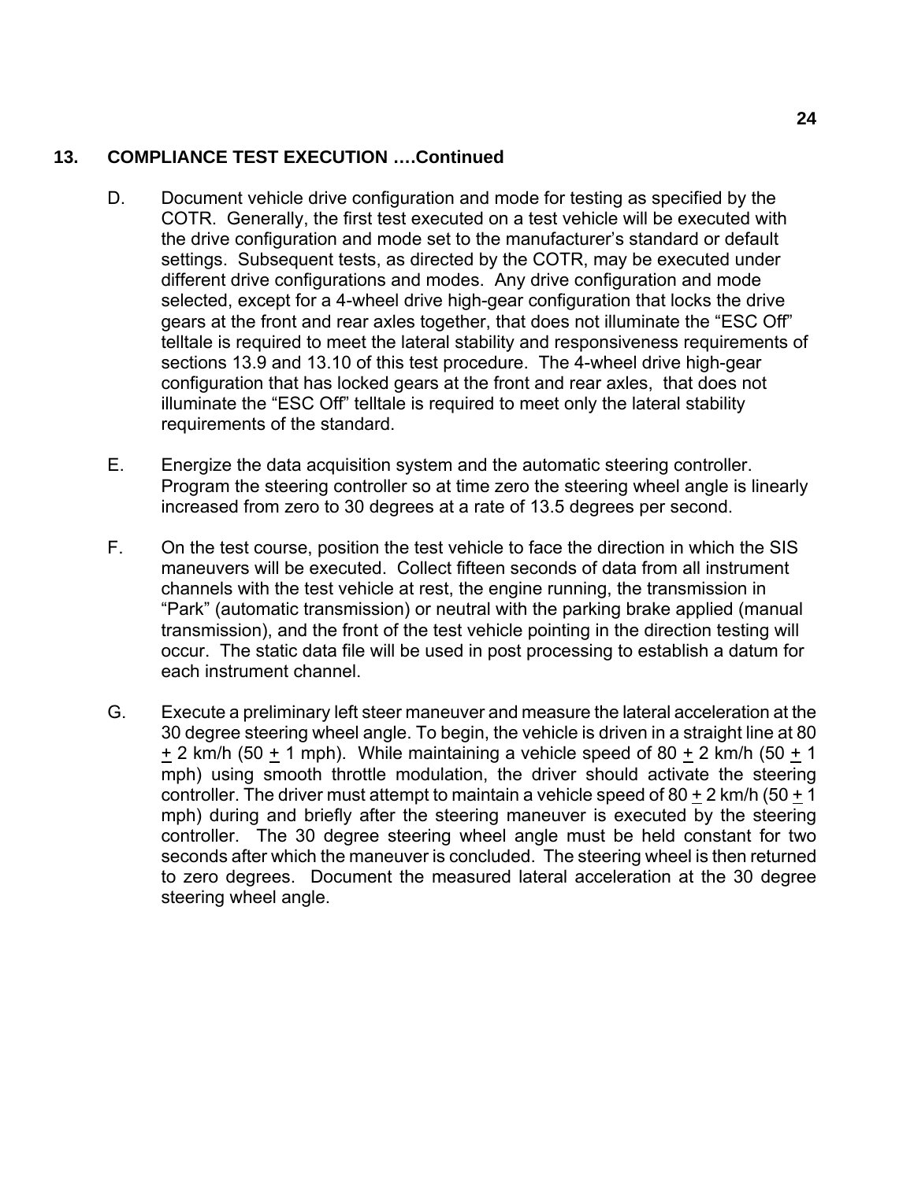## 13. COMPLIANCE TEST EXECUTION ….Continued

D. Document vehicle drive configuration and mode for testing as specified by the COTR. Generally, the first test executed on a test vehicle will be executed with the drive configuration and mode set to the manufacturer's standard or default settings. Subsequent tests, as directed by the COTR, may be executed under different drive configurations and modes. Any drive configuration and mode selected, except for a 4-wheel drive high-gear configuration that locks the drive gears at the front and rear axles together, that does not illuminate the "ESC Off" telltale is required to meet the lateral stability and responsiveness requirements of sections 13.9 and 13.10 of this test procedure. The 4-wheel drive high-gear configuration that has locked gears at the front and rear axles, that does not illuminate the "ESC Off" telltale is required to meet only the lateral stability requirements of the standard.

E. Energize the data acquisition system and the automatic steering controller. Program the steering controller so at time zero the steering wheel angle is linearly increased from zero to 30 degrees at a rate of 13.5 degrees per second.

F. On the test course, position the test vehicle to face the direction in which the SIS maneuvers will be executed. Collect fifteen seconds of data from all instrument channels with the test vehicle at rest, the engine running, the transmission in "Park" (automatic transmission) or neutral with the parking brake applied (manual transmission), and the front of the test vehicle pointing in the direction testing will occur. The static data file will be used in post processing to establish a datum for each instrument channel.

G. Execute a preliminary left steer maneuver and measure the lateral acceleration at the 30 degree steering wheel angle. To begin, the vehicle is driven in a straight line at 80 ± 2 km/h (50 ± 1 mph). While maintaining a vehicle speed of 80 ± 2 km/h (50 ± 1 mph) using smooth throttle modulation, the driver should activate the steering controller. The driver must attempt to maintain a vehicle speed of 80 ± 2 km/h (50 ± 1 mph) during and briefly after the steering maneuver is executed by the steering controller. The 30 degree steering wheel angle must be held constant for two seconds after which the maneuver is concluded. The steering wheel is then returned to zero degrees. Document the measured lateral acceleration at the 30 degree steering wheel angle.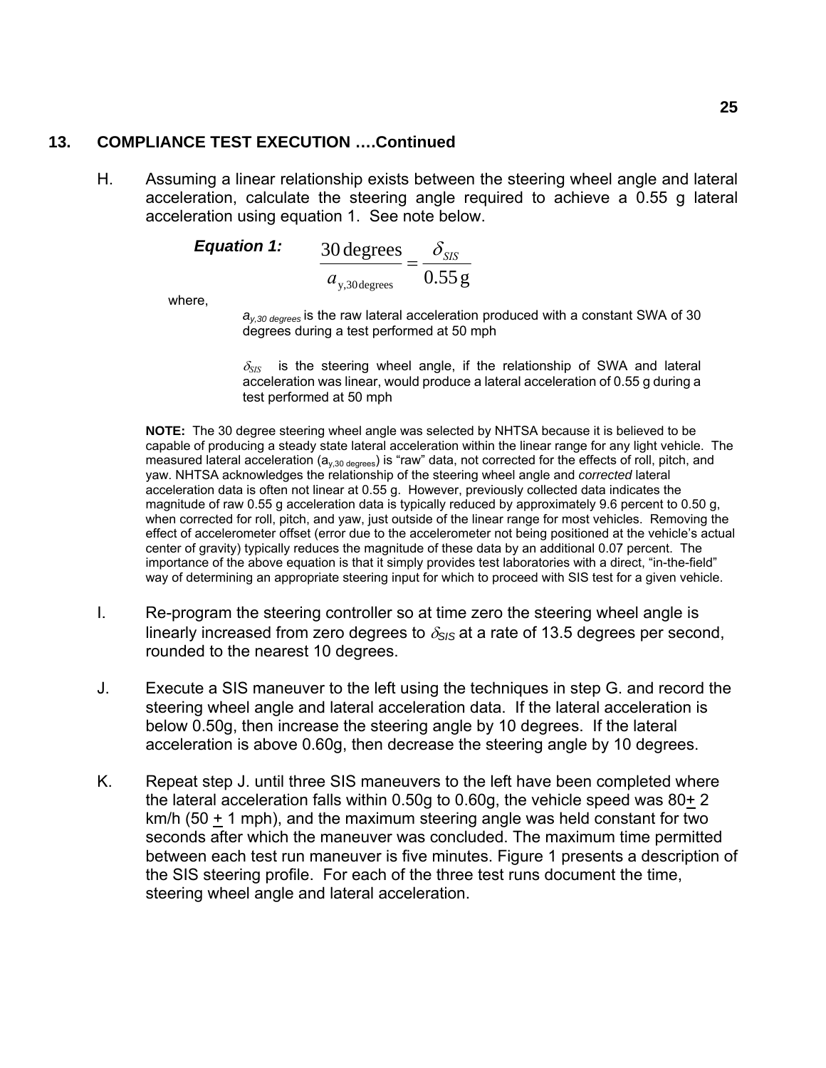## 13. COMPLIANCE TEST EXECUTION ….Continued

H. Assuming a linear relationship exists between the steering wheel angle and lateral acceleration, calculate the steering angle required to achieve a 0.55 g lateral acceleration using equation 1. See note below.

***Equation 1:***

$$\frac{30\,\text{degrees}}{a_{\text{y,30 degrees}}} = \frac{\delta_{SIS}}{0.55\,\text{g}}$$

where,

$a_{y,30\ degrees}$ is the raw lateral acceleration produced with a constant SWA of 30 degrees during a test performed at 50 mph

$\delta_{SIS}$ is the steering wheel angle, if the relationship of SWA and lateral acceleration was linear, would produce a lateral acceleration of 0.55 g during a test performed at 50 mph

**NOTE:** The 30 degree steering wheel angle was selected by NHTSA because it is believed to be capable of producing a steady state lateral acceleration within the linear range for any light vehicle. The measured lateral acceleration ($a_{y,30\ degrees}$) is "raw" data, not corrected for the effects of roll, pitch, and yaw. NHTSA acknowledges the relationship of the steering wheel angle and *corrected* lateral acceleration data is often not linear at 0.55 g. However, previously collected data indicates the magnitude of raw 0.55 g acceleration data is typically reduced by approximately 9.6 percent to 0.50 g, when corrected for roll, pitch, and yaw, just outside of the linear range for most vehicles. Removing the effect of accelerometer offset (error due to the accelerometer not being positioned at the vehicle's actual center of gravity) typically reduces the magnitude of these data by an additional 0.07 percent. The importance of the above equation is that it simply provides test laboratories with a direct, "in-the-field" way of determining an appropriate steering input for which to proceed with SIS test for a given vehicle.

I. Re-program the steering controller so at time zero the steering wheel angle is linearly increased from zero degrees to $\delta_{SIS}$ at a rate of 13.5 degrees per second, rounded to the nearest 10 degrees.

J. Execute a SIS maneuver to the left using the techniques in step G. and record the steering wheel angle and lateral acceleration data. If the lateral acceleration is below 0.50g, then increase the steering angle by 10 degrees. If the lateral acceleration is above 0.60g, then decrease the steering angle by 10 degrees.

K. Repeat step J. until three SIS maneuvers to the left have been completed where the lateral acceleration falls within 0.50g to 0.60g, the vehicle speed was 80± 2 km/h (50 ± 1 mph), and the maximum steering angle was held constant for two seconds after which the maneuver was concluded. The maximum time permitted between each test run maneuver is five minutes. Figure 1 presents a description of the SIS steering profile. For each of the three test runs document the time, steering wheel angle and lateral acceleration.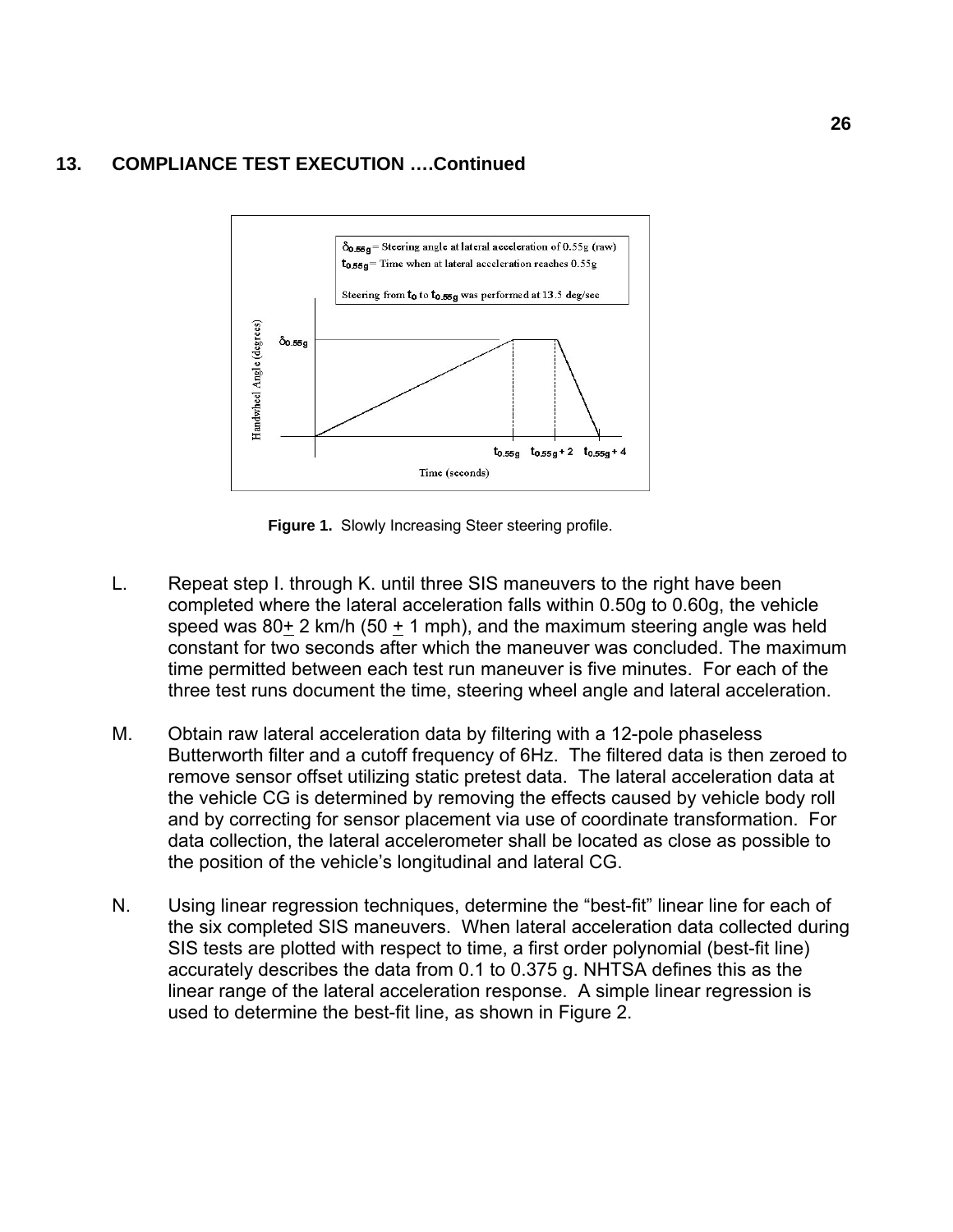## 13. COMPLIANCE TEST EXECUTION ….Continued

**Figure 1.** Slowly Increasing Steer steering profile.

L. Repeat step I. through K. until three SIS maneuvers to the right have been completed where the lateral acceleration falls within 0.50g to 0.60g, the vehicle speed was 80± 2 km/h (50 ± 1 mph), and the maximum steering angle was held constant for two seconds after which the maneuver was concluded. The maximum time permitted between each test run maneuver is five minutes. For each of the three test runs document the time, steering wheel angle and lateral acceleration.

M. Obtain raw lateral acceleration data by filtering with a 12-pole phaseless Butterworth filter and a cutoff frequency of 6Hz. The filtered data is then zeroed to remove sensor offset utilizing static pretest data. The lateral acceleration data at the vehicle CG is determined by removing the effects caused by vehicle body roll and by correcting for sensor placement via use of coordinate transformation. For data collection, the lateral accelerometer shall be located as close as possible to the position of the vehicle's longitudinal and lateral CG.

N. Using linear regression techniques, determine the "best-fit" linear line for each of the six completed SIS maneuvers. When lateral acceleration data collected during SIS tests are plotted with respect to time, a first order polynomial (best-fit line) accurately describes the data from 0.1 to 0.375 g. NHTSA defines this as the linear range of the lateral acceleration response. A simple linear regression is used to determine the best-fit line, as shown in Figure 2.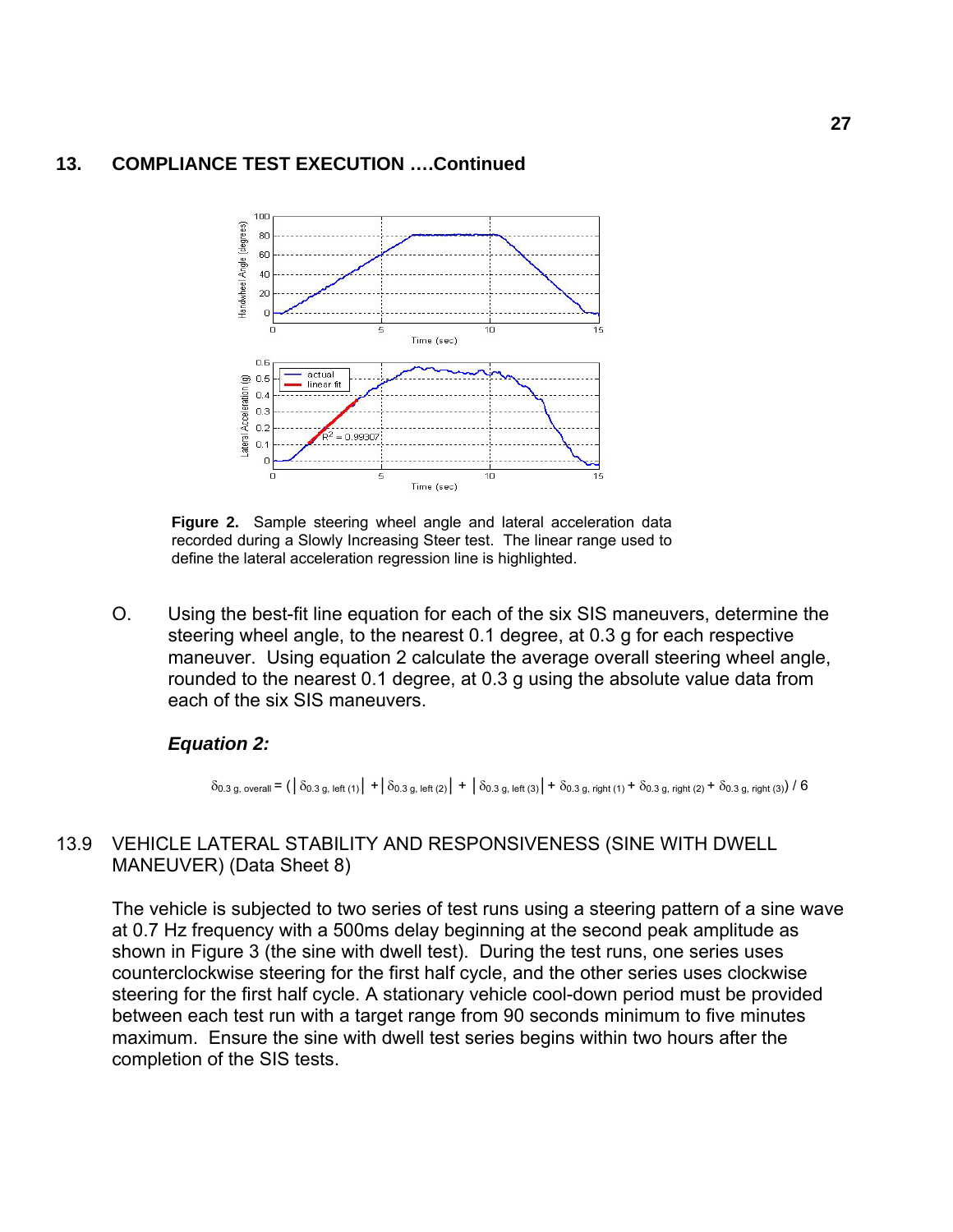## 13. COMPLIANCE TEST EXECUTION ….Continued

Figure 2. Sample steering wheel angle and lateral acceleration data recorded during a Slowly Increasing Steer test. The linear range used to define the lateral acceleration regression line is highlighted.

O. Using the best-fit line equation for each of the six SIS maneuvers, determine the steering wheel angle, to the nearest 0.1 degree, at 0.3 g for each respective maneuver. Using equation 2 calculate the average overall steering wheel angle, rounded to the nearest 0.1 degree, at 0.3 g using the absolute value data from each of the six SIS maneuvers.

***Equation 2:***

$$\delta_{0.3\text{ g, overall}} = (\left|\delta_{0.3\text{ g, left (1)}}\right| + \left|\delta_{0.3\text{ g, left (2)}}\right| + \left|\delta_{0.3\text{ g, left (3)}}\right| + \delta_{0.3\text{ g, right (1)}} + \delta_{0.3\text{ g, right (2)}} + \delta_{0.3\text{ g, right (3)}}) / 6$$

## 13.9 VEHICLE LATERAL STABILITY AND RESPONSIVENESS (SINE WITH DWELL MANEUVER) (Data Sheet 8)

The vehicle is subjected to two series of test runs using a steering pattern of a sine wave at 0.7 Hz frequency with a 500ms delay beginning at the second peak amplitude as shown in Figure 3 (the sine with dwell test). During the test runs, one series uses counterclockwise steering for the first half cycle, and the other series uses clockwise steering for the first half cycle. A stationary vehicle cool-down period must be provided between each test run with a target range from 90 seconds minimum to five minutes maximum. Ensure the sine with dwell test series begins within two hours after the completion of the SIS tests.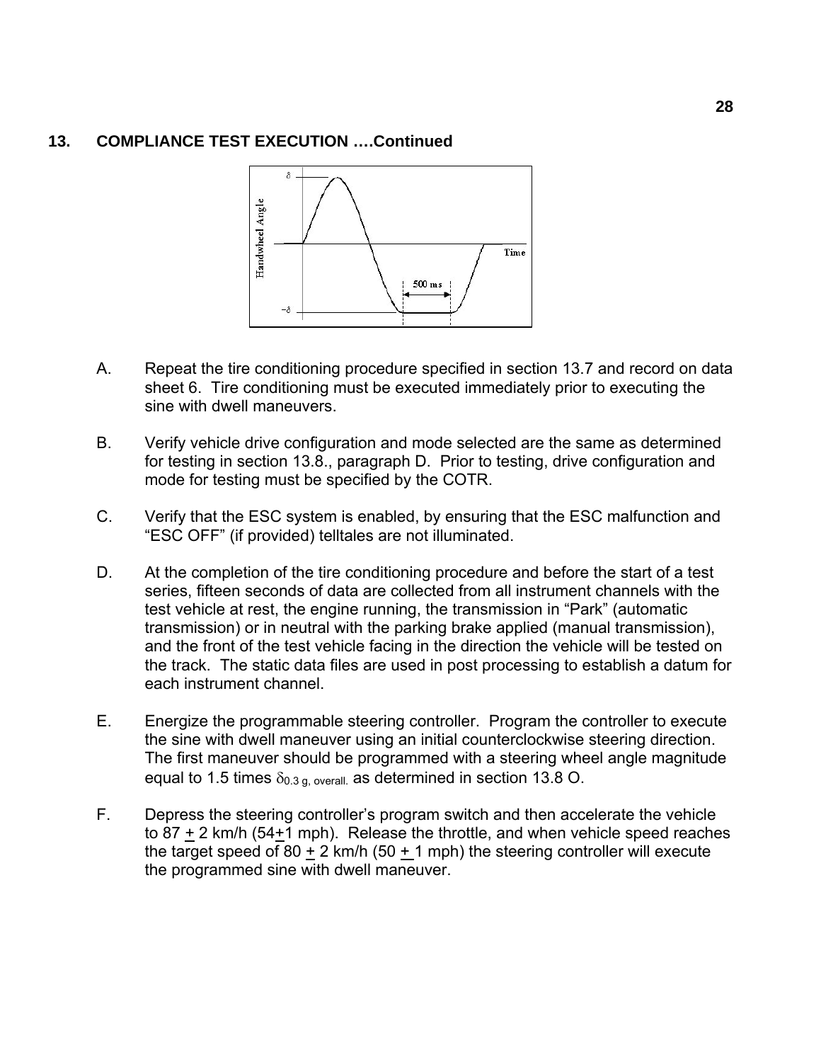## 13. COMPLIANCE TEST EXECUTION ….Continued

A. Repeat the tire conditioning procedure specified in section 13.7 and record on data sheet 6. Tire conditioning must be executed immediately prior to executing the sine with dwell maneuvers.

B. Verify vehicle drive configuration and mode selected are the same as determined for testing in section 13.8., paragraph D. Prior to testing, drive configuration and mode for testing must be specified by the COTR.

C. Verify that the ESC system is enabled, by ensuring that the ESC malfunction and "ESC OFF" (if provided) telltales are not illuminated.

D. At the completion of the tire conditioning procedure and before the start of a test series, fifteen seconds of data are collected from all instrument channels with the test vehicle at rest, the engine running, the transmission in "Park" (automatic transmission) or in neutral with the parking brake applied (manual transmission), and the front of the test vehicle facing in the direction the vehicle will be tested on the track. The static data files are used in post processing to establish a datum for each instrument channel.

E. Energize the programmable steering controller. Program the controller to execute the sine with dwell maneuver using an initial counterclockwise steering direction. The first maneuver should be programmed with a steering wheel angle magnitude equal to 1.5 times $\delta_{0.3\text{ g, overall.}}$ as determined in section 13.8 O.

F. Depress the steering controller's program switch and then accelerate the vehicle to 87 ± 2 km/h (54±1 mph). Release the throttle, and when vehicle speed reaches the target speed of 80 ± 2 km/h (50 ± 1 mph) the steering controller will execute the programmed sine with dwell maneuver.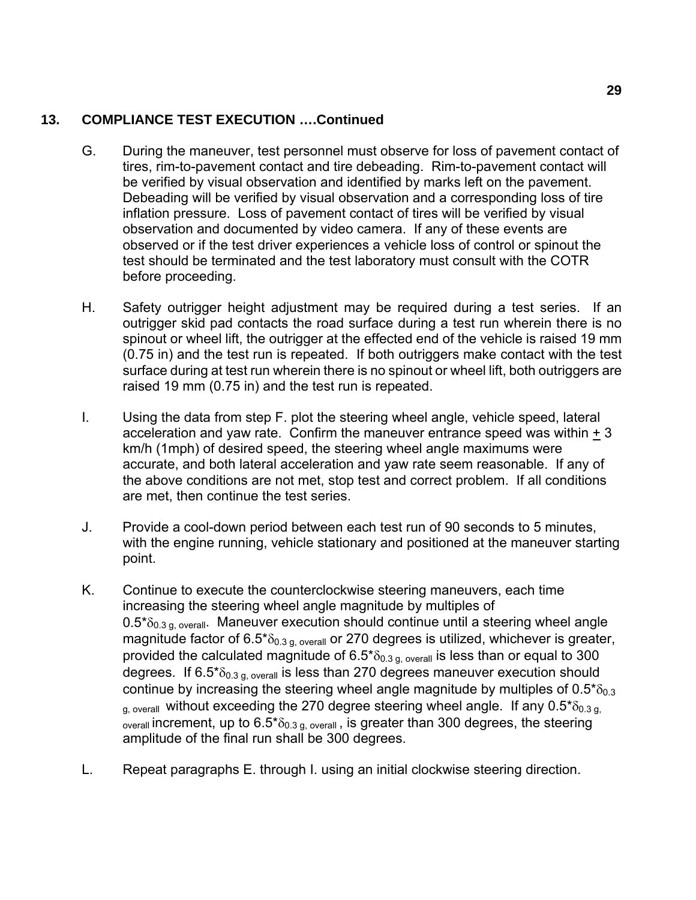## 13. COMPLIANCE TEST EXECUTION ….Continued

G. During the maneuver, test personnel must observe for loss of pavement contact of tires, rim-to-pavement contact and tire debeading. Rim-to-pavement contact will be verified by visual observation and identified by marks left on the pavement. Debeading will be verified by visual observation and a corresponding loss of tire inflation pressure. Loss of pavement contact of tires will be verified by visual observation and documented by video camera. If any of these events are observed or if the test driver experiences a vehicle loss of control or spinout the test should be terminated and the test laboratory must consult with the COTR before proceeding.

H. Safety outrigger height adjustment may be required during a test series. If an outrigger skid pad contacts the road surface during a test run wherein there is no spinout or wheel lift, the outrigger at the effected end of the vehicle is raised 19 mm (0.75 in) and the test run is repeated. If both outriggers make contact with the test surface during at test run wherein there is no spinout or wheel lift, both outriggers are raised 19 mm (0.75 in) and the test run is repeated.

I. Using the data from step F. plot the steering wheel angle, vehicle speed, lateral acceleration and yaw rate. Confirm the maneuver entrance speed was within $\pm$ 3 km/h (1mph) of desired speed, the steering wheel angle maximums were accurate, and both lateral acceleration and yaw rate seem reasonable. If any of the above conditions are not met, stop test and correct problem. If all conditions are met, then continue the test series.

J. Provide a cool-down period between each test run of 90 seconds to 5 minutes, with the engine running, vehicle stationary and positioned at the maneuver starting point.

K. Continue to execute the counterclockwise steering maneuvers, each time increasing the steering wheel angle magnitude by multiples of $0.5^*\delta_{0.3\ g,\ overall}$. Maneuver execution should continue until a steering wheel angle magnitude factor of $6.5^*\delta_{0.3\ g,\ overall}$ or 270 degrees is utilized, whichever is greater, provided the calculated magnitude of $6.5^*\delta_{0.3\ g,\ overall}$ is less than or equal to 300 degrees. If $6.5^*\delta_{0.3\ g,\ overall}$ is less than 270 degrees maneuver execution should continue by increasing the steering wheel angle magnitude by multiples of $0.5^*\delta_{0.3\ g,\ overall}$ without exceeding the 270 degree steering wheel angle. If any $0.5^*\delta_{0.3\ g,\ overall}$ increment, up to $6.5^*\delta_{0.3\ g,\ overall}$, is greater than 300 degrees, the steering amplitude of the final run shall be 300 degrees.

L. Repeat paragraphs E. through I. using an initial clockwise steering direction.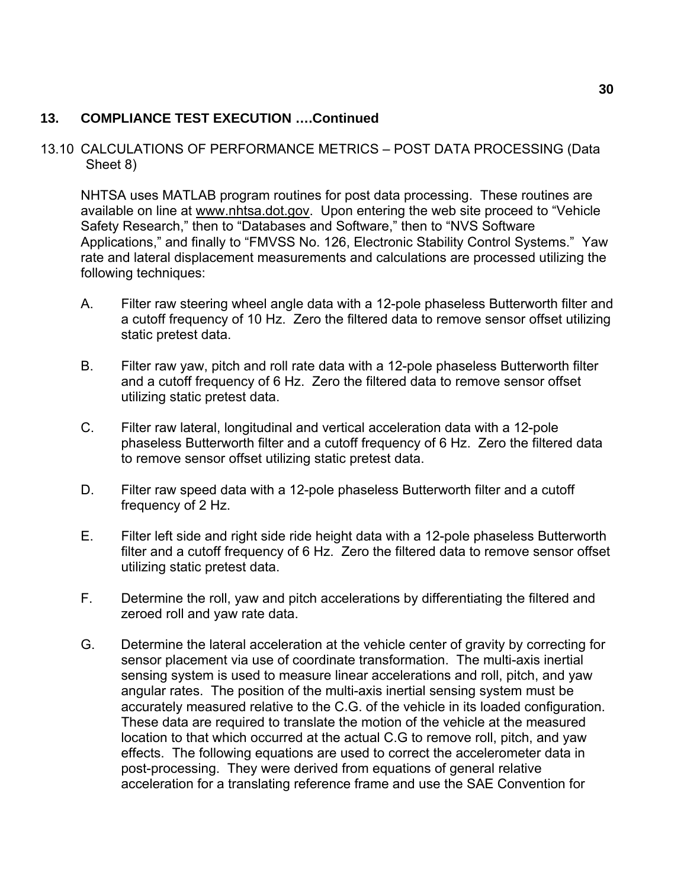## 13. COMPLIANCE TEST EXECUTION ….Continued

### 13.10 CALCULATIONS OF PERFORMANCE METRICS – POST DATA PROCESSING (Data Sheet 8)

NHTSA uses MATLAB program routines for post data processing. These routines are available on line at www.nhtsa.dot.gov. Upon entering the web site proceed to “Vehicle Safety Research,” then to “Databases and Software,” then to “NVS Software Applications,” and finally to “FMVSS No. 126, Electronic Stability Control Systems.” Yaw rate and lateral displacement measurements and calculations are processed utilizing the following techniques:

A. Filter raw steering wheel angle data with a 12-pole phaseless Butterworth filter and a cutoff frequency of 10 Hz. Zero the filtered data to remove sensor offset utilizing static pretest data.

B. Filter raw yaw, pitch and roll rate data with a 12-pole phaseless Butterworth filter and a cutoff frequency of 6 Hz. Zero the filtered data to remove sensor offset utilizing static pretest data.

C. Filter raw lateral, longitudinal and vertical acceleration data with a 12-pole phaseless Butterworth filter and a cutoff frequency of 6 Hz. Zero the filtered data to remove sensor offset utilizing static pretest data.

D. Filter raw speed data with a 12-pole phaseless Butterworth filter and a cutoff frequency of 2 Hz.

E. Filter left side and right side ride height data with a 12-pole phaseless Butterworth filter and a cutoff frequency of 6 Hz. Zero the filtered data to remove sensor offset utilizing static pretest data.

F. Determine the roll, yaw and pitch accelerations by differentiating the filtered and zeroed roll and yaw rate data.

G. Determine the lateral acceleration at the vehicle center of gravity by correcting for sensor placement via use of coordinate transformation. The multi-axis inertial sensing system is used to measure linear accelerations and roll, pitch, and yaw angular rates. The position of the multi-axis inertial sensing system must be accurately measured relative to the C.G. of the vehicle in its loaded configuration. These data are required to translate the motion of the vehicle at the measured location to that which occurred at the actual C.G to remove roll, pitch, and yaw effects. The following equations are used to correct the accelerometer data in post-processing. They were derived from equations of general relative acceleration for a translating reference frame and use the SAE Convention for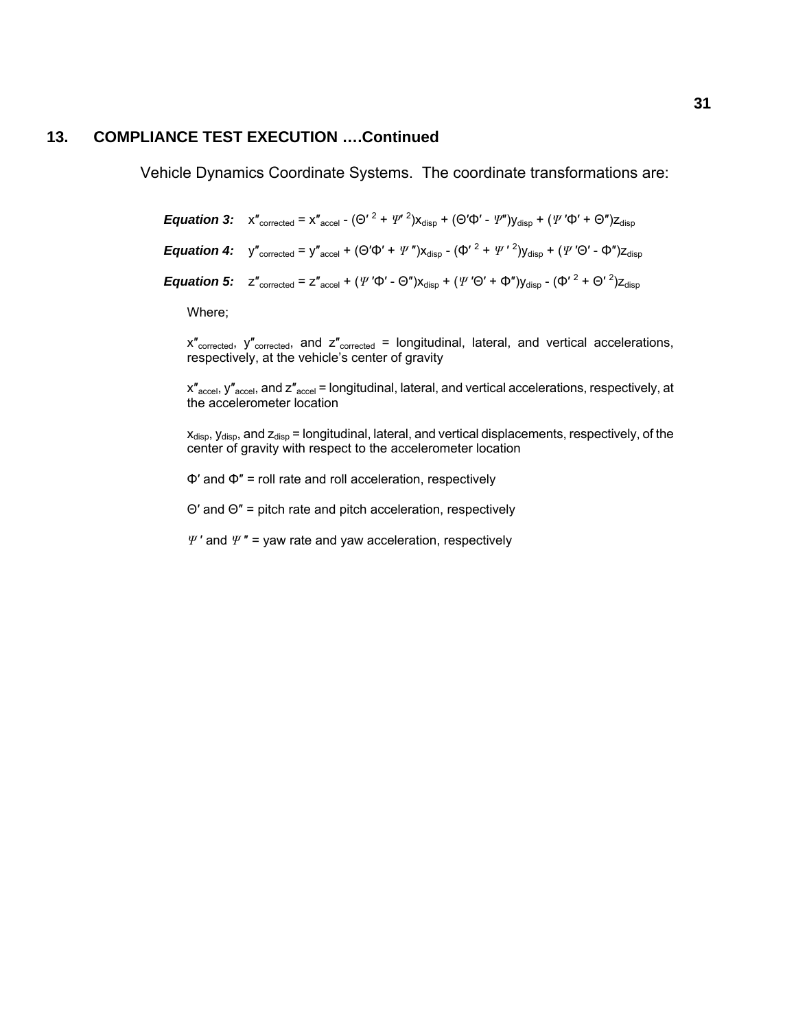## 13. COMPLIANCE TEST EXECUTION ….Continued

Vehicle Dynamics Coordinate Systems. The coordinate transformations are:

***Equation 3:*** $x''_{corrected} = x''_{accel} - (\Theta'^2 + \Psi'^2)x_{disp} + (\Theta'\Phi' - \Psi'')y_{disp} + (\Psi'\Phi' + \Theta'')z_{disp}$

***Equation 4:*** $y''_{corrected} = y''_{accel} + (\Theta'\Phi' + \Psi'')x_{disp} - (\Phi'^2 + \Psi'^2)y_{disp} + (\Psi'\Theta' - \Phi'')z_{disp}$

***Equation 5:*** $z''_{corrected} = z''_{accel} + (\Psi'\Phi' - \Theta'')x_{disp} + (\Psi'\Theta' + \Phi'')y_{disp} - (\Phi'^2 + \Theta'^2)z_{disp}$

Where;

$x''_{corrected}$, $y''_{corrected}$, and $z''_{corrected}$ = longitudinal, lateral, and vertical accelerations, respectively, at the vehicle's center of gravity

$x''_{accel}$, $y''_{accel}$, and $z''_{accel}$ = longitudinal, lateral, and vertical accelerations, respectively, at the accelerometer location

$x_{disp}$, $y_{disp}$, and $z_{disp}$ = longitudinal, lateral, and vertical displacements, respectively, of the center of gravity with respect to the accelerometer location

$\Phi'$ and $\Phi''$ = roll rate and roll acceleration, respectively

$\Theta'$ and $\Theta''$ = pitch rate and pitch acceleration, respectively

$\Psi'$ and $\Psi''$ = yaw rate and yaw acceleration, respectively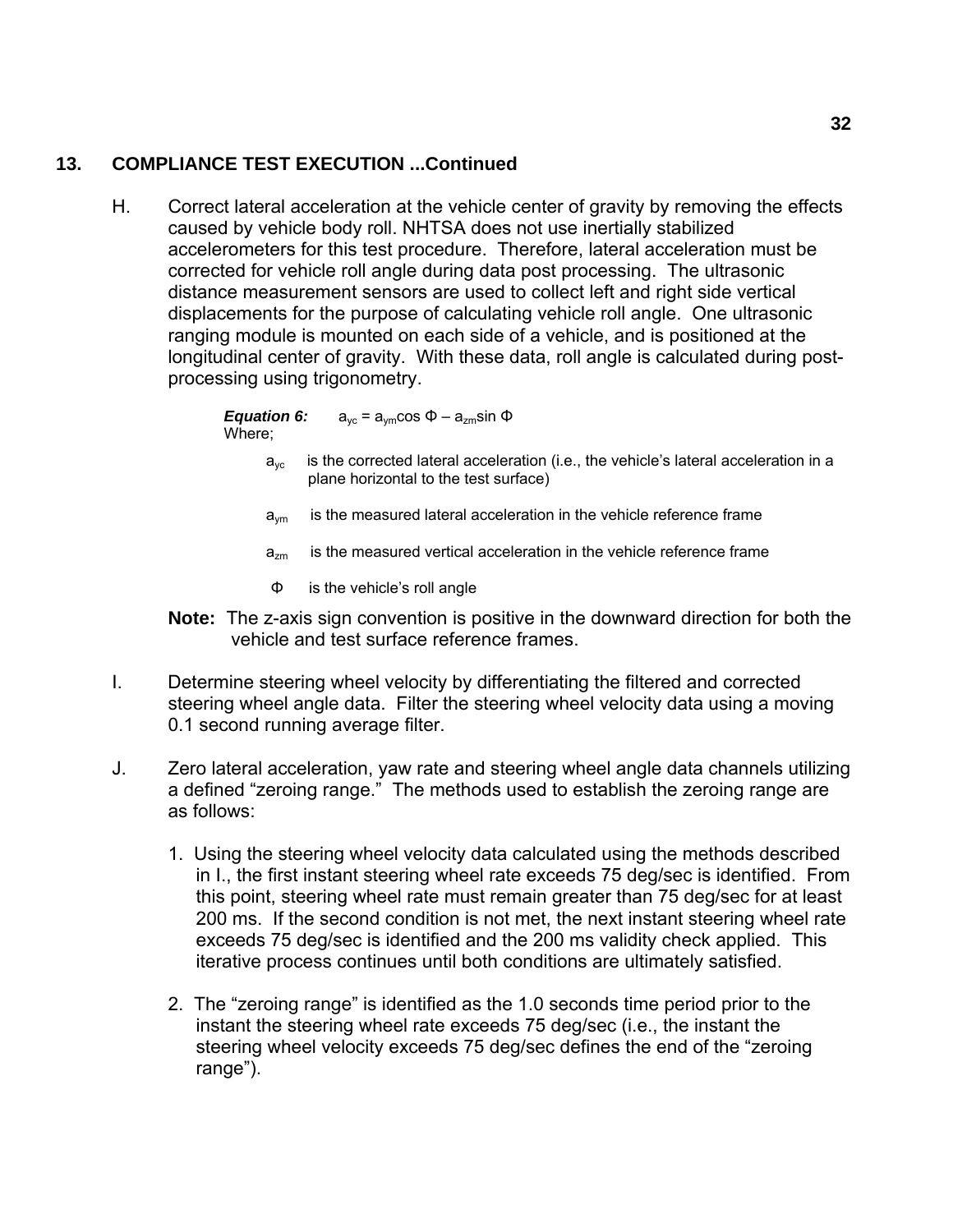## 13. COMPLIANCE TEST EXECUTION ...Continued

H. Correct lateral acceleration at the vehicle center of gravity by removing the effects caused by vehicle body roll. NHTSA does not use inertially stabilized accelerometers for this test procedure. Therefore, lateral acceleration must be corrected for vehicle roll angle during data post processing. The ultrasonic distance measurement sensors are used to collect left and right side vertical displacements for the purpose of calculating vehicle roll angle. One ultrasonic ranging module is mounted on each side of a vehicle, and is positioned at the longitudinal center of gravity. With these data, roll angle is calculated during post-processing using trigonometry.

***Equation 6:*** $a_{yc} = a_{ym}\cos\Phi - a_{zm}\sin\Phi$

Where;

- $a_{yc}$ is the corrected lateral acceleration (i.e., the vehicle's lateral acceleration in a plane horizontal to the test surface)
- $a_{ym}$ is the measured lateral acceleration in the vehicle reference frame
- $a_{zm}$ is the measured vertical acceleration in the vehicle reference frame
- $\Phi$ is the vehicle's roll angle

**Note:** The z-axis sign convention is positive in the downward direction for both the vehicle and test surface reference frames.

I. Determine steering wheel velocity by differentiating the filtered and corrected steering wheel angle data. Filter the steering wheel velocity data using a moving 0.1 second running average filter.

J. Zero lateral acceleration, yaw rate and steering wheel angle data channels utilizing a defined "zeroing range." The methods used to establish the zeroing range are as follows:

1. Using the steering wheel velocity data calculated using the methods described in I., the first instant steering wheel rate exceeds 75 deg/sec is identified. From this point, steering wheel rate must remain greater than 75 deg/sec for at least 200 ms. If the second condition is not met, the next instant steering wheel rate exceeds 75 deg/sec is identified and the 200 ms validity check applied. This iterative process continues until both conditions are ultimately satisfied.

2. The "zeroing range" is identified as the 1.0 seconds time period prior to the instant the steering wheel rate exceeds 75 deg/sec (i.e., the instant the steering wheel velocity exceeds 75 deg/sec defines the end of the "zeroing range").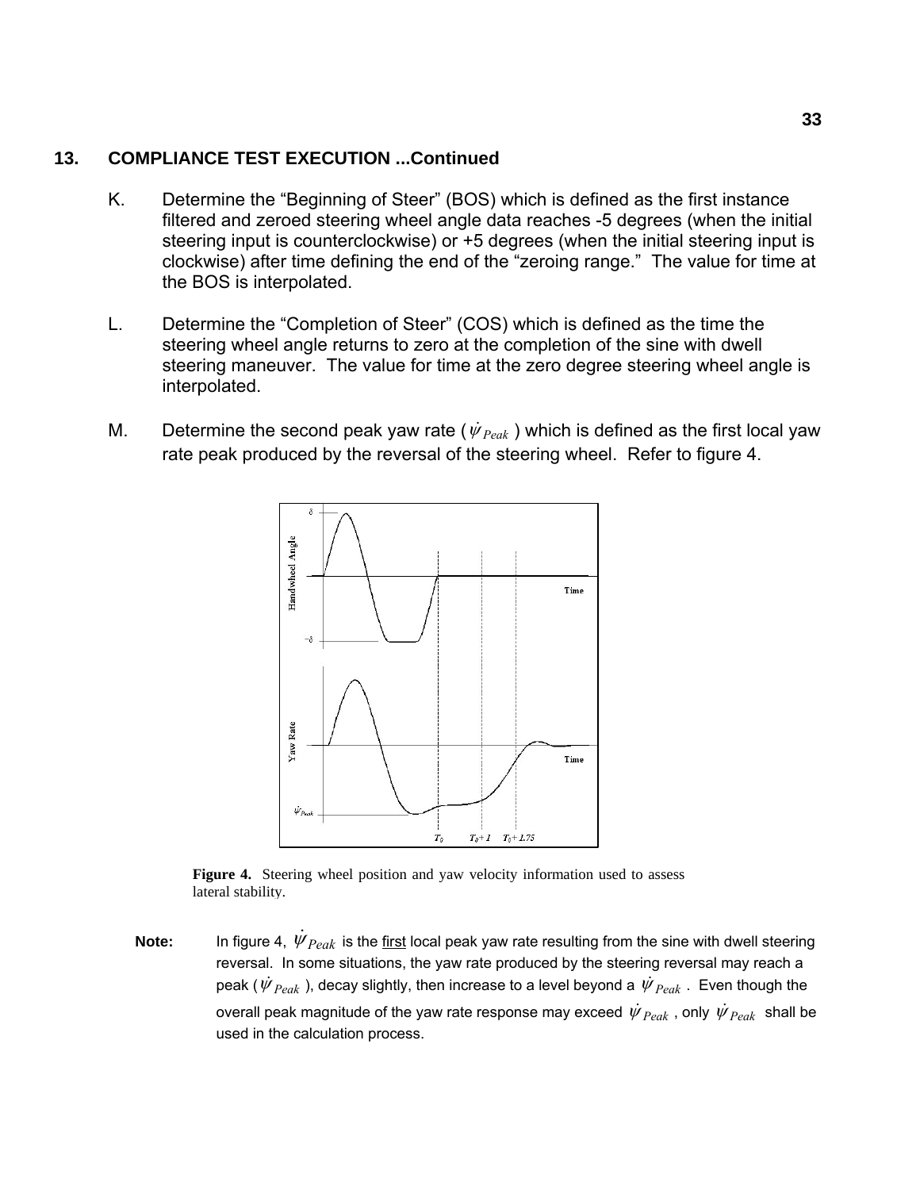## 13. COMPLIANCE TEST EXECUTION ...Continued

K. Determine the "Beginning of Steer" (BOS) which is defined as the first instance filtered and zeroed steering wheel angle data reaches -5 degrees (when the initial steering input is counterclockwise) or +5 degrees (when the initial steering input is clockwise) after time defining the end of the "zeroing range." The value for time at the BOS is interpolated.

L. Determine the "Completion of Steer" (COS) which is defined as the time the steering wheel angle returns to zero at the completion of the sine with dwell steering maneuver. The value for time at the zero degree steering wheel angle is interpolated.

M. Determine the second peak yaw rate ($\dot{\psi}_{Peak}$) which is defined as the first local yaw rate peak produced by the reversal of the steering wheel. Refer to figure 4.

**Figure 4.** Steering wheel position and yaw velocity information used to assess lateral stability.

**Note:** In figure 4, $\dot{\psi}_{Peak}$ is the first local peak yaw rate resulting from the sine with dwell steering reversal. In some situations, the yaw rate produced by the steering reversal may reach a peak ($\dot{\psi}_{Peak}$), decay slightly, then increase to a level beyond a $\dot{\psi}_{Peak}$. Even though the overall peak magnitude of the yaw rate response may exceed $\dot{\psi}_{Peak}$, only $\dot{\psi}_{Peak}$ shall be used in the calculation process.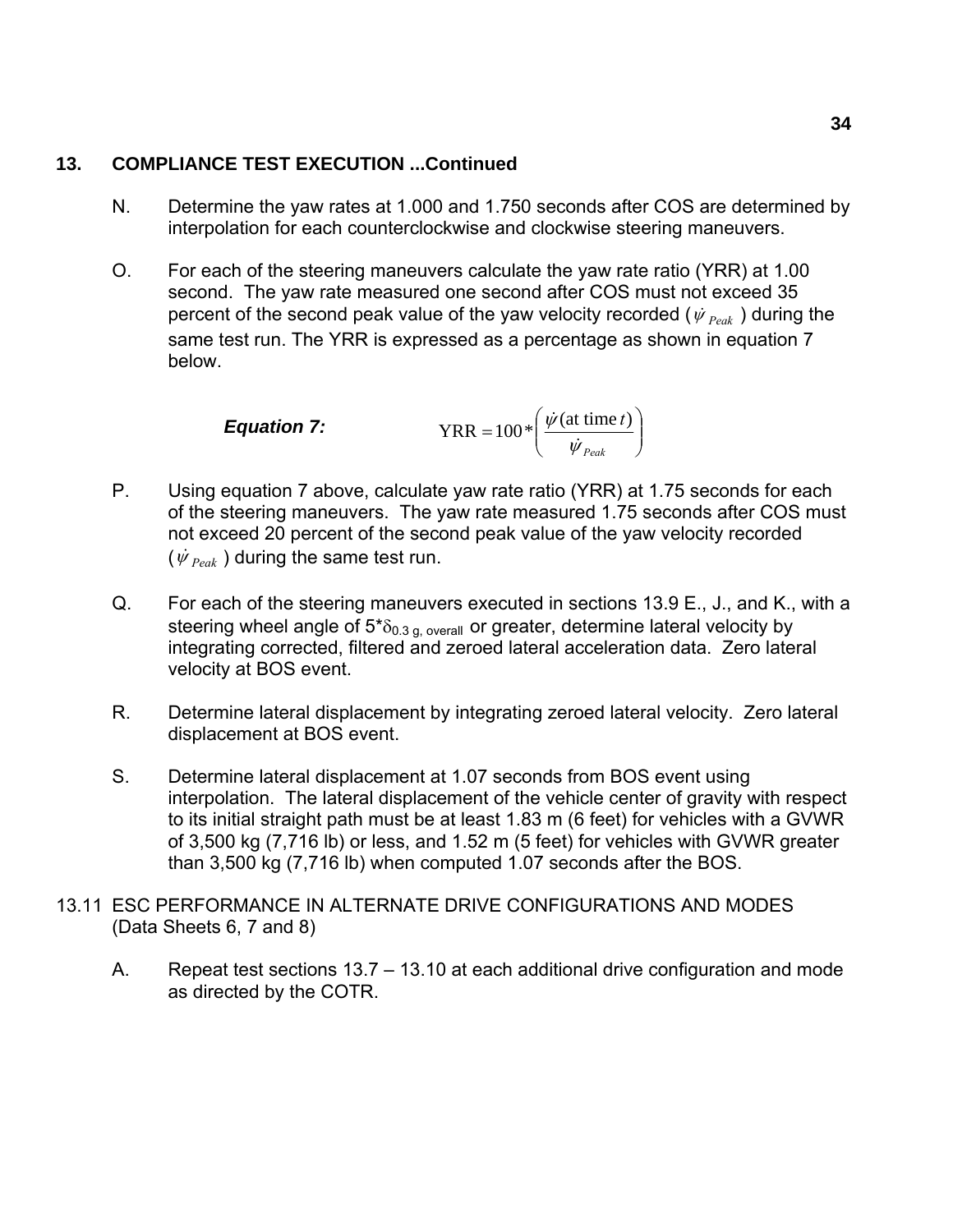## 13. COMPLIANCE TEST EXECUTION ...Continued

N. Determine the yaw rates at 1.000 and 1.750 seconds after COS are determined by interpolation for each counterclockwise and clockwise steering maneuvers.

O. For each of the steering maneuvers calculate the yaw rate ratio (YRR) at 1.00 second. The yaw rate measured one second after COS must not exceed 35 percent of the second peak value of the yaw velocity recorded ($\dot{\psi}_{Peak}$) during the same test run. The YRR is expressed as a percentage as shown in equation 7 below.

***Equation 7:***

$$\text{YRR} = 100 * \left( \frac{\dot{\psi}(\text{at time } t)}{\dot{\psi}_{Peak}} \right)$$

P. Using equation 7 above, calculate yaw rate ratio (YRR) at 1.75 seconds for each of the steering maneuvers. The yaw rate measured 1.75 seconds after COS must not exceed 20 percent of the second peak value of the yaw velocity recorded ($\dot{\psi}_{Peak}$) during the same test run.

Q. For each of the steering maneuvers executed in sections 13.9 E., J., and K., with a steering wheel angle of $5*\delta_{0.3\text{ g, overall}}$ or greater, determine lateral velocity by integrating corrected, filtered and zeroed lateral acceleration data. Zero lateral velocity at BOS event.

R. Determine lateral displacement by integrating zeroed lateral velocity. Zero lateral displacement at BOS event.

S. Determine lateral displacement at 1.07 seconds from BOS event using interpolation. The lateral displacement of the vehicle center of gravity with respect to its initial straight path must be at least 1.83 m (6 feet) for vehicles with a GVWR of 3,500 kg (7,716 lb) or less, and 1.52 m (5 feet) for vehicles with GVWR greater than 3,500 kg (7,716 lb) when computed 1.07 seconds after the BOS.

## 13.11 ESC PERFORMANCE IN ALTERNATE DRIVE CONFIGURATIONS AND MODES (Data Sheets 6, 7 and 8)

A. Repeat test sections 13.7 – 13.10 at each additional drive configuration and mode as directed by the COTR.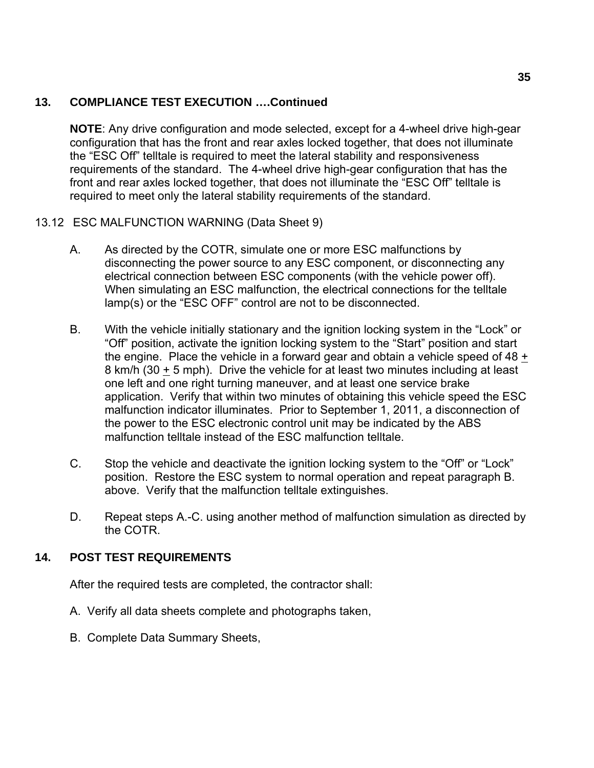## 13. COMPLIANCE TEST EXECUTION ….Continued

**NOTE**: Any drive configuration and mode selected, except for a 4-wheel drive high-gear configuration that has the front and rear axles locked together, that does not illuminate the "ESC Off" telltale is required to meet the lateral stability and responsiveness requirements of the standard. The 4-wheel drive high-gear configuration that has the front and rear axles locked together, that does not illuminate the "ESC Off" telltale is required to meet only the lateral stability requirements of the standard.

### 13.12 ESC MALFUNCTION WARNING (Data Sheet 9)

A. As directed by the COTR, simulate one or more ESC malfunctions by disconnecting the power source to any ESC component, or disconnecting any electrical connection between ESC components (with the vehicle power off). When simulating an ESC malfunction, the electrical connections for the telltale lamp(s) or the "ESC OFF" control are not to be disconnected.

B. With the vehicle initially stationary and the ignition locking system in the "Lock" or "Off" position, activate the ignition locking system to the "Start" position and start the engine. Place the vehicle in a forward gear and obtain a vehicle speed of 48 ± 8 km/h (30 ± 5 mph). Drive the vehicle for at least two minutes including at least one left and one right turning maneuver, and at least one service brake application. Verify that within two minutes of obtaining this vehicle speed the ESC malfunction indicator illuminates. Prior to September 1, 2011, a disconnection of the power to the ESC electronic control unit may be indicated by the ABS malfunction telltale instead of the ESC malfunction telltale.

C. Stop the vehicle and deactivate the ignition locking system to the "Off" or "Lock" position. Restore the ESC system to normal operation and repeat paragraph B. above. Verify that the malfunction telltale extinguishes.

D. Repeat steps A.-C. using another method of malfunction simulation as directed by the COTR.

## 14. POST TEST REQUIREMENTS

After the required tests are completed, the contractor shall:

A. Verify all data sheets complete and photographs taken,

B. Complete Data Summary Sheets,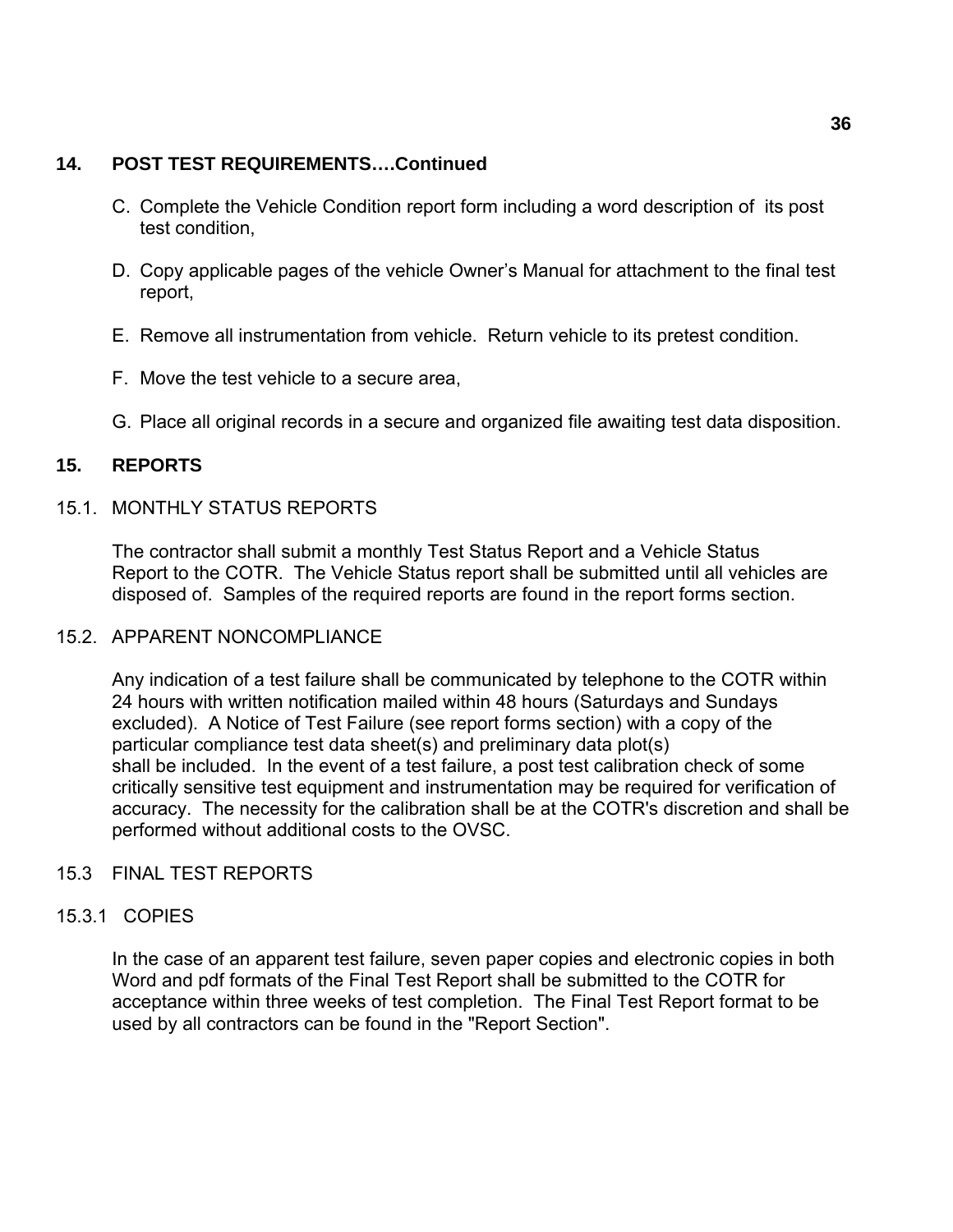## 14. POST TEST REQUIREMENTS….Continued

C. Complete the Vehicle Condition report form including a word description of its post test condition,

D. Copy applicable pages of the vehicle Owner's Manual for attachment to the final test report,

E. Remove all instrumentation from vehicle. Return vehicle to its pretest condition.

F. Move the test vehicle to a secure area,

G. Place all original records in a secure and organized file awaiting test data disposition.

## 15. REPORTS

### 15.1. MONTHLY STATUS REPORTS

The contractor shall submit a monthly Test Status Report and a Vehicle Status Report to the COTR. The Vehicle Status report shall be submitted until all vehicles are disposed of. Samples of the required reports are found in the report forms section.

### 15.2. APPARENT NONCOMPLIANCE

Any indication of a test failure shall be communicated by telephone to the COTR within 24 hours with written notification mailed within 48 hours (Saturdays and Sundays excluded). A Notice of Test Failure (see report forms section) with a copy of the particular compliance test data sheet(s) and preliminary data plot(s) shall be included. In the event of a test failure, a post test calibration check of some critically sensitive test equipment and instrumentation may be required for verification of accuracy. The necessity for the calibration shall be at the COTR's discretion and shall be performed without additional costs to the OVSC.

### 15.3 FINAL TEST REPORTS

#### 15.3.1 COPIES

In the case of an apparent test failure, seven paper copies and electronic copies in both Word and pdf formats of the Final Test Report shall be submitted to the COTR for acceptance within three weeks of test completion. The Final Test Report format to be used by all contractors can be found in the "Report Section".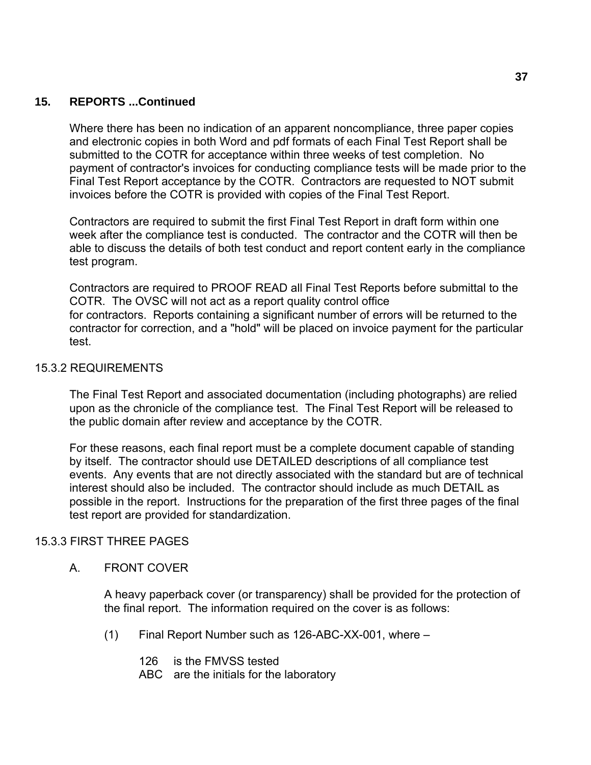## 15. REPORTS ...Continued

Where there has been no indication of an apparent noncompliance, three paper copies and electronic copies in both Word and pdf formats of each Final Test Report shall be submitted to the COTR for acceptance within three weeks of test completion. No payment of contractor's invoices for conducting compliance tests will be made prior to the Final Test Report acceptance by the COTR. Contractors are requested to NOT submit invoices before the COTR is provided with copies of the Final Test Report.

Contractors are required to submit the first Final Test Report in draft form within one week after the compliance test is conducted. The contractor and the COTR will then be able to discuss the details of both test conduct and report content early in the compliance test program.

Contractors are required to PROOF READ all Final Test Reports before submittal to the COTR. The OVSC will not act as a report quality control office for contractors. Reports containing a significant number of errors will be returned to the contractor for correction, and a "hold" will be placed on invoice payment for the particular test.

### 15.3.2 REQUIREMENTS

The Final Test Report and associated documentation (including photographs) are relied upon as the chronicle of the compliance test. The Final Test Report will be released to the public domain after review and acceptance by the COTR.

For these reasons, each final report must be a complete document capable of standing by itself. The contractor should use DETAILED descriptions of all compliance test events. Any events that are not directly associated with the standard but are of technical interest should also be included. The contractor should include as much DETAIL as possible in the report. Instructions for the preparation of the first three pages of the final test report are provided for standardization.

### 15.3.3 FIRST THREE PAGES

A. FRONT COVER

A heavy paperback cover (or transparency) shall be provided for the protection of the final report. The information required on the cover is as follows:

(1) Final Report Number such as 126-ABC-XX-001, where –

126 is the FMVSS tested
ABC are the initials for the laboratory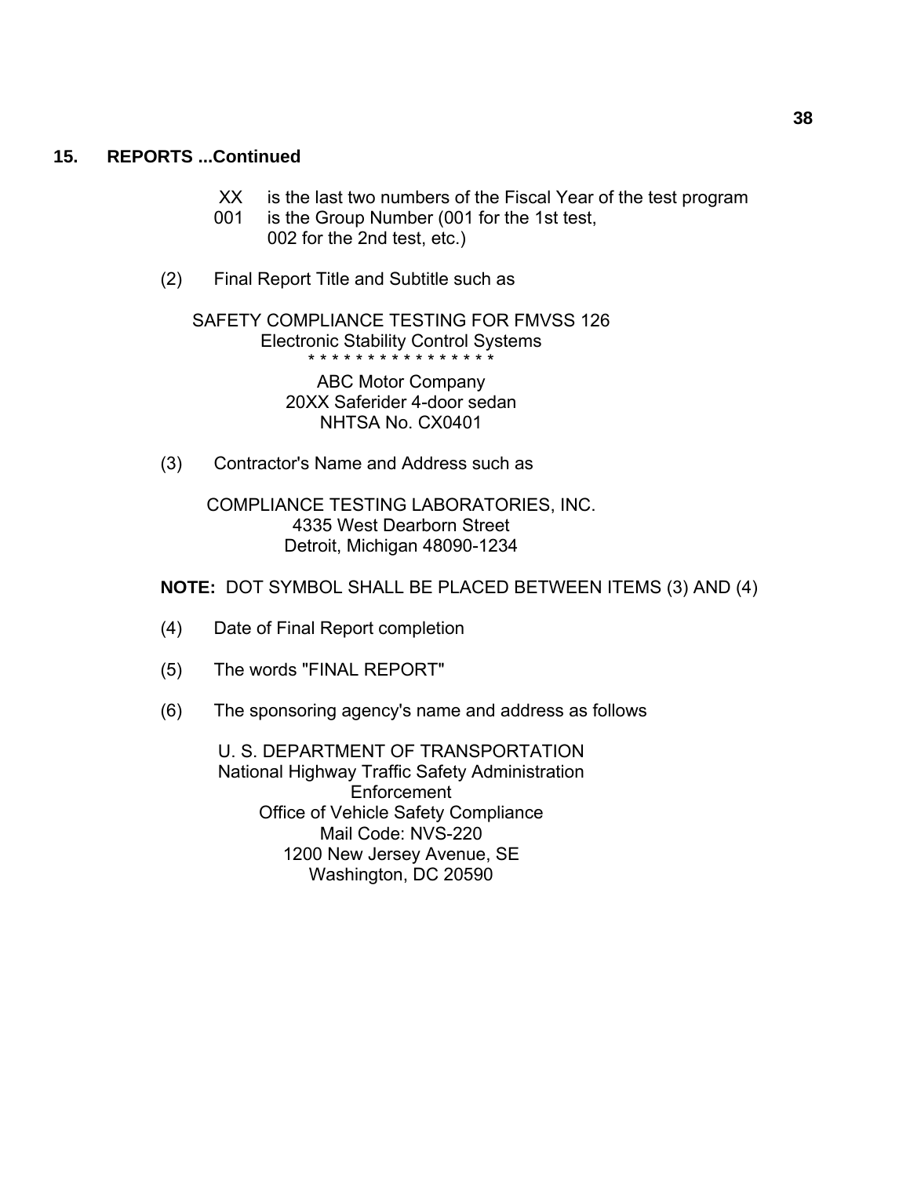## 15. REPORTS ...Continued

XX is the last two numbers of the Fiscal Year of the test program
001 is the Group Number (001 for the 1st test, 002 for the 2nd test, etc.)

(2) Final Report Title and Subtitle such as

SAFETY COMPLIANCE TESTING FOR FMVSS 126
Electronic Stability Control Systems
* * * * * * * * * * * * * * * *
ABC Motor Company
20XX Saferider 4-door sedan
NHTSA No. CX0401

(3) Contractor's Name and Address such as

COMPLIANCE TESTING LABORATORIES, INC.
4335 West Dearborn Street
Detroit, Michigan 48090-1234

**NOTE:** DOT SYMBOL SHALL BE PLACED BETWEEN ITEMS (3) AND (4)

(4) Date of Final Report completion

(5) The words "FINAL REPORT"

(6) The sponsoring agency's name and address as follows

U. S. DEPARTMENT OF TRANSPORTATION
National Highway Traffic Safety Administration
Enforcement
Office of Vehicle Safety Compliance
Mail Code: NVS-220
1200 New Jersey Avenue, SE
Washington, DC 20590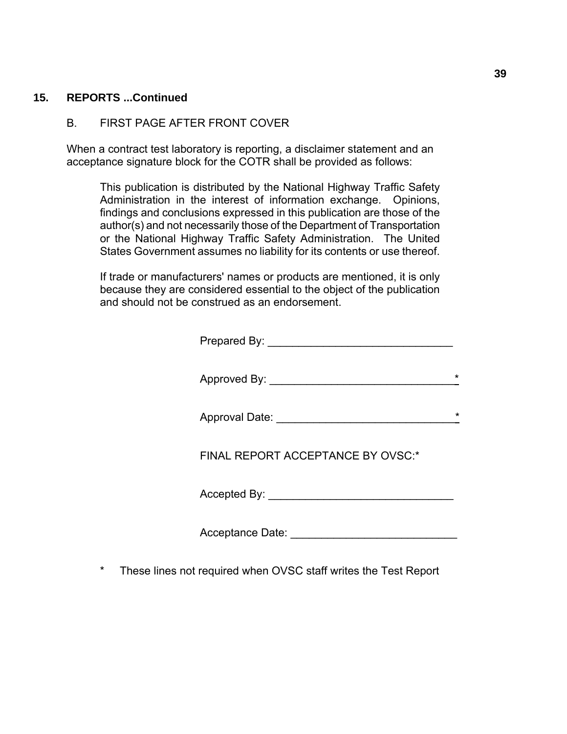## 15. REPORTS ...Continued

B. FIRST PAGE AFTER FRONT COVER

When a contract test laboratory is reporting, a disclaimer statement and an acceptance signature block for the COTR shall be provided as follows:

> This publication is distributed by the National Highway Traffic Safety Administration in the interest of information exchange. Opinions, findings and conclusions expressed in this publication are those of the author(s) and not necessarily those of the Department of Transportation or the National Highway Traffic Safety Administration. The United States Government assumes no liability for its contents or use thereof.
>
> If trade or manufacturers' names or products are mentioned, it is only because they are considered essential to the object of the publication and should not be construed as an endorsement.

Prepared By: ______________________________

Approved By: ______________________________*

Approval Date: ____________________________*

FINAL REPORT ACCEPTANCE BY OVSC:*

Accepted By: ______________________________

Acceptance Date: ___________________________

\* These lines not required when OVSC staff writes the Test Report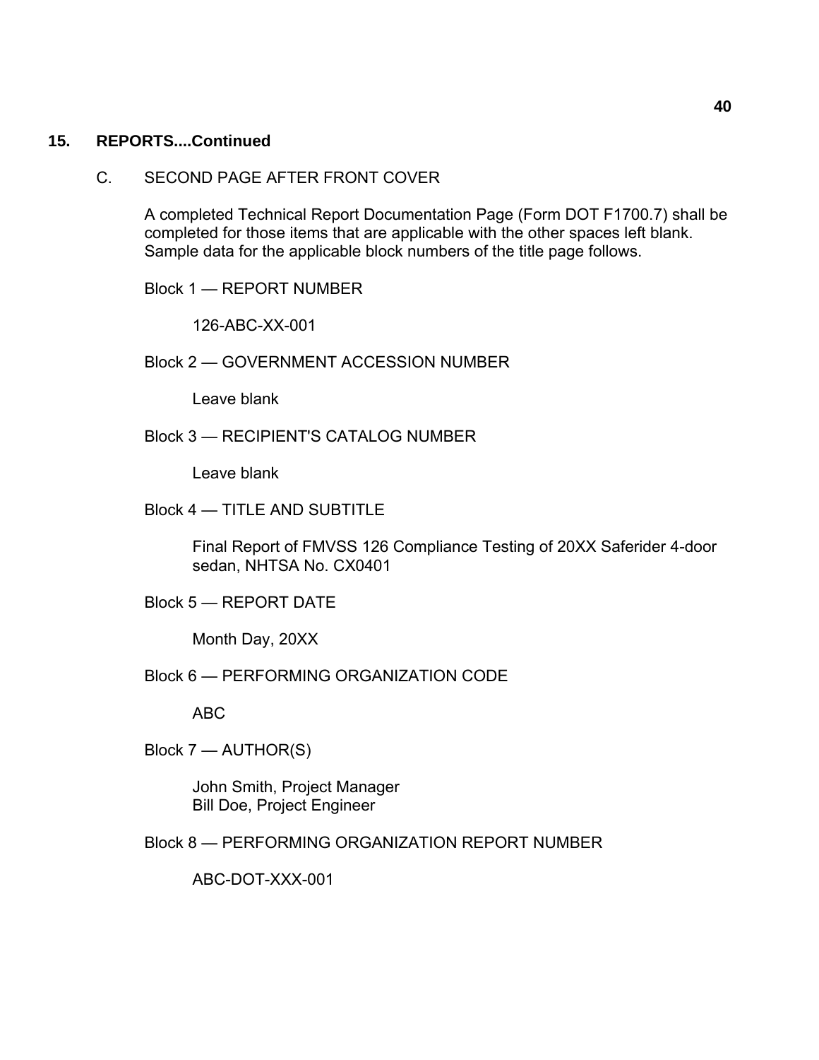## 15. REPORTS....Continued

C. SECOND PAGE AFTER FRONT COVER

A completed Technical Report Documentation Page (Form DOT F1700.7) shall be completed for those items that are applicable with the other spaces left blank. Sample data for the applicable block numbers of the title page follows.

Block 1 — REPORT NUMBER

126-ABC-XX-001

Block 2 — GOVERNMENT ACCESSION NUMBER

Leave blank

Block 3 — RECIPIENT'S CATALOG NUMBER

Leave blank

Block 4 — TITLE AND SUBTITLE

Final Report of FMVSS 126 Compliance Testing of 20XX Saferider 4-door sedan, NHTSA No. CX0401

Block 5 — REPORT DATE

Month Day, 20XX

Block 6 — PERFORMING ORGANIZATION CODE

ABC

Block 7 — AUTHOR(S)

John Smith, Project Manager
Bill Doe, Project Engineer

Block 8 — PERFORMING ORGANIZATION REPORT NUMBER

ABC-DOT-XXX-001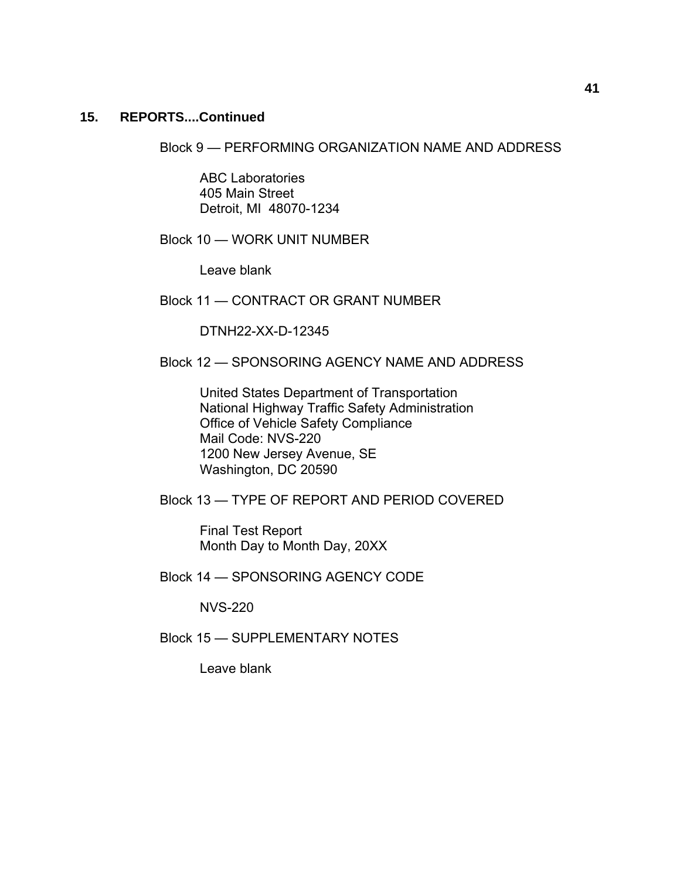## 15. REPORTS....Continued

Block 9 — PERFORMING ORGANIZATION NAME AND ADDRESS

ABC Laboratories
405 Main Street
Detroit, MI  48070-1234

Block 10 — WORK UNIT NUMBER

Leave blank

Block 11 — CONTRACT OR GRANT NUMBER

DTNH22-XX-D-12345

Block 12 — SPONSORING AGENCY NAME AND ADDRESS

United States Department of Transportation
National Highway Traffic Safety Administration
Office of Vehicle Safety Compliance
Mail Code: NVS-220
1200 New Jersey Avenue, SE
Washington, DC 20590

Block 13 — TYPE OF REPORT AND PERIOD COVERED

Final Test Report
Month Day to Month Day, 20XX

Block 14 — SPONSORING AGENCY CODE

NVS-220

Block 15 — SUPPLEMENTARY NOTES

Leave blank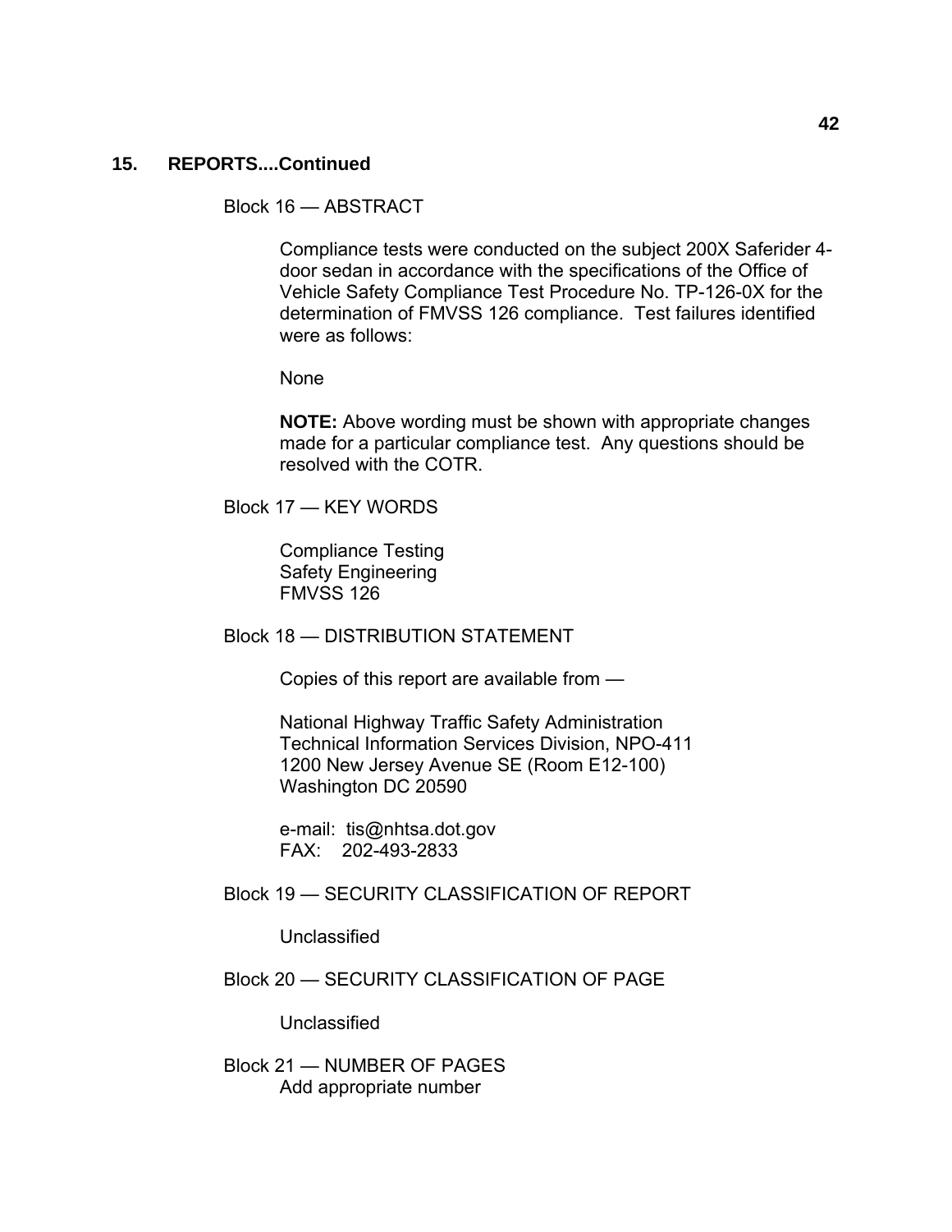## 15. REPORTS....Continued

Block 16 — ABSTRACT

Compliance tests were conducted on the subject 200X Saferider 4-door sedan in accordance with the specifications of the Office of Vehicle Safety Compliance Test Procedure No. TP-126-0X for the determination of FMVSS 126 compliance. Test failures identified were as follows:

None

**NOTE:** Above wording must be shown with appropriate changes made for a particular compliance test. Any questions should be resolved with the COTR.

Block 17 — KEY WORDS

Compliance Testing
Safety Engineering
FMVSS 126

Block 18 — DISTRIBUTION STATEMENT

Copies of this report are available from —

National Highway Traffic Safety Administration
Technical Information Services Division, NPO-411
1200 New Jersey Avenue SE (Room E12-100)
Washington DC 20590

e-mail: tis@nhtsa.dot.gov
FAX: 202-493-2833

Block 19 — SECURITY CLASSIFICATION OF REPORT

Unclassified

Block 20 — SECURITY CLASSIFICATION OF PAGE

Unclassified

Block 21 — NUMBER OF PAGES
Add appropriate number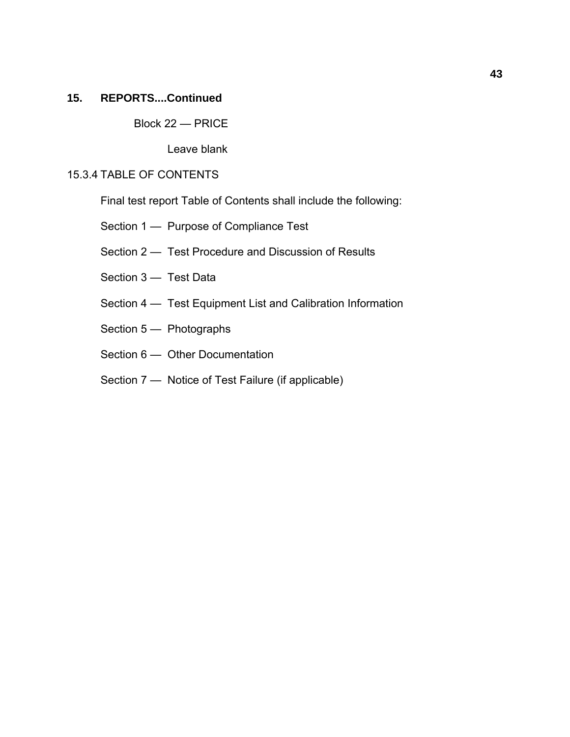## 15. REPORTS....Continued

Block 22 — PRICE

Leave blank

### 15.3.4 TABLE OF CONTENTS

Final test report Table of Contents shall include the following:

Section 1 — Purpose of Compliance Test

Section 2 — Test Procedure and Discussion of Results

Section 3 — Test Data

Section 4 — Test Equipment List and Calibration Information

Section 5 — Photographs

Section 6 — Other Documentation

Section 7 — Notice of Test Failure (if applicable)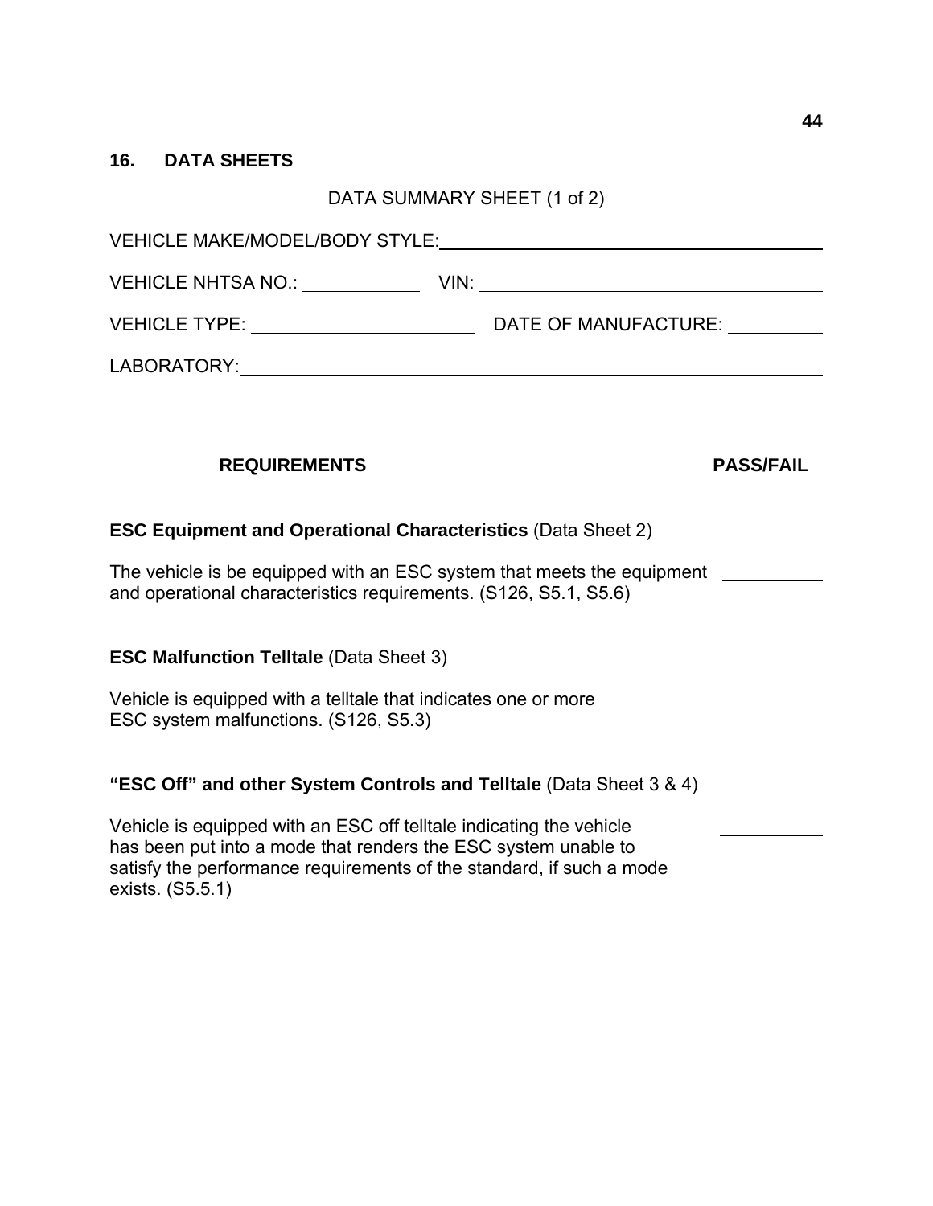## 16. DATA SHEETS

DATA SUMMARY SHEET (1 of 2)

VEHICLE MAKE/MODEL/BODY STYLE: ______________________________

VEHICLE NHTSA NO.: ____________ VIN: ______________________________

VEHICLE TYPE: ______________________ DATE OF MANUFACTURE: __________

LABORATORY: ______________________________________________

| REQUIREMENTS | PASS/FAIL |
|---|---|
| **ESC Equipment and Operational Characteristics** (Data Sheet 2) | |
| The vehicle is be equipped with an ESC system that meets the equipment and operational characteristics requirements. (S126, S5.1, S5.6) | __________ |
| **ESC Malfunction Telltale** (Data Sheet 3) | |
| Vehicle is equipped with a telltale that indicates one or more ESC system malfunctions. (S126, S5.3) | __________ |
| **"ESC Off" and other System Controls and Telltale** (Data Sheet 3 & 4) | |
| Vehicle is equipped with an ESC off telltale indicating the vehicle has been put into a mode that renders the ESC system unable to satisfy the performance requirements of the standard, if such a mode exists. (S5.5.1) | __________ |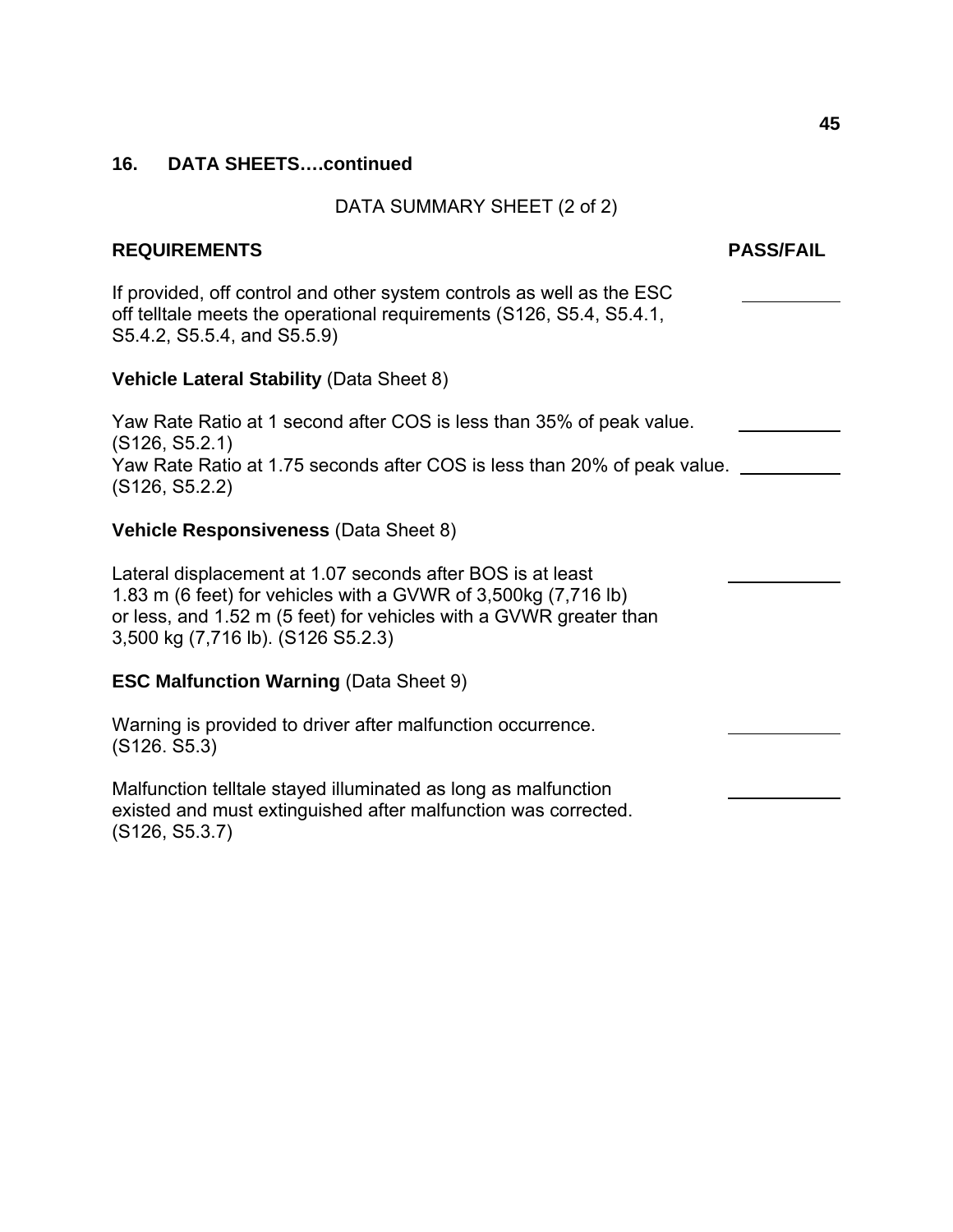## 16. DATA SHEETS….continued

DATA SUMMARY SHEET (2 of 2)

| REQUIREMENTS | PASS/FAIL |
|---|---|
| If provided, off control and other system controls as well as the ESC off telltale meets the operational requirements (S126, S5.4, S5.4.1, S5.4.2, S5.5.4, and S5.5.9) | ________ |
| **Vehicle Lateral Stability** (Data Sheet 8) | |
| Yaw Rate Ratio at 1 second after COS is less than 35% of peak value. (S126, S5.2.1) | ________ |
| Yaw Rate Ratio at 1.75 seconds after COS is less than 20% of peak value. (S126, S5.2.2) | ________ |
| **Vehicle Responsiveness** (Data Sheet 8) | |
| Lateral displacement at 1.07 seconds after BOS is at least 1.83 m (6 feet) for vehicles with a GVWR of 3,500kg (7,716 lb) or less, and 1.52 m (5 feet) for vehicles with a GVWR greater than 3,500 kg (7,716 lb). (S126 S5.2.3) | ________ |
| **ESC Malfunction Warning** (Data Sheet 9) | |
| Warning is provided to driver after malfunction occurrence. (S126. S5.3) | ________ |
| Malfunction telltale stayed illuminated as long as malfunction existed and must extinguished after malfunction was corrected. (S126, S5.3.7) | ________ |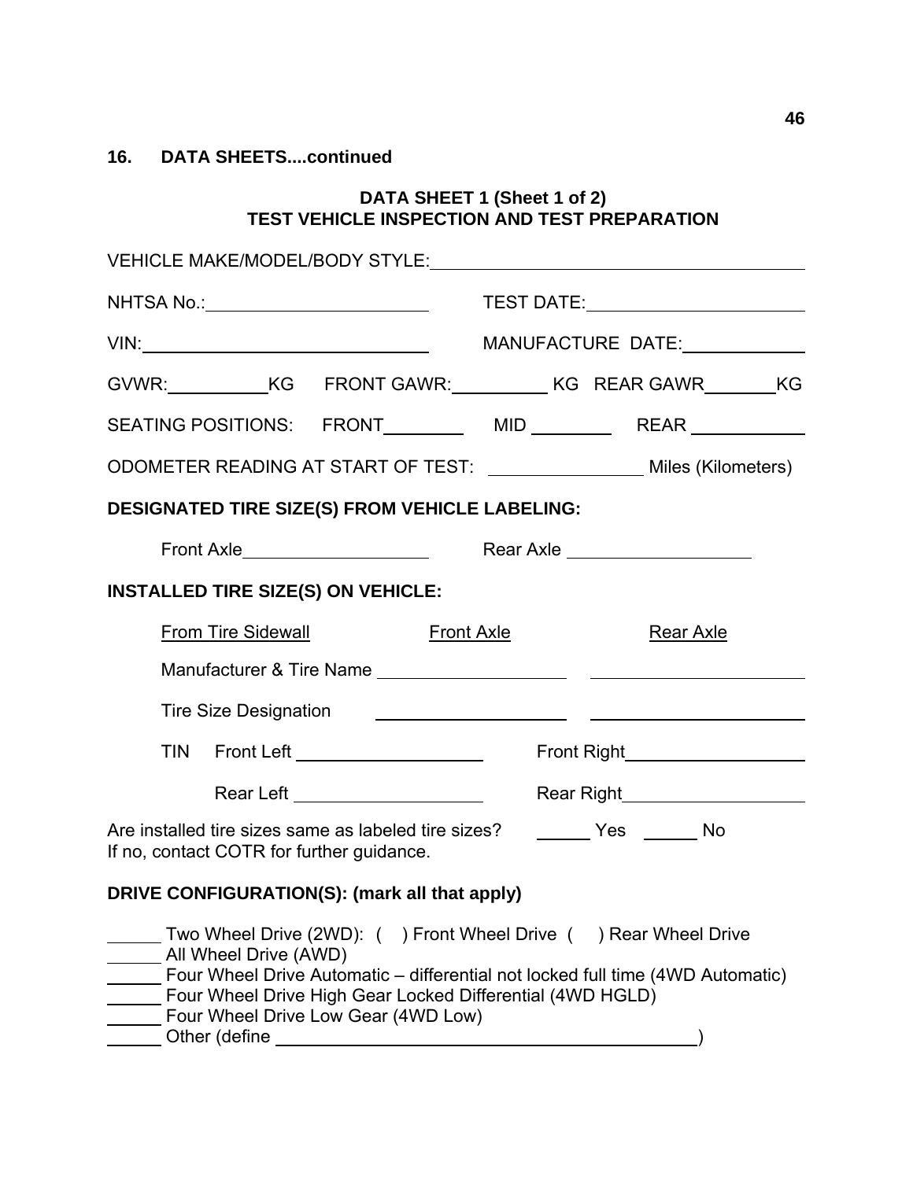## 16. DATA SHEETS....continued

### DATA SHEET 1 (Sheet 1 of 2)
### TEST VEHICLE INSPECTION AND TEST PREPARATION

VEHICLE MAKE/MODEL/BODY STYLE:\_\_\_\_\_\_\_\_\_\_\_\_\_\_\_\_\_\_\_\_\_\_\_\_\_\_\_\_\_\_\_\_\_\_\_\_\_\_\_\_

NHTSA No.:\_\_\_\_\_\_\_\_\_\_\_\_\_\_\_\_\_\_\_\_\_\_\_\_ TEST DATE:\_\_\_\_\_\_\_\_\_\_\_\_\_\_\_\_\_\_\_\_\_\_

VIN:\_\_\_\_\_\_\_\_\_\_\_\_\_\_\_\_\_\_\_\_\_\_\_\_\_\_\_\_\_\_ MANUFACTURE DATE:\_\_\_\_\_\_\_\_\_\_\_\_

GVWR:\_\_\_\_\_\_\_\_\_\_KG FRONT GAWR:\_\_\_\_\_\_\_\_\_\_ KG REAR GAWR\_\_\_\_\_\_\_\_KG

SEATING POSITIONS: FRONT\_\_\_\_\_\_\_\_ MID \_\_\_\_\_\_\_\_ REAR \_\_\_\_\_\_\_\_\_\_

ODOMETER READING AT START OF TEST: \_\_\_\_\_\_\_\_\_\_\_\_\_\_\_ Miles (Kilometers)

**DESIGNATED TIRE SIZE(S) FROM VEHICLE LABELING:**

Front Axle\_\_\_\_\_\_\_\_\_\_\_\_\_\_\_\_\_\_\_\_ Rear Axle \_\_\_\_\_\_\_\_\_\_\_\_\_\_\_\_\_\_\_\_

**INSTALLED TIRE SIZE(S) ON VEHICLE:**

| From Tire Sidewall | Front Axle | Rear Axle |
|---|---|---|
| Manufacturer & Tire Name | \_\_\_\_\_\_\_\_\_\_\_\_\_\_\_\_\_\_ | \_\_\_\_\_\_\_\_\_\_\_\_\_\_\_\_\_\_ |
| Tire Size Designation | \_\_\_\_\_\_\_\_\_\_\_\_\_\_\_\_\_\_ | \_\_\_\_\_\_\_\_\_\_\_\_\_\_\_\_\_\_ |

TIN Front Left \_\_\_\_\_\_\_\_\_\_\_\_\_\_\_\_\_\_ Front Right\_\_\_\_\_\_\_\_\_\_\_\_\_\_\_\_\_\_

Rear Left \_\_\_\_\_\_\_\_\_\_\_\_\_\_\_\_\_\_ Rear Right\_\_\_\_\_\_\_\_\_\_\_\_\_\_\_\_\_\_

Are installed tire sizes same as labeled tire sizes? \_\_\_\_\_ Yes \_\_\_\_\_ No
If no, contact COTR for further guidance.

**DRIVE CONFIGURATION(S): (mark all that apply)**

\_\_\_\_\_ Two Wheel Drive (2WD): ( ) Front Wheel Drive ( ) Rear Wheel Drive
\_\_\_\_\_ All Wheel Drive (AWD)
\_\_\_\_\_ Four Wheel Drive Automatic – differential not locked full time (4WD Automatic)
\_\_\_\_\_ Four Wheel Drive High Gear Locked Differential (4WD HGLD)
\_\_\_\_\_ Four Wheel Drive Low Gear (4WD Low)
\_\_\_\_\_ Other (define \_\_\_\_\_\_\_\_\_\_\_\_\_\_\_\_\_\_\_\_\_\_\_\_\_\_\_\_\_\_\_\_\_\_\_\_\_\_\_\_\_\_\_\_)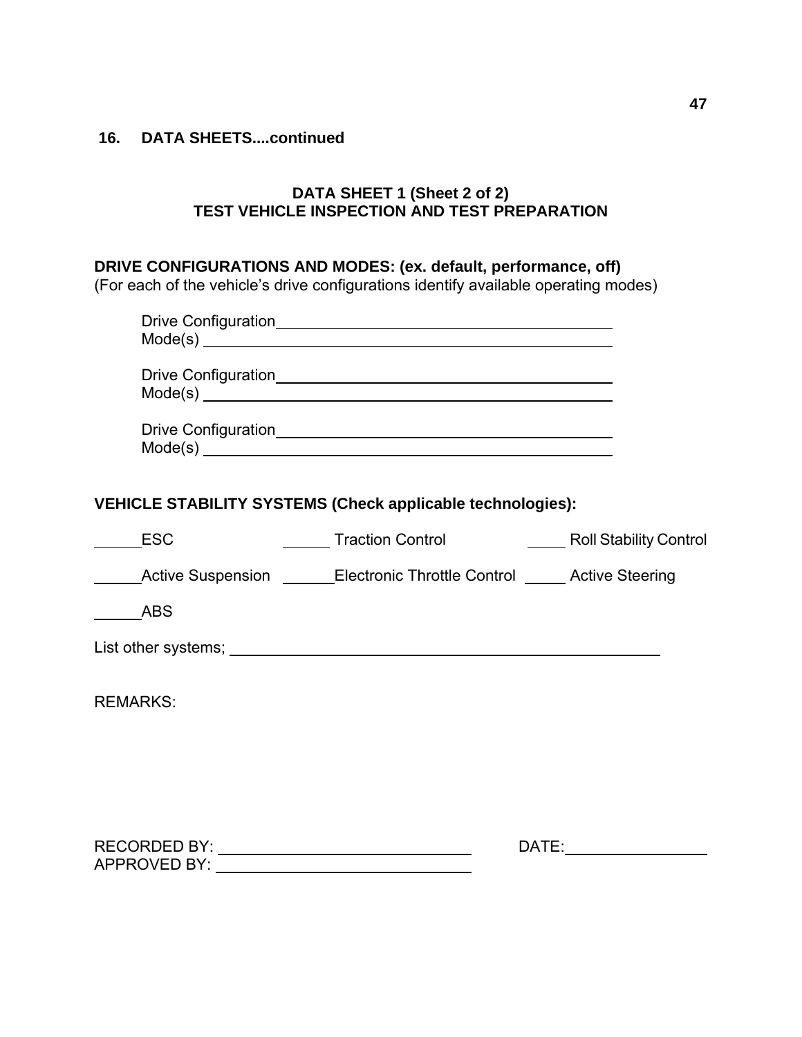## 16. DATA SHEETS....continued

### DATA SHEET 1 (Sheet 2 of 2)
### TEST VEHICLE INSPECTION AND TEST PREPARATION

**DRIVE CONFIGURATIONS AND MODES: (ex. default, performance, off)**
(For each of the vehicle's drive configurations identify available operating modes)

Drive Configuration_______________________________________
Mode(s) _______________________________________

Drive Configuration_______________________________________
Mode(s) _______________________________________

Drive Configuration_______________________________________
Mode(s) _______________________________________

**VEHICLE STABILITY SYSTEMS (Check applicable technologies):**

_____ESC _____ Traction Control _____ Roll Stability Control

_____Active Suspension _____Electronic Throttle Control _____ Active Steering

_____ABS

List other systems; _______________________________________

REMARKS:

RECORDED BY: ______________________ DATE: ______________

APPROVED BY: ______________________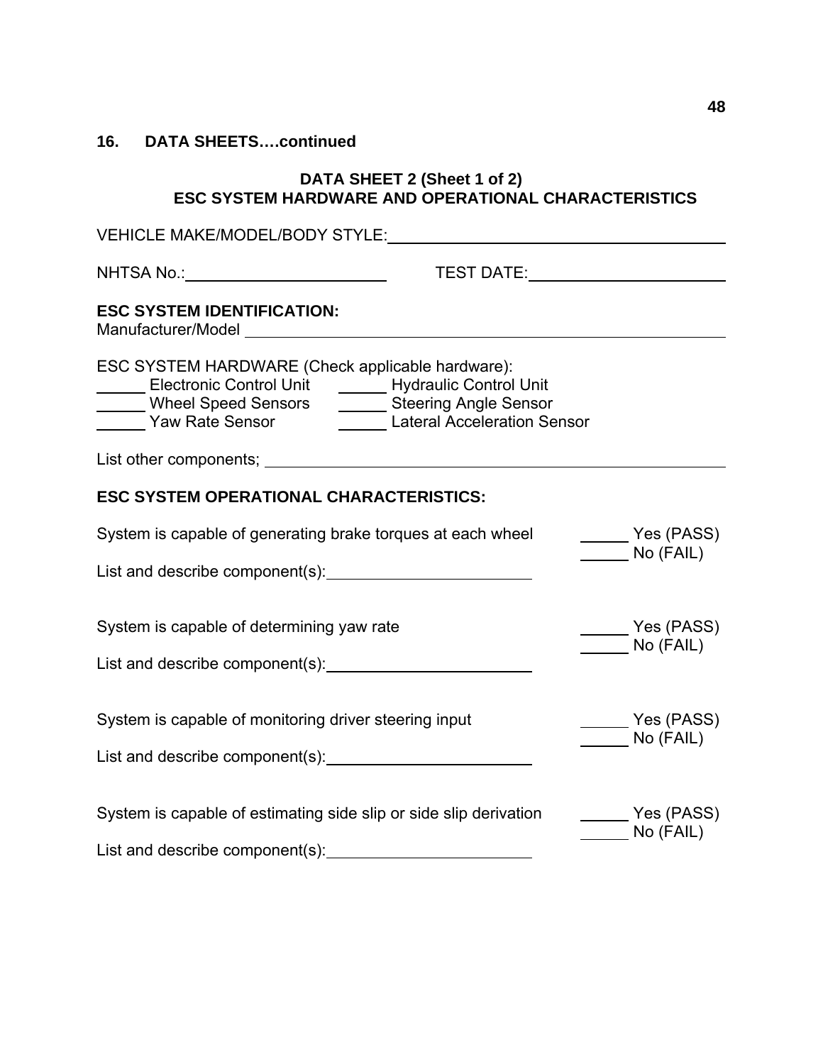## 16. DATA SHEETS….continued

### DATA SHEET 2 (Sheet 1 of 2)
### ESC SYSTEM HARDWARE AND OPERATIONAL CHARACTERISTICS

VEHICLE MAKE/MODEL/BODY STYLE: ____________________________________

NHTSA No.: ______________________ TEST DATE: ______________________

**ESC SYSTEM IDENTIFICATION:**
Manufacturer/Model ____________________________________________________

ESC SYSTEM HARDWARE (Check applicable hardware):
_____ Electronic Control Unit _____ Hydraulic Control Unit
_____ Wheel Speed Sensors _____ Steering Angle Sensor
_____ Yaw Rate Sensor _____ Lateral Acceleration Sensor

List other components; ______________________________________________

**ESC SYSTEM OPERATIONAL CHARACTERISTICS:**

System is capable of generating brake torques at each wheel _____ Yes (PASS) _____ No (FAIL)

List and describe component(s): ______________________

System is capable of determining yaw rate _____ Yes (PASS) _____ No (FAIL)

List and describe component(s): ______________________

System is capable of monitoring driver steering input _____ Yes (PASS) _____ No (FAIL)

List and describe component(s): ______________________

System is capable of estimating side slip or side slip derivation _____ Yes (PASS) _____ No (FAIL)

List and describe component(s): ______________________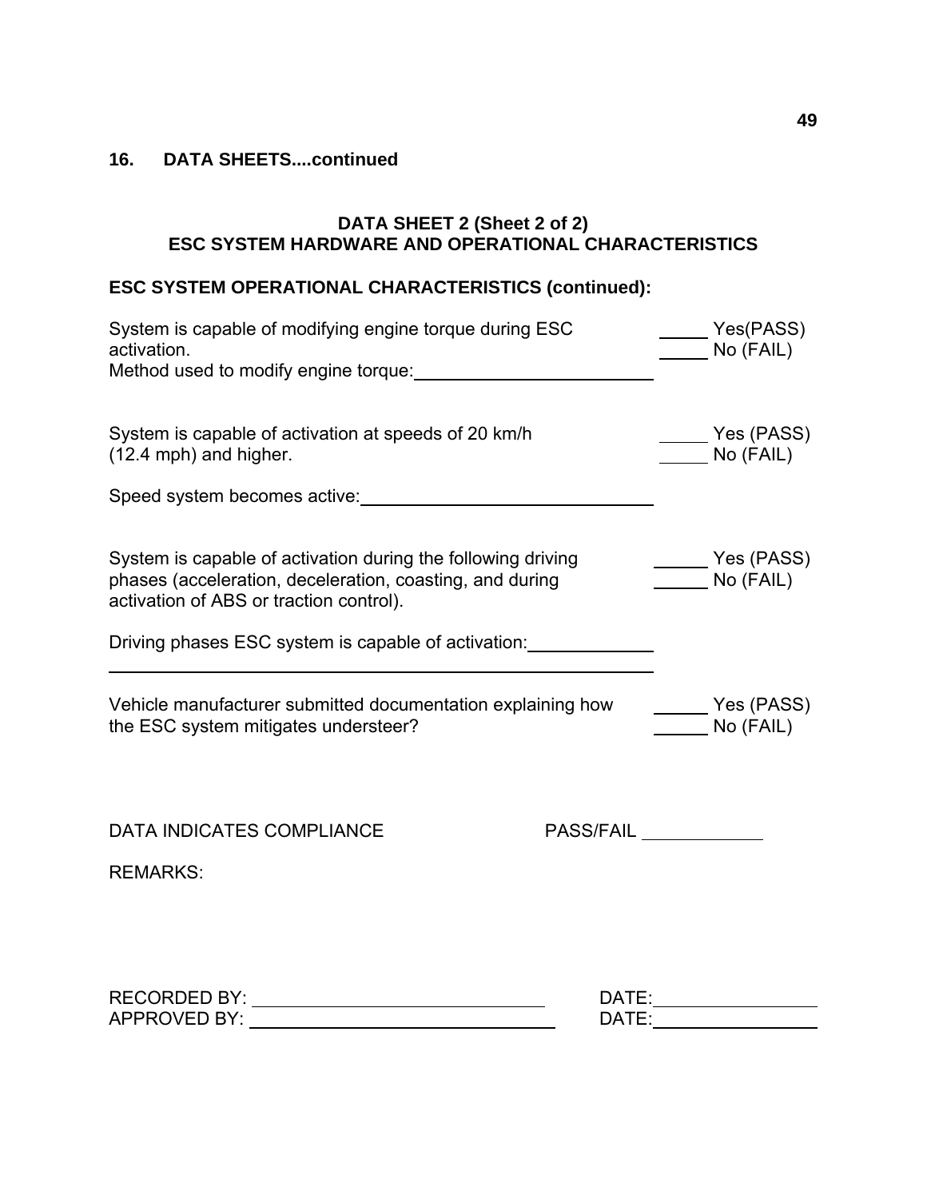## 16. DATA SHEETS....continued

### DATA SHEET 2 (Sheet 2 of 2)
### ESC SYSTEM HARDWARE AND OPERATIONAL CHARACTERISTICS

**ESC SYSTEM OPERATIONAL CHARACTERISTICS (continued):**

System is capable of modifying engine torque during ESC activation. _____ Yes(PASS) _____ No (FAIL)

Method used to modify engine torque: ________________________

System is capable of activation at speeds of 20 km/h (12.4 mph) and higher. _____ Yes (PASS) _____ No (FAIL)

Speed system becomes active: ______________________________

System is capable of activation during the following driving phases (acceleration, deceleration, coasting, and during activation of ABS or traction control). ______ Yes (PASS) ______ No (FAIL)

Driving phases ESC system is capable of activation: ____________

______________________________________________________

Vehicle manufacturer submitted documentation explaining how the ESC system mitigates understeer? ______ Yes (PASS) ______ No (FAIL)

DATA INDICATES COMPLIANCE PASS/FAIL ____________

REMARKS:

RECORDED BY: ______________________________ DATE: ________________

APPROVED BY: ______________________________ DATE: ________________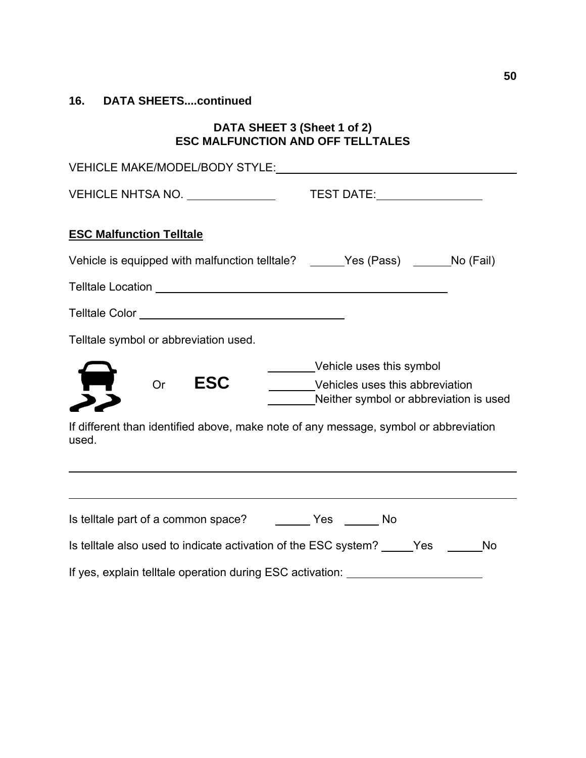## 16. DATA SHEETS....continued

### DATA SHEET 3 (Sheet 1 of 2)
### ESC MALFUNCTION AND OFF TELLTALES

VEHICLE MAKE/MODEL/BODY STYLE: ______________________________

VEHICLE NHTSA NO. ______________ TEST DATE: ______________

**ESC Malfunction Telltale**

Vehicle is equipped with malfunction telltale? _____Yes (Pass) _____No (Fail)

Telltale Location ______________________________

Telltale Color ______________________________

Telltale symbol or abbreviation used.

Or **ESC**

_______Vehicle uses this symbol

_______Vehicles uses this abbreviation

_______Neither symbol or abbreviation is used

If different than identified above, make note of any message, symbol or abbreviation used.

______________________________________________________________

______________________________________________________________

Is telltale part of a common space? _____ Yes _____ No

Is telltale also used to indicate activation of the ESC system? _____Yes _____No

If yes, explain telltale operation during ESC activation: ______________________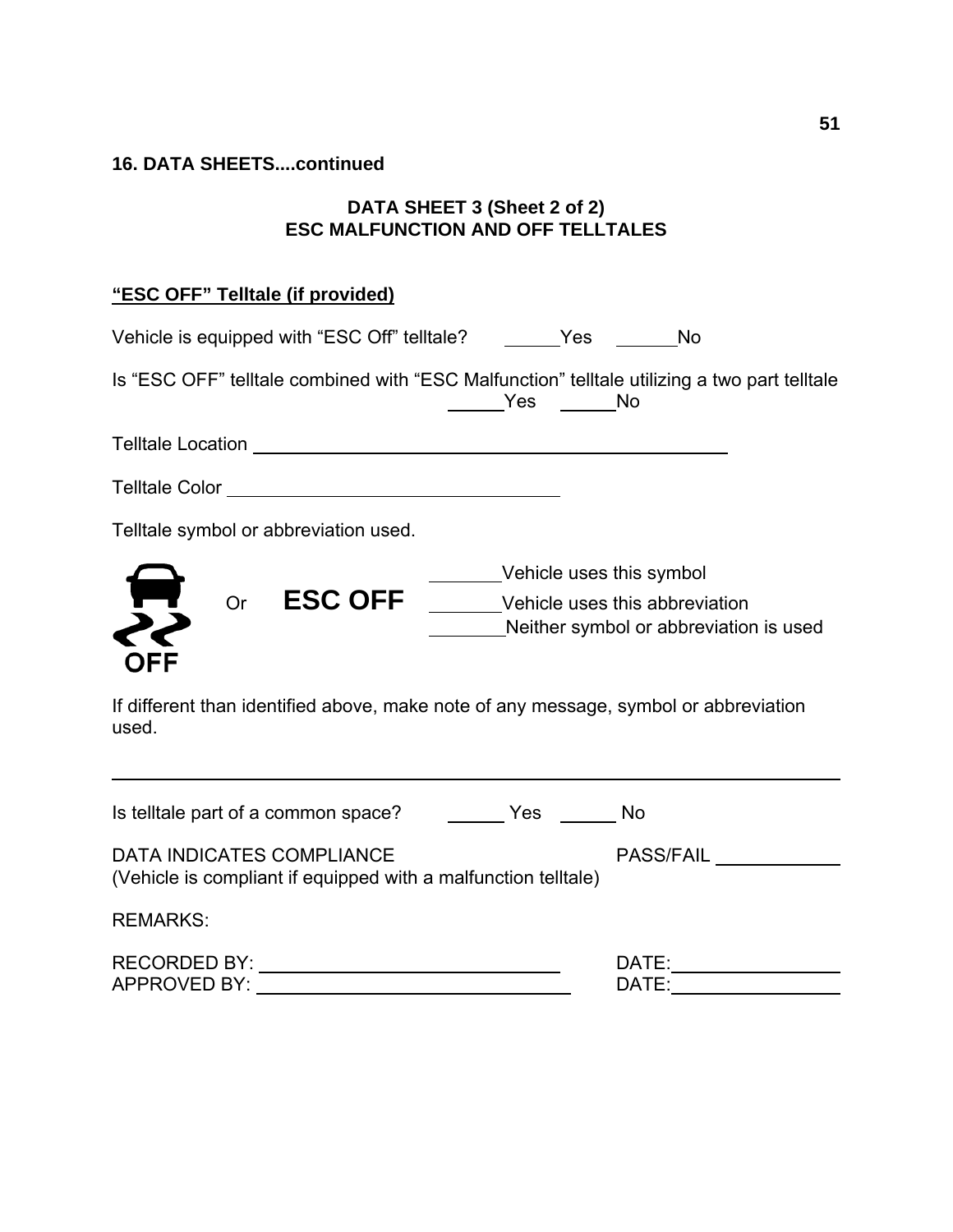**16. DATA SHEETS....continued**

**DATA SHEET 3 (Sheet 2 of 2)**
**ESC MALFUNCTION AND OFF TELLTALES**

**"ESC OFF" Telltale (if provided)**

Vehicle is equipped with "ESC Off" telltale? _____Yes _____No

Is "ESC OFF" telltale combined with "ESC Malfunction" telltale utilizing a two part telltale _____Yes _____No

Telltale Location ________________________________________

Telltale Color ____________________________

Telltale symbol or abbreviation used.

OFF Or **ESC OFF**

_______Vehicle uses this symbol
_______Vehicle uses this abbreviation
_______Neither symbol or abbreviation is used

If different than identified above, make note of any message, symbol or abbreviation used.

________________________________________________________________

Is telltale part of a common space? _____ Yes _____ No

DATA INDICATES COMPLIANCE PASS/FAIL __________
(Vehicle is compliant if equipped with a malfunction telltale)

REMARKS:

RECORDED BY: ___________________________ DATE:______________
APPROVED BY: ___________________________ DATE:______________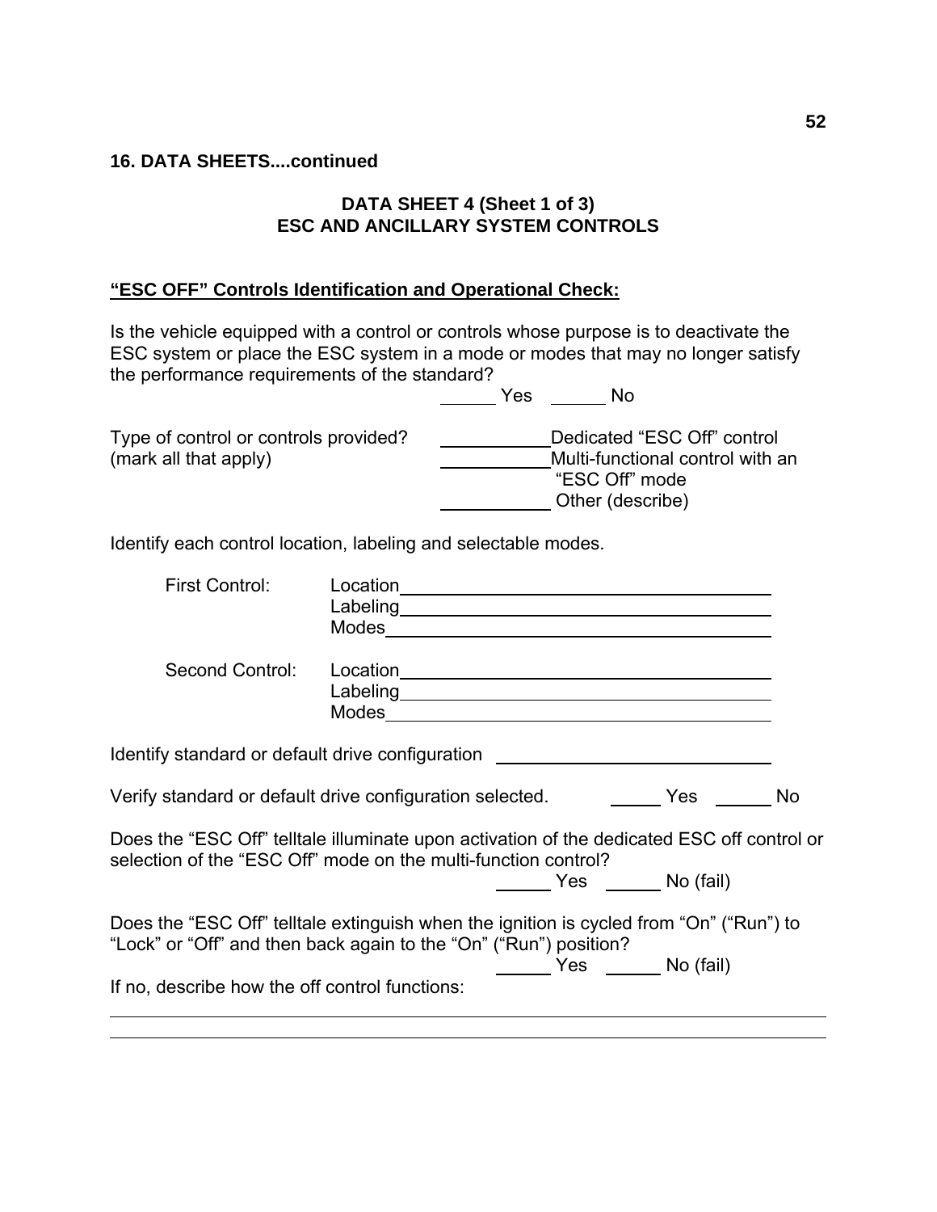**16. DATA SHEETS....continued**

**DATA SHEET 4 (Sheet 1 of 3)**
**ESC AND ANCILLARY SYSTEM CONTROLS**

**<u>"ESC OFF" Controls Identification and Operational Check:</u>**

Is the vehicle equipped with a control or controls whose purpose is to deactivate the ESC system or place the ESC system in a mode or modes that may no longer satisfy the performance requirements of the standard?

______ Yes ______ No

Type of control or controls provided? (mark all that apply)

___________ Dedicated "ESC Off" control
___________ Multi-functional control with an "ESC Off" mode
___________ Other (describe)

Identify each control location, labeling and selectable modes.

First Control:
Location______________________________________
Labeling______________________________________
Modes______________________________________

Second Control:
Location______________________________________
Labeling______________________________________
Modes______________________________________

Identify standard or default drive configuration ____________________________

Verify standard or default drive configuration selected. _____ Yes ______ No

Does the "ESC Off" telltale illuminate upon activation of the dedicated ESC off control or selection of the "ESC Off" mode on the multi-function control?

______ Yes ______ No (fail)

Does the "ESC Off" telltale extinguish when the ignition is cycled from "On" ("Run") to "Lock" or "Off" and then back again to the "On" ("Run") position?

______ Yes ______ No (fail)

If no, describe how the off control functions:

______________________________________________________________________________

______________________________________________________________________________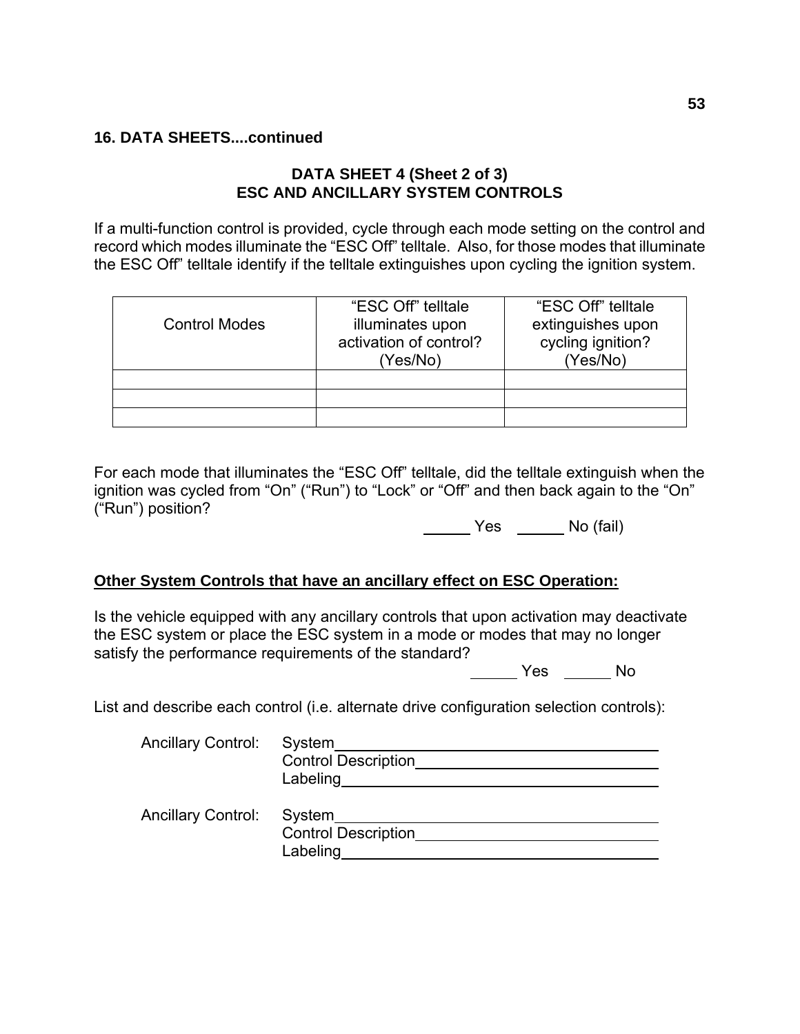**16. DATA SHEETS....continued**

## DATA SHEET 4 (Sheet 2 of 3)
## ESC AND ANCILLARY SYSTEM CONTROLS

If a multi-function control is provided, cycle through each mode setting on the control and record which modes illuminate the "ESC Off" telltale. Also, for those modes that illuminate the ESC Off" telltale identify if the telltale extinguishes upon cycling the ignition system.

| Control Modes | "ESC Off" telltale illuminates upon activation of control? (Yes/No) | "ESC Off" telltale extinguishes upon cycling ignition? (Yes/No) |
|---|---|---|
| | | |
| | | |
| | | |

For each mode that illuminates the "ESC Off" telltale, did the telltale extinguish when the ignition was cycled from "On" ("Run") to "Lock" or "Off" and then back again to the "On" ("Run") position?

______ Yes ______ No (fail)

**Other System Controls that have an ancillary effect on ESC Operation:**

Is the vehicle equipped with any ancillary controls that upon activation may deactivate the ESC system or place the ESC system in a mode or modes that may no longer satisfy the performance requirements of the standard?

______ Yes ______ No

List and describe each control (i.e. alternate drive configuration selection controls):

Ancillary Control: System________________________________________
Control Description________________________________
Labeling________________________________________

Ancillary Control: System________________________________________
Control Description________________________________
Labeling________________________________________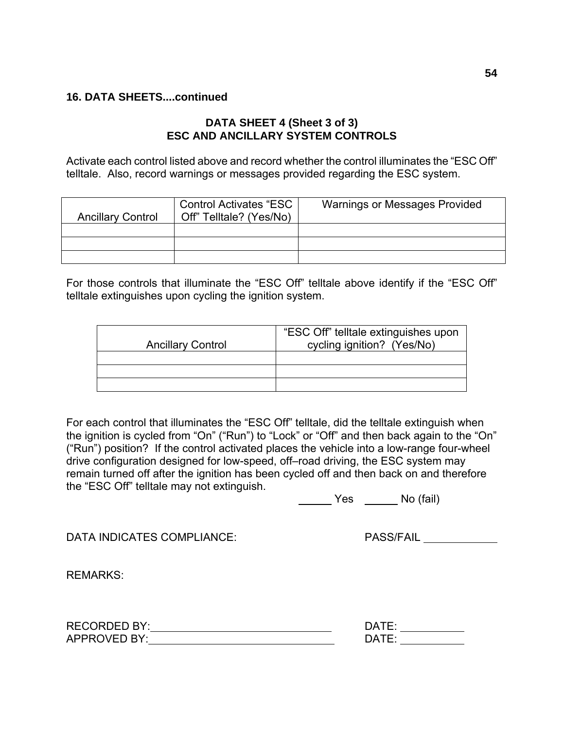## 16. DATA SHEETS....continued

### DATA SHEET 4 (Sheet 3 of 3)
### ESC AND ANCILLARY SYSTEM CONTROLS

Activate each control listed above and record whether the control illuminates the “ESC Off” telltale. Also, record warnings or messages provided regarding the ESC system.

| Ancillary Control | Control Activates “ESC Off” Telltale? (Yes/No) | Warnings or Messages Provided |
|---|---|---|
| | | |
| | | |
| | | |

For those controls that illuminate the “ESC Off” telltale above identify if the “ESC Off” telltale extinguishes upon cycling the ignition system.

| Ancillary Control | “ESC Off” telltale extinguishes upon cycling ignition? (Yes/No) |
|---|---|
| | |
| | |
| | |

For each control that illuminates the “ESC Off” telltale, did the telltale extinguish when the ignition is cycled from “On” (“Run”) to “Lock” or “Off” and then back again to the “On” (“Run”) position? If the control activated places the vehicle into a low-range four-wheel drive configuration designed for low-speed, off–road driving, the ESC system may remain turned off after the ignition has been cycled off and then back on and therefore the “ESC Off” telltale may not extinguish.

_____ Yes _____ No (fail)

DATA INDICATES COMPLIANCE: PASS/FAIL ____________

REMARKS:

RECORDED BY:______________________________ DATE: __________

APPROVED BY:______________________________ DATE: __________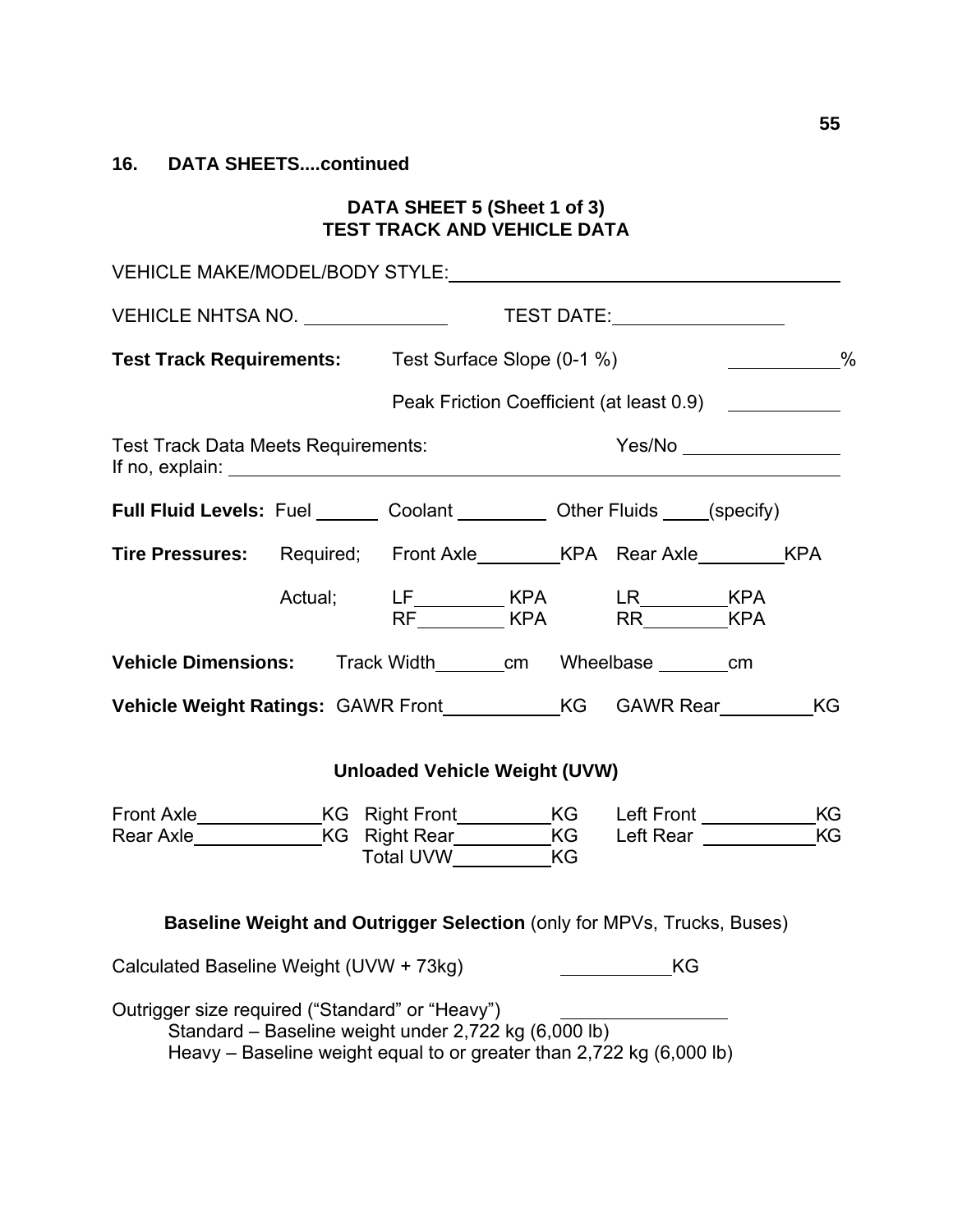## 16. DATA SHEETS....continued

### DATA SHEET 5 (Sheet 1 of 3)
### TEST TRACK AND VEHICLE DATA

VEHICLE MAKE/MODEL/BODY STYLE: ______________________________

VEHICLE NHTSA NO. ______________ TEST DATE: ________________

**Test Track Requirements:** Test Surface Slope (0-1 %) __________ %

Peak Friction Coefficient (at least 0.9) __________

Test Track Data Meets Requirements: Yes/No ______________
If no, explain: ______________________________

**Full Fluid Levels:** Fuel ______ Coolant ________ Other Fluids ____(specify)

**Tire Pressures:** Required; Front Axle________KPA Rear Axle________KPA

Actual; LF________ KPA LR________KPA
RF________ KPA RR________KPA

**Vehicle Dimensions:** Track Width_______cm Wheelbase _______cm

**Vehicle Weight Ratings:** GAWR Front__________KG GAWR Rear_________KG

### Unloaded Vehicle Weight (UVW)

Front Axle____________KG Right Front_________KG Left Front ___________KG
Rear Axle____________KG Right Rear_________KG Left Rear ___________KG
Total UVW_________KG

### Baseline Weight and Outrigger Selection (only for MPVs, Trucks, Buses)

Calculated Baseline Weight (UVW + 73kg) __________KG

Outrigger size required ("Standard" or "Heavy") ______________
Standard – Baseline weight under 2,722 kg (6,000 lb)
Heavy – Baseline weight equal to or greater than 2,722 kg (6,000 lb)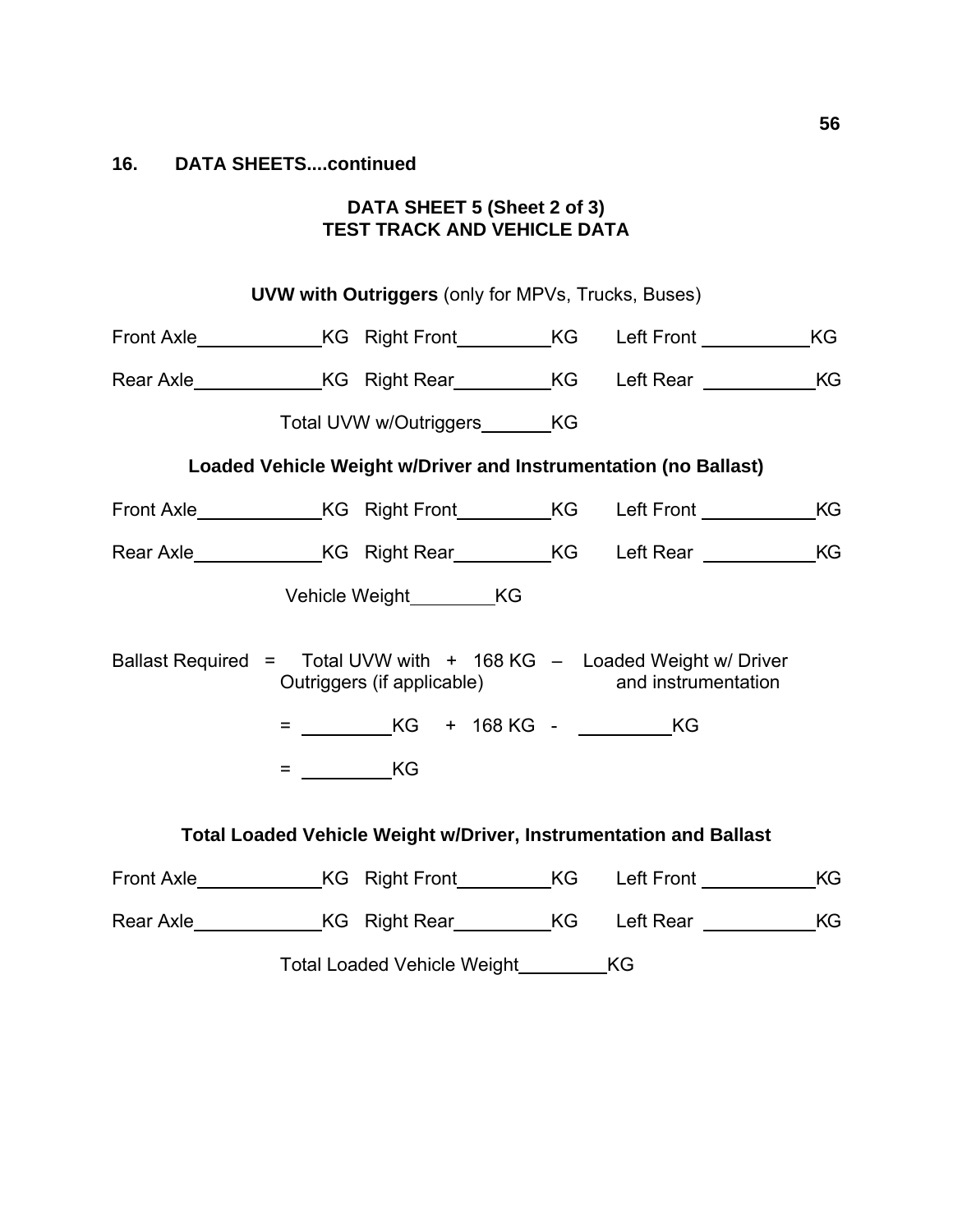## 16. DATA SHEETS....continued

### DATA SHEET 5 (Sheet 2 of 3)
### TEST TRACK AND VEHICLE DATA

**UVW with Outriggers** (only for MPVs, Trucks, Buses)

Front Axle\_\_\_\_\_\_\_\_\_\_KG Right Front\_\_\_\_\_\_\_\_KG Left Front \_\_\_\_\_\_\_\_KG

Rear Axle\_\_\_\_\_\_\_\_\_\_KG Right Rear\_\_\_\_\_\_\_\_KG Left Rear \_\_\_\_\_\_\_\_KG

Total UVW w/Outriggers\_\_\_\_\_\_KG

**Loaded Vehicle Weight w/Driver and Instrumentation (no Ballast)**

Front Axle\_\_\_\_\_\_\_\_\_\_KG Right Front\_\_\_\_\_\_\_\_KG Left Front \_\_\_\_\_\_\_\_KG

Rear Axle\_\_\_\_\_\_\_\_\_\_KG Right Rear\_\_\_\_\_\_\_\_KG Left Rear \_\_\_\_\_\_\_\_KG

Vehicle Weight\_\_\_\_\_\_\_KG

Ballast Required = Total UVW with Outriggers (if applicable) + 168 KG – Loaded Weight w/ Driver and instrumentation

= \_\_\_\_\_\_\_KG + 168 KG - \_\_\_\_\_\_\_KG

= \_\_\_\_\_\_\_KG

**Total Loaded Vehicle Weight w/Driver, Instrumentation and Ballast**

Front Axle\_\_\_\_\_\_\_\_\_\_KG Right Front\_\_\_\_\_\_\_\_KG Left Front \_\_\_\_\_\_\_\_KG

Rear Axle\_\_\_\_\_\_\_\_\_\_KG Right Rear\_\_\_\_\_\_\_\_KG Left Rear \_\_\_\_\_\_\_\_KG

Total Loaded Vehicle Weight\_\_\_\_\_\_\_KG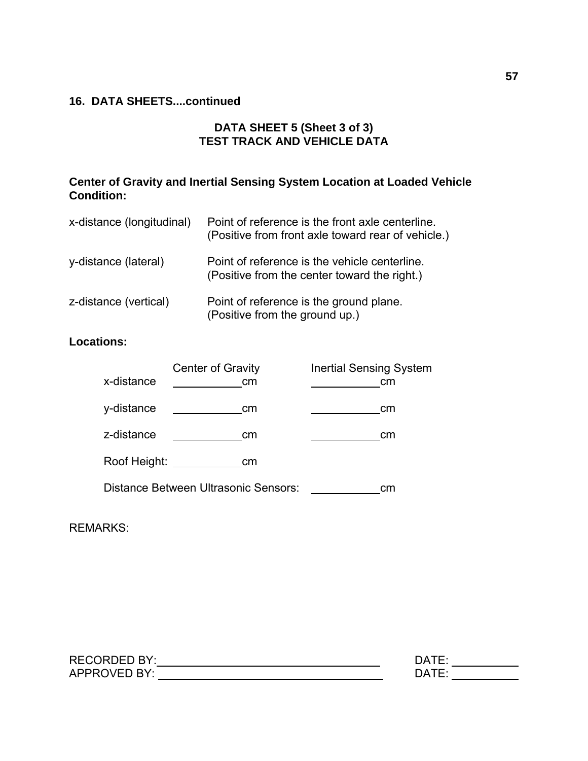**16. DATA SHEETS....continued**

## DATA SHEET 5 (Sheet 3 of 3)
## TEST TRACK AND VEHICLE DATA

**Center of Gravity and Inertial Sensing System Location at Loaded Vehicle Condition:**

| | |
|---|---|
| x-distance (longitudinal) | Point of reference is the front axle centerline. (Positive from front axle toward rear of vehicle.) |
| y-distance (lateral) | Point of reference is the vehicle centerline. (Positive from the center toward the right.) |
| z-distance (vertical) | Point of reference is the ground plane. (Positive from the ground up.) |

**Locations:**

| | Center of Gravity | Inertial Sensing System |
|---|---|---|
| x-distance | ___________cm | ___________cm |
| y-distance | ___________cm | ___________cm |
| z-distance | ___________cm | ___________cm |

Roof Height: ___________cm

Distance Between Ultrasonic Sensors: ___________cm

REMARKS:

RECORDED BY: ___________________________________ DATE: ___________

APPROVED BY: ___________________________________ DATE: ___________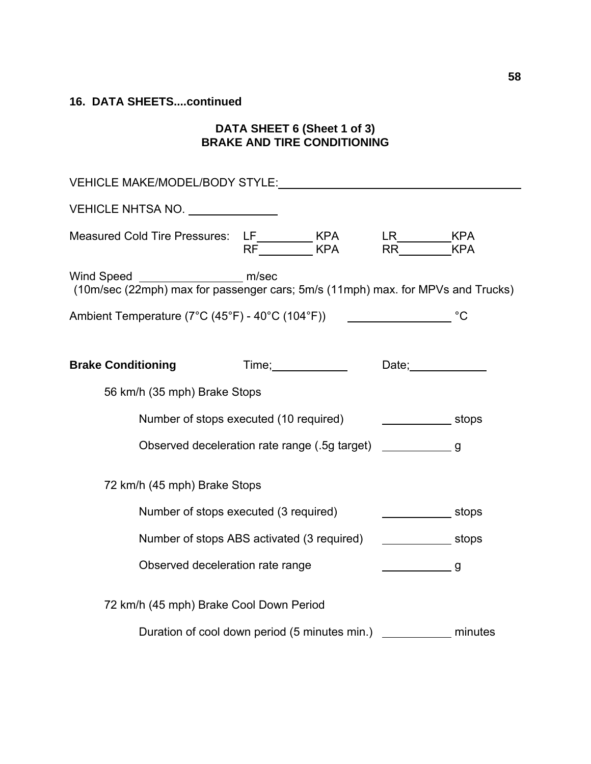## 16. DATA SHEETS....continued

### DATA SHEET 6 (Sheet 1 of 3)
### BRAKE AND TIRE CONDITIONING

VEHICLE MAKE/MODEL/BODY STYLE:\_\_\_\_\_\_\_\_\_\_\_\_\_\_\_\_\_\_\_\_\_\_\_\_\_\_\_\_\_\_\_\_\_\_\_\_\_\_\_\_

VEHICLE NHTSA NO. \_\_\_\_\_\_\_\_\_\_\_\_\_\_

Measured Cold Tire Pressures: LF\_\_\_\_\_\_\_\_\_ KPA LR\_\_\_\_\_\_\_\_\_KPA
RF\_\_\_\_\_\_\_\_\_ KPA RR\_\_\_\_\_\_\_\_\_KPA

Wind Speed \_\_\_\_\_\_\_\_\_\_\_\_\_\_\_\_ m/sec
(10m/sec (22mph) max for passenger cars; 5m/s (11mph) max. for MPVs and Trucks)

Ambient Temperature (7°C (45°F) - 40°C (104°F)) \_\_\_\_\_\_\_\_\_\_\_\_\_\_\_\_ °C

**Brake Conditioning** Time;\_\_\_\_\_\_\_\_\_\_\_\_ Date;\_\_\_\_\_\_\_\_\_\_\_\_

56 km/h (35 mph) Brake Stops

Number of stops executed (10 required) \_\_\_\_\_\_\_\_\_\_\_ stops

Observed deceleration rate range (.5g target) \_\_\_\_\_\_\_\_\_\_\_ g

72 km/h (45 mph) Brake Stops

Number of stops executed (3 required) \_\_\_\_\_\_\_\_\_\_\_ stops

Number of stops ABS activated (3 required) \_\_\_\_\_\_\_\_\_\_\_ stops

Observed deceleration rate range \_\_\_\_\_\_\_\_\_\_\_ g

72 km/h (45 mph) Brake Cool Down Period

Duration of cool down period (5 minutes min.) \_\_\_\_\_\_\_\_\_\_\_ minutes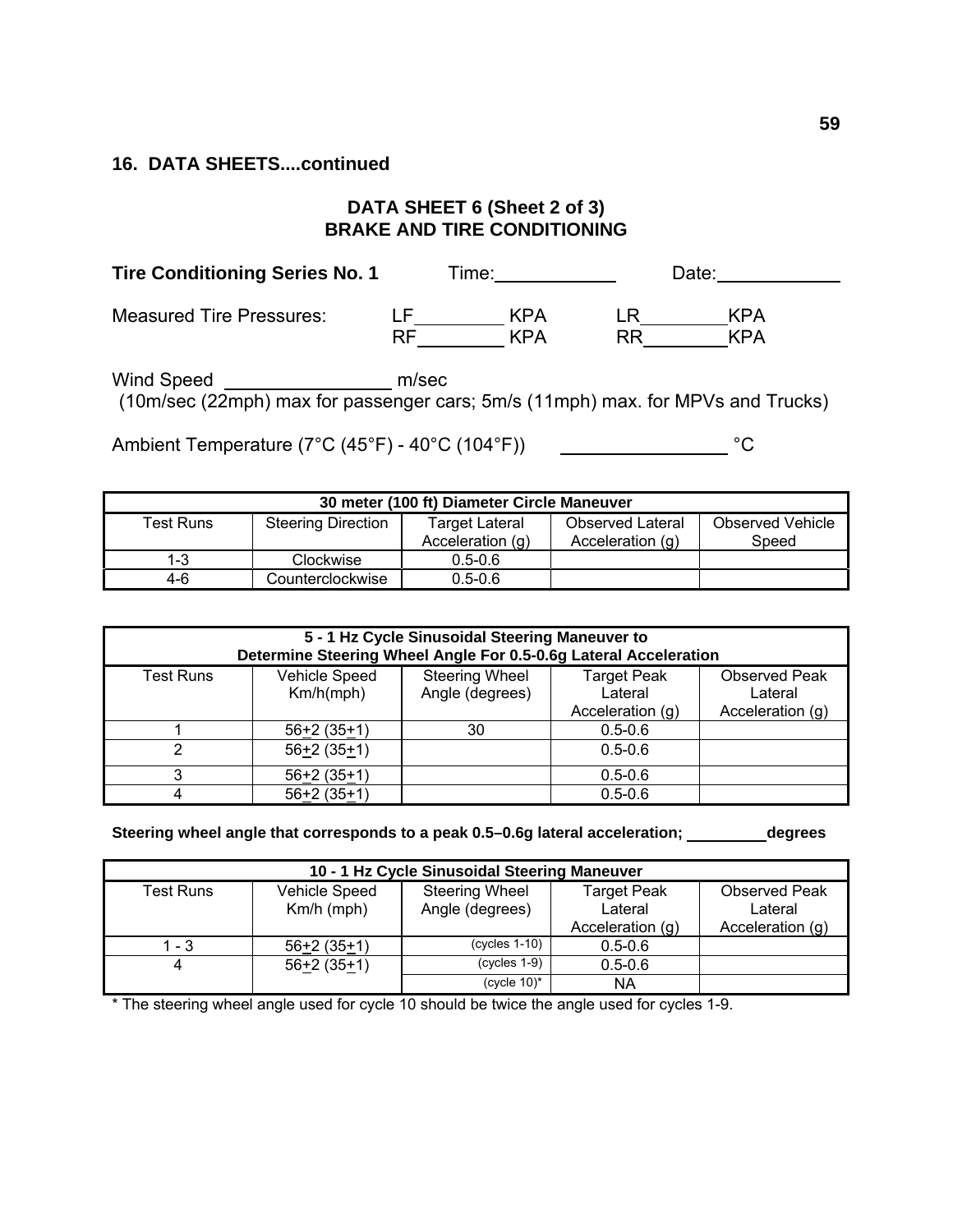## 16. DATA SHEETS....continued

### DATA SHEET 6 (Sheet 2 of 3)
### BRAKE AND TIRE CONDITIONING

**Tire Conditioning Series No. 1** Time:\_\_\_\_\_\_\_\_\_\_ Date:\_\_\_\_\_\_\_\_\_\_

Measured Tire Pressures: LF\_\_\_\_\_\_\_\_ KPA LR\_\_\_\_\_\_\_\_KPA
RF\_\_\_\_\_\_\_\_ KPA RR\_\_\_\_\_\_\_\_KPA

Wind Speed \_\_\_\_\_\_\_\_\_\_\_\_\_\_ m/sec
(10m/sec (22mph) max for passenger cars; 5m/s (11mph) max. for MPVs and Trucks)

Ambient Temperature (7°C (45°F) - 40°C (104°F)) \_\_\_\_\_\_\_\_\_\_\_\_\_\_ °C

| **30 meter (100 ft) Diameter Circle Maneuver** | | | | |
|---|---|---|---|---|
| Test Runs | Steering Direction | Target Lateral Acceleration (g) | Observed Lateral Acceleration (g) | Observed Vehicle Speed |
| 1-3 | Clockwise | 0.5-0.6 | | |
| 4-6 | Counterclockwise | 0.5-0.6 | | |

| **5 - 1 Hz Cycle Sinusoidal Steering Maneuver to Determine Steering Wheel Angle For 0.5-0.6g Lateral Acceleration** | | | | |
|---|---|---|---|---|
| Test Runs | Vehicle Speed Km/h(mph) | Steering Wheel Angle (degrees) | Target Peak Lateral Acceleration (g) | Observed Peak Lateral Acceleration (g) |
| 1 | 56±2 (35±1) | 30 | 0.5-0.6 | |
| 2 | 56±2 (35±1) | | 0.5-0.6 | |
| 3 | 56±2 (35±1) | | 0.5-0.6 | |
| 4 | 56±2 (35±1) | | 0.5-0.6 | |

**Steering wheel angle that corresponds to a peak 0.5–0.6g lateral acceleration; \_\_\_\_\_\_\_\_degrees**

| **10 - 1 Hz Cycle Sinusoidal Steering Maneuver** | | | | |
|---|---|---|---|---|
| Test Runs | Vehicle Speed Km/h (mph) | Steering Wheel Angle (degrees) | Target Peak Lateral Acceleration (g) | Observed Peak Lateral Acceleration (g) |
| 1 - 3 | 56±2 (35±1) | (cycles 1-10) | 0.5-0.6 | |
| 4 | 56±2 (35±1) | (cycles 1-9) | 0.5-0.6 | |
| | | (cycle 10)* | NA | |

\* The steering wheel angle used for cycle 10 should be twice the angle used for cycles 1-9.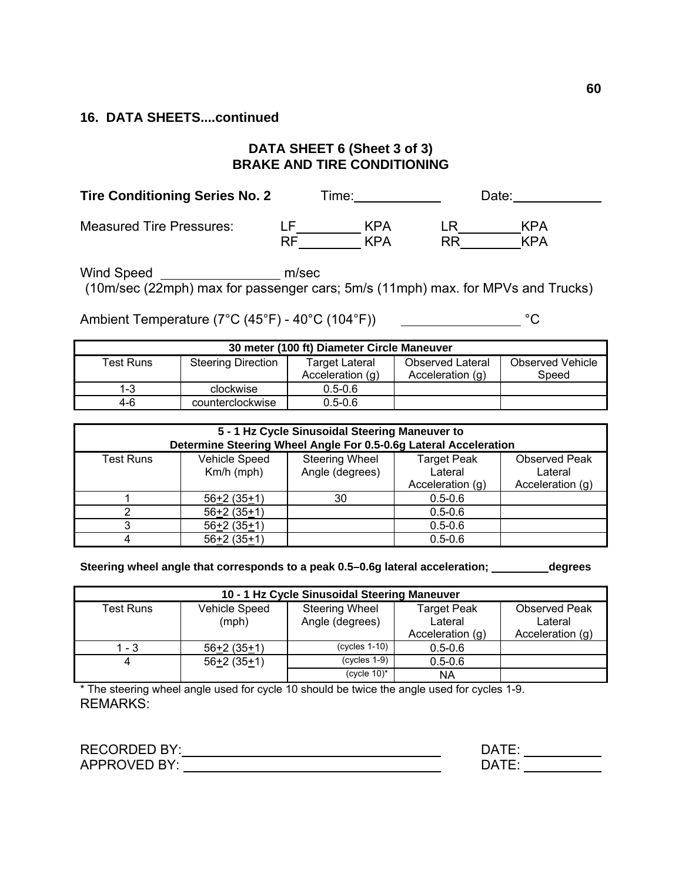## 16. DATA SHEETS....continued

### DATA SHEET 6 (Sheet 3 of 3)
### BRAKE AND TIRE CONDITIONING

**Tire Conditioning Series No. 2** Time:____________ Date:____________

Measured Tire Pressures: LF________ KPA LR________KPA
RF________ KPA RR________KPA

Wind Speed ________________ m/sec
(10m/sec (22mph) max for passenger cars; 5m/s (11mph) max. for MPVs and Trucks)

Ambient Temperature (7°C (45°F) - 40°C (104°F)) ________________ °C

| **30 meter (100 ft) Diameter Circle Maneuver** | | | | |
|---|---|---|---|---|
| Test Runs | Steering Direction | Target Lateral Acceleration (g) | Observed Lateral Acceleration (g) | Observed Vehicle Speed |
| 1-3 | clockwise | 0.5-0.6 | | |
| 4-6 | counterclockwise | 0.5-0.6 | | |

| **5 - 1 Hz Cycle Sinusoidal Steering Maneuver to Determine Steering Wheel Angle For 0.5-0.6g Lateral Acceleration** | | | | |
|---|---|---|---|---|
| Test Runs | Vehicle Speed Km/h (mph) | Steering Wheel Angle (degrees) | Target Peak Lateral Acceleration (g) | Observed Peak Lateral Acceleration (g) |
| 1 | 56±2 (35±1) | 30 | 0.5-0.6 | |
| 2 | 56±2 (35±1) | | 0.5-0.6 | |
| 3 | 56±2 (35±1) | | 0.5-0.6 | |
| 4 | 56±2 (35±1) | | 0.5-0.6 | |

**Steering wheel angle that corresponds to a peak 0.5–0.6g lateral acceleration; _________degrees**

| **10 - 1 Hz Cycle Sinusoidal Steering Maneuver** | | | | |
|---|---|---|---|---|
| Test Runs | Vehicle Speed (mph) | Steering Wheel Angle (degrees) | Target Peak Lateral Acceleration (g) | Observed Peak Lateral Acceleration (g) |
| 1 - 3 | 56±2 (35±1) | (cycles 1-10) | 0.5-0.6 | |
| 4 | 56±2 (35±1) | (cycles 1-9) | 0.5-0.6 | |
| | | (cycle 10)* | NA | |

\* The steering wheel angle used for cycle 10 should be twice the angle used for cycles 1-9.

REMARKS:

RECORDED BY:_________________________________ DATE: __________
APPROVED BY: _________________________________ DATE: __________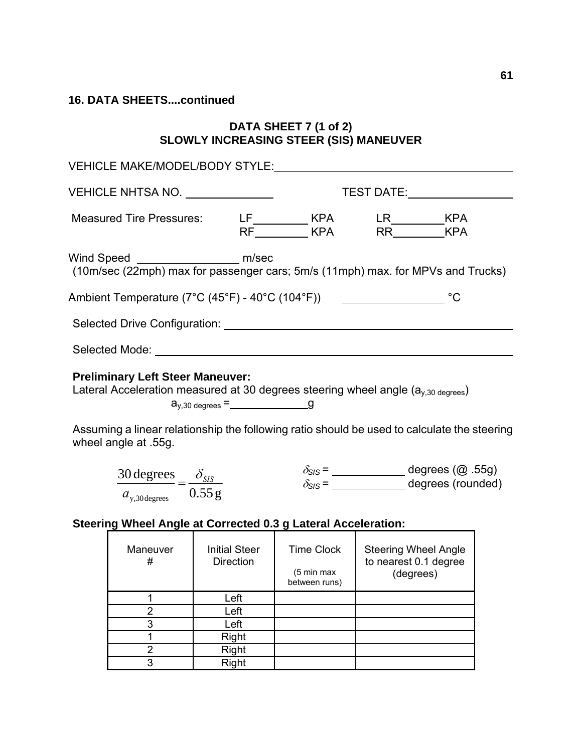**16. DATA SHEETS....continued**

## DATA SHEET 7 (1 of 2)
## SLOWLY INCREASING STEER (SIS) MANEUVER

VEHICLE MAKE/MODEL/BODY STYLE:\_\_\_\_\_\_\_\_\_\_\_\_\_\_\_\_\_\_\_\_\_\_\_\_\_\_\_\_\_\_\_\_\_\_\_\_\_\_\_\_

VEHICLE NHTSA NO. \_\_\_\_\_\_\_\_\_\_\_\_\_\_ TEST DATE:\_\_\_\_\_\_\_\_\_\_\_\_\_\_\_\_

Measured Tire Pressures: LF\_\_\_\_\_\_\_\_\_ KPA LR\_\_\_\_\_\_\_\_\_KPA
RF\_\_\_\_\_\_\_\_\_ KPA RR\_\_\_\_\_\_\_\_\_KPA

Wind Speed \_\_\_\_\_\_\_\_\_\_\_\_\_\_\_\_ m/sec
(10m/sec (22mph) max for passenger cars; 5m/s (11mph) max. for MPVs and Trucks)

Ambient Temperature (7°C (45°F) - 40°C (104°F)) \_\_\_\_\_\_\_\_\_\_\_\_\_\_\_\_ °C

Selected Drive Configuration: \_\_\_\_\_\_\_\_\_\_\_\_\_\_\_\_\_\_\_\_\_\_\_\_\_\_\_\_\_\_\_\_\_\_\_\_\_\_\_\_

Selected Mode: \_\_\_\_\_\_\_\_\_\_\_\_\_\_\_\_\_\_\_\_\_\_\_\_\_\_\_\_\_\_\_\_\_\_\_\_\_\_\_\_\_\_\_\_\_\_\_\_

**Preliminary Left Steer Maneuver:**
Lateral Acceleration measured at 30 degrees steering wheel angle ($a_{y,30\ degrees}$)

$a_{y,30\ degrees}$ = \_\_\_\_\_\_\_\_\_\_\_\_\_g

Assuming a linear relationship the following ratio should be used to calculate the steering wheel angle at .55g.

$$\frac{30\,\text{degrees}}{a_{y,30\,\text{degrees}}} = \frac{\delta_{SIS}}{0.55\,\text{g}}$$

$\delta_{SIS}$ = \_\_\_\_\_\_\_\_\_\_\_\_ degrees (@ .55g)
$\delta_{SIS}$ = \_\_\_\_\_\_\_\_\_\_\_\_ degrees (rounded)

**Steering Wheel Angle at Corrected 0.3 g Lateral Acceleration:**

| Maneuver # | Initial Steer Direction | Time Clock (5 min max between runs) | Steering Wheel Angle to nearest 0.1 degree (degrees) |
|---|---|---|---|
| 1 | Left | | |
| 2 | Left | | |
| 3 | Left | | |
| 1 | Right | | |
| 2 | Right | | |
| 3 | Right | | |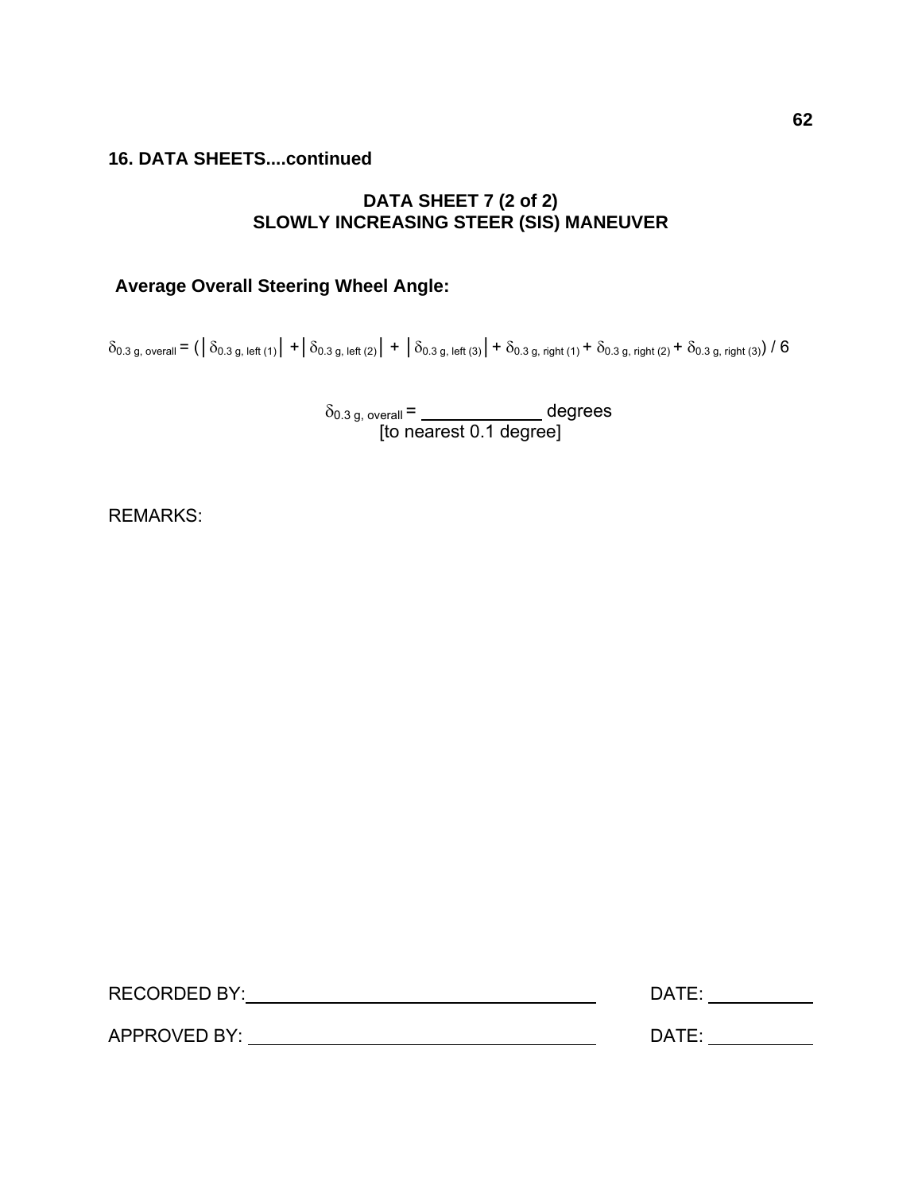## 16. DATA SHEETS....continued

### DATA SHEET 7 (2 of 2)
### SLOWLY INCREASING STEER (SIS) MANEUVER

**Average Overall Steering Wheel Angle:**

$$\delta_{0.3\text{ g, overall}} = (|\delta_{0.3\text{ g, left (1)}}| + |\delta_{0.3\text{ g, left (2)}}| + |\delta_{0.3\text{ g, left (3)}}| + \delta_{0.3\text{ g, right (1)}} + \delta_{0.3\text{ g, right (2)}} + \delta_{0.3\text{ g, right (3)}}) / 6$$

$\delta_{0.3\text{ g, overall}}$ = ____________ degrees
[to nearest 0.1 degree]

REMARKS:

RECORDED BY: ________________________________ DATE: __________

APPROVED BY: ________________________________ DATE: __________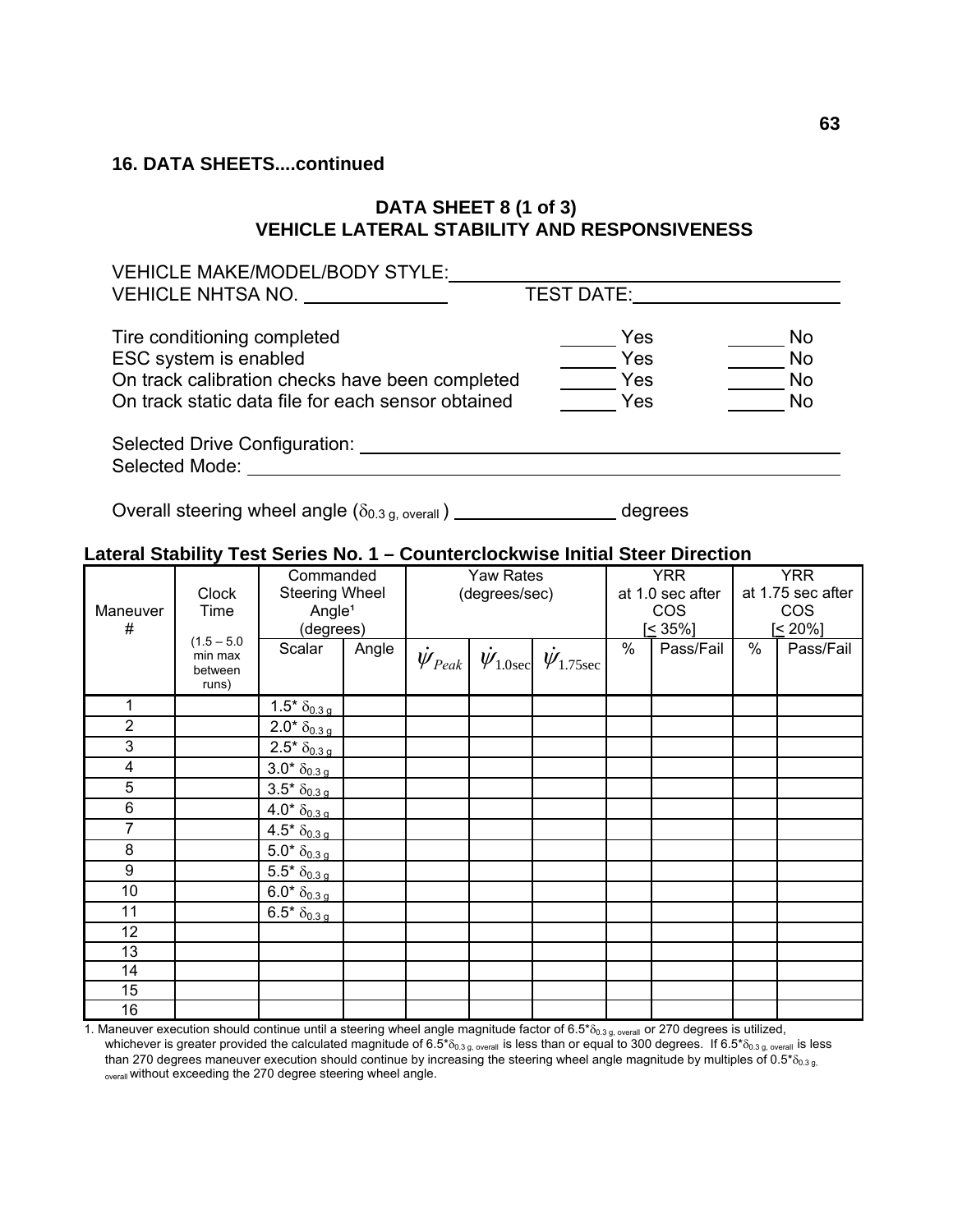### 16. DATA SHEETS....continued

## DATA SHEET 8 (1 of 3)
## VEHICLE LATERAL STABILITY AND RESPONSIVENESS

VEHICLE MAKE/MODEL/BODY STYLE:\_\_\_\_\_\_\_\_\_\_\_\_\_\_\_\_\_\_\_\_\_\_\_\_\_\_\_\_\_\_
VEHICLE NHTSA NO. \_\_\_\_\_\_\_\_\_\_\_\_ TEST DATE:\_\_\_\_\_\_\_\_\_\_\_\_\_\_\_\_

| | | |
|---|---|---|
| Tire conditioning completed | \_\_\_\_\_ Yes | \_\_\_\_\_ No |
| ESC system is enabled | \_\_\_\_\_ Yes | \_\_\_\_\_ No |
| On track calibration checks have been completed | \_\_\_\_\_ Yes | \_\_\_\_\_ No |
| On track static data file for each sensor obtained | \_\_\_\_\_ Yes | \_\_\_\_\_ No |

Selected Drive Configuration: \_\_\_\_\_\_\_\_\_\_\_\_\_\_\_\_\_\_\_\_\_\_\_\_\_\_\_\_\_\_
Selected Mode: \_\_\_\_\_\_\_\_\_\_\_\_\_\_\_\_\_\_\_\_\_\_\_\_\_\_\_\_\_\_\_\_\_\_\_\_

Overall steering wheel angle ($\delta_{0.3\ g,\ overall}$) \_\_\_\_\_\_\_\_\_\_\_\_\_\_ degrees

**Lateral Stability Test Series No. 1 – Counterclockwise Initial Steer Direction**

| Maneuver # | Clock Time (1.5 – 5.0 min max between runs) | Commanded Steering Wheel Angle[1] (degrees) | | Yaw Rates (degrees/sec) | | | YRR at 1.0 sec after COS [≤ 35%] | | YRR at 1.75 sec after COS [≤ 20%] | |
|---|---|---|---|---|---|---|---|---|---|---|
| | | Scalar | Angle | $\dot{\psi}_{Peak}$ | $\dot{\psi}_{1.0sec}$ | $\dot{\psi}_{1.75sec}$ | % | Pass/Fail | % | Pass/Fail |
| 1 | | $1.5^* \delta_{0.3\ g}$ | | | | | | | | |
| 2 | | $2.0^* \delta_{0.3\ g}$ | | | | | | | | |
| 3 | | $2.5^* \delta_{0.3\ g}$ | | | | | | | | |
| 4 | | $3.0^* \delta_{0.3\ g}$ | | | | | | | | |
| 5 | | $3.5^* \delta_{0.3\ g}$ | | | | | | | | |
| 6 | | $4.0^* \delta_{0.3\ g}$ | | | | | | | | |
| 7 | | $4.5^* \delta_{0.3\ g}$ | | | | | | | | |
| 8 | | $5.0^* \delta_{0.3\ g}$ | | | | | | | | |
| 9 | | $5.5^* \delta_{0.3\ g}$ | | | | | | | | |
| 10 | | $6.0^* \delta_{0.3\ g}$ | | | | | | | | |
| 11 | | $6.5^* \delta_{0.3\ g}$ | | | | | | | | |
| 12 | | | | | | | | | | |
| 13 | | | | | | | | | | |
| 14 | | | | | | | | | | |
| 15 | | | | | | | | | | |
| 16 | | | | | | | | | | |

1. Maneuver execution should continue until a steering wheel angle magnitude factor of $6.5^*\delta_{0.3\ g,\ overall}$ or 270 degrees is utilized, whichever is greater provided the calculated magnitude of $6.5^*\delta_{0.3\ g,\ overall}$ is less than or equal to 300 degrees. If $6.5^*\delta_{0.3\ g,\ overall}$ is less than 270 degrees maneuver execution should continue by increasing the steering wheel angle magnitude by multiples of $0.5^*\delta_{0.3\ g,\ overall}$ without exceeding the 270 degree steering wheel angle.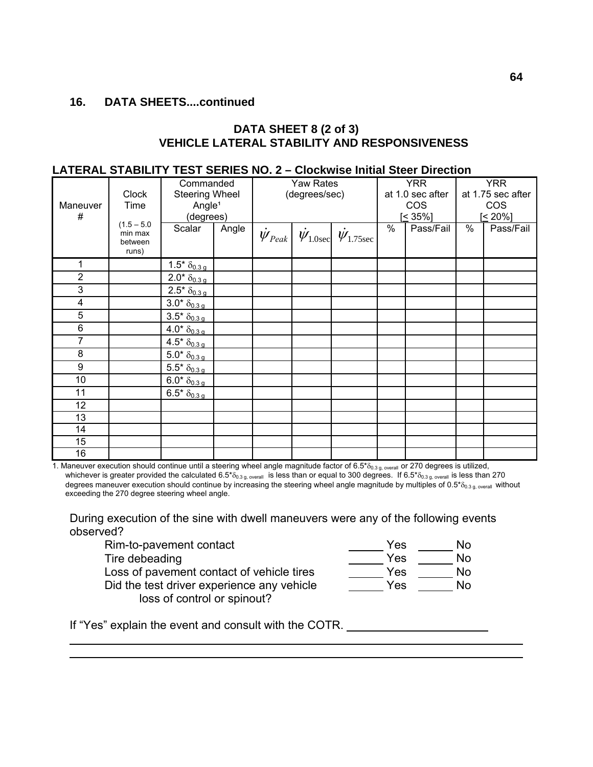## 16. DATA SHEETS....continued

### DATA SHEET 8 (2 of 3)
### VEHICLE LATERAL STABILITY AND RESPONSIVENESS

**LATERAL STABILITY TEST SERIES NO. 2 – Clockwise Initial Steer Direction**

| Maneuver # | Clock Time (1.5 – 5.0 min max between runs) | Commanded Steering Wheel Angle[1] (degrees) | | Yaw Rates (degrees/sec) | | | YRR at 1.0 sec after COS [≤ 35%] | | YRR at 1.75 sec after COS [≤ 20%] | |
|---|---|---|---|---|---|---|---|---|---|---|
| | | Scalar | Angle | $\dot{\psi}_{Peak}$ | $\dot{\psi}_{1.0sec}$ | $\dot{\psi}_{1.75sec}$ | % | Pass/Fail | % | Pass/Fail |
| 1 | | $1.5^* \delta_{0.3\,g}$ | | | | | | | | |
| 2 | | $2.0^* \delta_{0.3\,g}$ | | | | | | | | |
| 3 | | $2.5^* \delta_{0.3\,g}$ | | | | | | | | |
| 4 | | $3.0^* \delta_{0.3\,g}$ | | | | | | | | |
| 5 | | $3.5^* \delta_{0.3\,g}$ | | | | | | | | |
| 6 | | $4.0^* \delta_{0.3\,g}$ | | | | | | | | |
| 7 | | $4.5^* \delta_{0.3\,g}$ | | | | | | | | |
| 8 | | $5.0^* \delta_{0.3\,g}$ | | | | | | | | |
| 9 | | $5.5^* \delta_{0.3\,g}$ | | | | | | | | |
| 10 | | $6.0^* \delta_{0.3\,g}$ | | | | | | | | |
| 11 | | $6.5^* \delta_{0.3\,g}$ | | | | | | | | |
| 12 | | | | | | | | | | |
| 13 | | | | | | | | | | |
| 14 | | | | | | | | | | |
| 15 | | | | | | | | | | |
| 16 | | | | | | | | | | |

1. Maneuver execution should continue until a steering wheel angle magnitude factor of $6.5^*\delta_{0.3\,g,\,overall}$ or 270 degrees is utilized, whichever is greater provided the calculated $6.5^*\delta_{0.3\,g,\,overall}$ is less than or equal to 300 degrees. If $6.5^*\delta_{0.3\,g,\,overall}$ is less than 270 degrees maneuver execution should continue by increasing the steering wheel angle magnitude by multiples of $0.5^*\delta_{0.3\,g,\,overall}$ without exceeding the 270 degree steering wheel angle.

During execution of the sine with dwell maneuvers were any of the following events observed?

| | | |
|---|---|---|
| Rim-to-pavement contact | _____ Yes | _____ No |
| Tire debeading | _____ Yes | _____ No |
| Loss of pavement contact of vehicle tires | _____ Yes | _____ No |
| Did the test driver experience any vehicle loss of control or spinout? | _____ Yes | _____ No |

If "Yes" explain the event and consult with the COTR. ______________________

______________________________________________________________________

______________________________________________________________________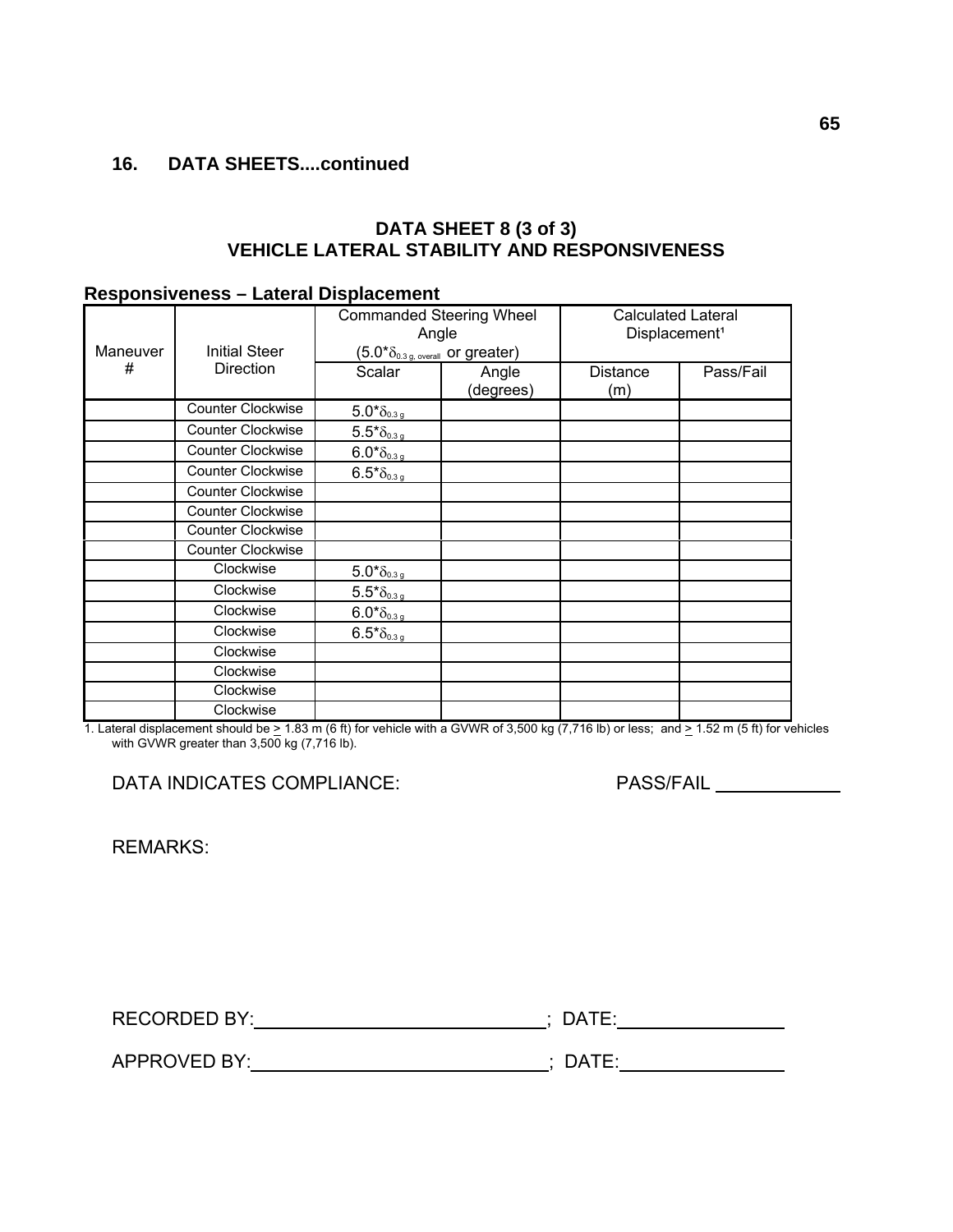## 16. DATA SHEETS....continued

### DATA SHEET 8 (3 of 3)
### VEHICLE LATERAL STABILITY AND RESPONSIVENESS

**Responsiveness – Lateral Displacement**

| Maneuver # | Initial Steer Direction | Commanded Steering Wheel Angle ($5.0*\delta_{0.3\,g,\,overall}$ or greater) | | Calculated Lateral Displacement[1] | |
|---|---|---|---|---|---|
| | | Scalar | Angle (degrees) | Distance (m) | Pass/Fail |
| | Counter Clockwise | $5.0*\delta_{0.3\,g}$ | | | |
| | Counter Clockwise | $5.5*\delta_{0.3\,g}$ | | | |
| | Counter Clockwise | $6.0*\delta_{0.3\,g}$ | | | |
| | Counter Clockwise | $6.5*\delta_{0.3\,g}$ | | | |
| | Counter Clockwise | | | | |
| | Counter Clockwise | | | | |
| | Counter Clockwise | | | | |
| | Counter Clockwise | | | | |
| | Clockwise | $5.0*\delta_{0.3\,g}$ | | | |
| | Clockwise | $5.5*\delta_{0.3\,g}$ | | | |
| | Clockwise | $6.0*\delta_{0.3\,g}$ | | | |
| | Clockwise | $6.5*\delta_{0.3\,g}$ | | | |
| | Clockwise | | | | |
| | Clockwise | | | | |
| | Clockwise | | | | |
| | Clockwise | | | | |

1. Lateral displacement should be $\geq$ 1.83 m (6 ft) for vehicle with a GVWR of 3,500 kg (7,716 lb) or less; and $\geq$ 1.52 m (5 ft) for vehicles with GVWR greater than 3,500 kg (7,716 lb).

DATA INDICATES COMPLIANCE: PASS/FAIL ____________

REMARKS:

RECORDED BY: ______________________________; DATE: ________________

APPROVED BY: ______________________________; DATE: ________________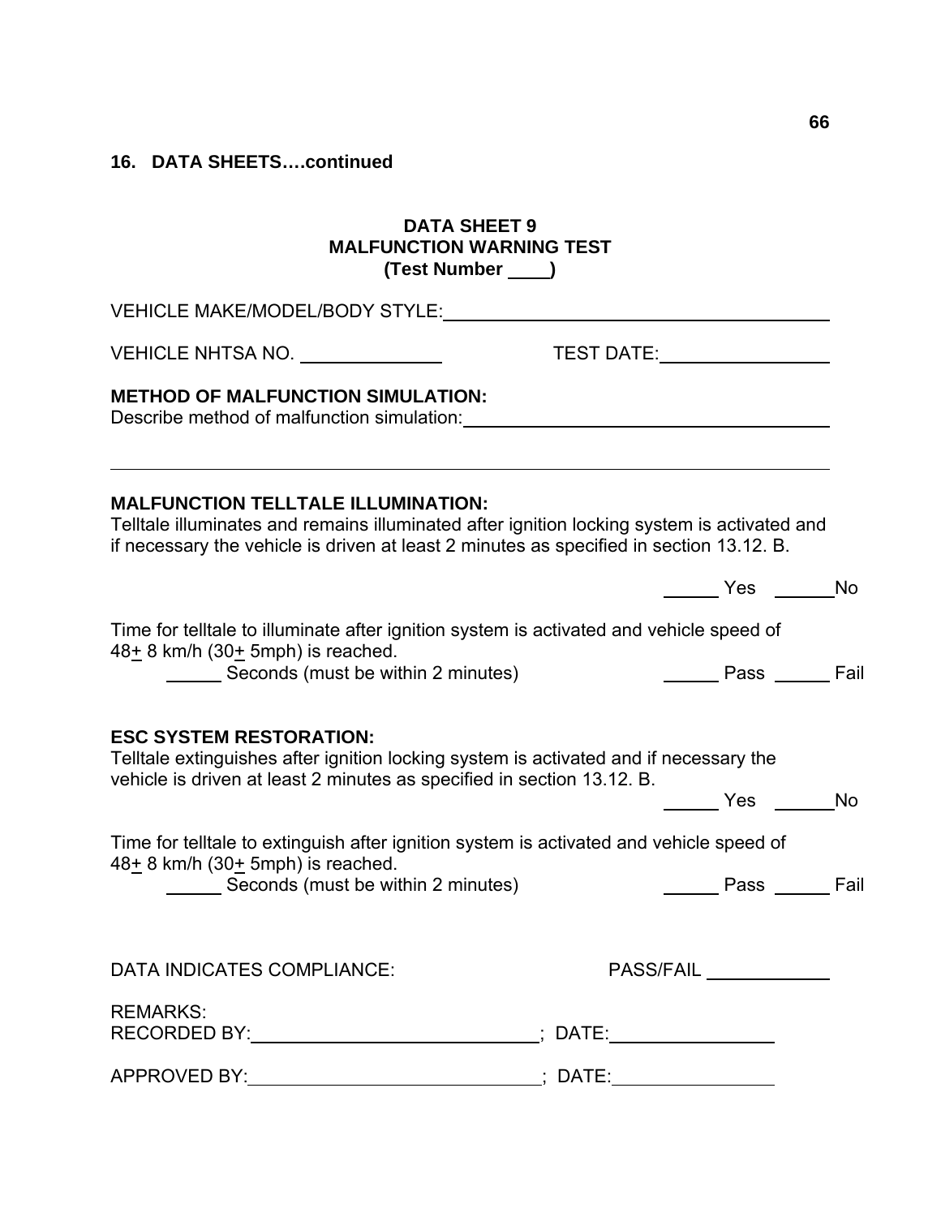## 16. DATA SHEETS….continued

### DATA SHEET 9
### MALFUNCTION WARNING TEST
### (Test Number ____)

VEHICLE MAKE/MODEL/BODY STYLE: ____________________________________

VEHICLE NHTSA NO. ______________ TEST DATE: ________________

**METHOD OF MALFUNCTION SIMULATION:**

Describe method of malfunction simulation: ____________________________________

______________________________________________________________________

**MALFUNCTION TELLTALE ILLUMINATION:**

Telltale illuminates and remains illuminated after ignition locking system is activated and if necessary the vehicle is driven at least 2 minutes as specified in section 13.12. B.

______ Yes ______No

Time for telltale to illuminate after ignition system is activated and vehicle speed of 48$\pm$ 8 km/h (30$\pm$ 5mph) is reached.

______ Seconds (must be within 2 minutes) ______ Pass ______ Fail

**ESC SYSTEM RESTORATION:**

Telltale extinguishes after ignition locking system is activated and if necessary the vehicle is driven at least 2 minutes as specified in section 13.12. B.

______ Yes ______No

Time for telltale to extinguish after ignition system is activated and vehicle speed of 48$\pm$ 8 km/h (30$\pm$ 5mph) is reached.

______ Seconds (must be within 2 minutes) ______ Pass ______ Fail

DATA INDICATES COMPLIANCE: PASS/FAIL ____________

REMARKS:

RECORDED BY: ____________________________; DATE: ________________

APPROVED BY: ____________________________; DATE: ________________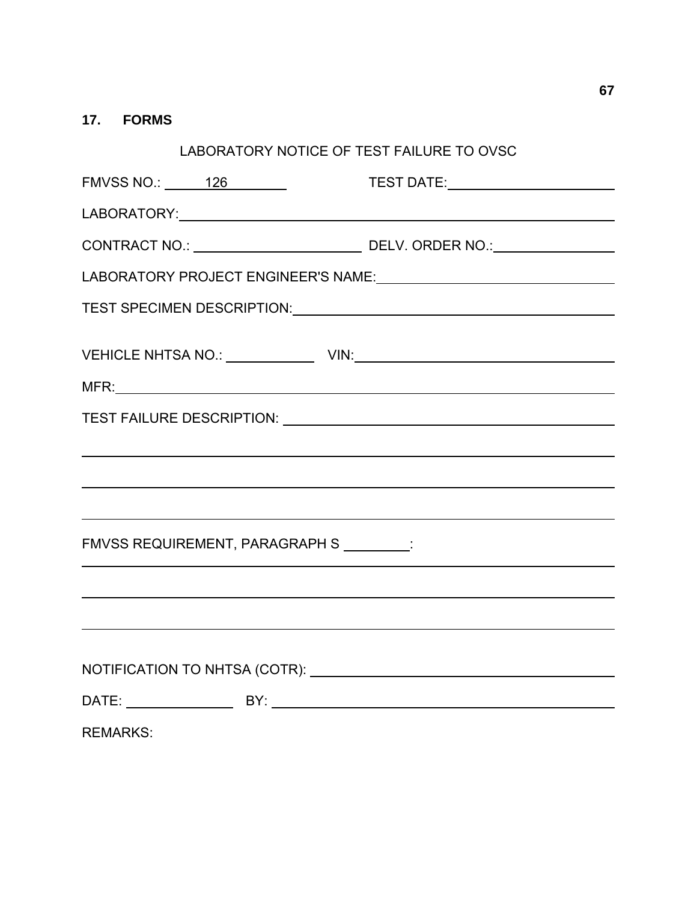## 17. FORMS

LABORATORY NOTICE OF TEST FAILURE TO OVSC

FMVSS NO.: 126 TEST DATE: \_\_\_\_\_\_\_\_\_\_\_\_\_\_\_\_\_\_\_\_

LABORATORY: \_\_\_\_\_\_\_\_\_\_\_\_\_\_\_\_\_\_\_\_\_\_\_\_\_\_\_\_\_\_\_\_\_\_\_\_\_\_\_\_\_\_\_\_

CONTRACT NO.: \_\_\_\_\_\_\_\_\_\_\_\_\_\_\_\_\_\_\_\_ DELV. ORDER NO.: \_\_\_\_\_\_\_\_\_\_\_\_\_\_\_\_

LABORATORY PROJECT ENGINEER'S NAME: \_\_\_\_\_\_\_\_\_\_\_\_\_\_\_\_\_\_\_\_\_\_\_\_\_\_\_\_

TEST SPECIMEN DESCRIPTION: \_\_\_\_\_\_\_\_\_\_\_\_\_\_\_\_\_\_\_\_\_\_\_\_\_\_\_\_\_\_\_\_\_\_\_\_

VEHICLE NHTSA NO.: \_\_\_\_\_\_\_\_\_\_\_\_ VIN: \_\_\_\_\_\_\_\_\_\_\_\_\_\_\_\_\_\_\_\_\_\_\_\_\_\_\_\_\_\_

MFR: \_\_\_\_\_\_\_\_\_\_\_\_\_\_\_\_\_\_\_\_\_\_\_\_\_\_\_\_\_\_\_\_\_\_\_\_\_\_\_\_\_\_\_\_\_\_\_\_\_\_\_\_\_\_

TEST FAILURE DESCRIPTION: \_\_\_\_\_\_\_\_\_\_\_\_\_\_\_\_\_\_\_\_\_\_\_\_\_\_\_\_\_\_\_\_\_\_\_\_\_

\_\_\_\_\_\_\_\_\_\_\_\_\_\_\_\_\_\_\_\_\_\_\_\_\_\_\_\_\_\_\_\_\_\_\_\_\_\_\_\_\_\_\_\_\_\_\_\_\_\_\_\_\_\_\_\_\_\_\_\_\_\_\_\_

\_\_\_\_\_\_\_\_\_\_\_\_\_\_\_\_\_\_\_\_\_\_\_\_\_\_\_\_\_\_\_\_\_\_\_\_\_\_\_\_\_\_\_\_\_\_\_\_\_\_\_\_\_\_\_\_\_\_\_\_\_\_\_\_

\_\_\_\_\_\_\_\_\_\_\_\_\_\_\_\_\_\_\_\_\_\_\_\_\_\_\_\_\_\_\_\_\_\_\_\_\_\_\_\_\_\_\_\_\_\_\_\_\_\_\_\_\_\_\_\_\_\_\_\_\_\_\_\_

FMVSS REQUIREMENT, PARAGRAPH S \_\_\_\_\_\_\_\_\_:

\_\_\_\_\_\_\_\_\_\_\_\_\_\_\_\_\_\_\_\_\_\_\_\_\_\_\_\_\_\_\_\_\_\_\_\_\_\_\_\_\_\_\_\_\_\_\_\_\_\_\_\_\_\_\_\_\_\_\_\_\_\_\_\_

\_\_\_\_\_\_\_\_\_\_\_\_\_\_\_\_\_\_\_\_\_\_\_\_\_\_\_\_\_\_\_\_\_\_\_\_\_\_\_\_\_\_\_\_\_\_\_\_\_\_\_\_\_\_\_\_\_\_\_\_\_\_\_\_

\_\_\_\_\_\_\_\_\_\_\_\_\_\_\_\_\_\_\_\_\_\_\_\_\_\_\_\_\_\_\_\_\_\_\_\_\_\_\_\_\_\_\_\_\_\_\_\_\_\_\_\_\_\_\_\_\_\_\_\_\_\_\_\_

NOTIFICATION TO NHTSA (COTR): \_\_\_\_\_\_\_\_\_\_\_\_\_\_\_\_\_\_\_\_\_\_\_\_\_\_\_\_\_\_\_\_\_\_\_

DATE: \_\_\_\_\_\_\_\_\_\_\_\_\_\_ BY: \_\_\_\_\_\_\_\_\_\_\_\_\_\_\_\_\_\_\_\_\_\_\_\_\_\_\_\_\_\_\_\_\_\_\_\_\_\_\_\_

REMARKS: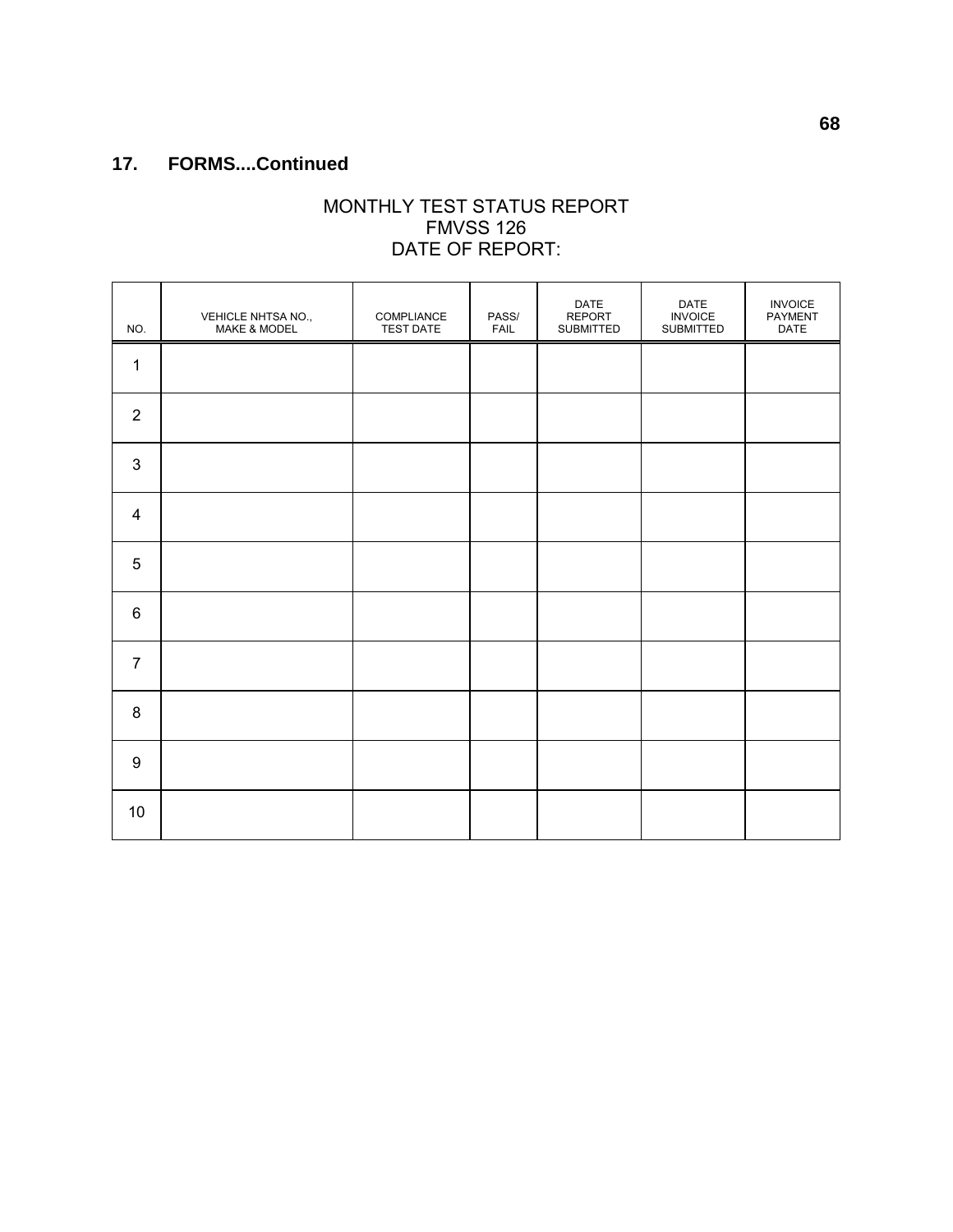## 17. FORMS....Continued

MONTHLY TEST STATUS REPORT
FMVSS 126
DATE OF REPORT:

| NO. | VEHICLE NHTSA NO., MAKE & MODEL | COMPLIANCE TEST DATE | PASS/ FAIL | DATE REPORT SUBMITTED | DATE INVOICE SUBMITTED | INVOICE PAYMENT DATE |
|---|---|---|---|---|---|---|
| 1 | | | | | | |
| 2 | | | | | | |
| 3 | | | | | | |
| 4 | | | | | | |
| 5 | | | | | | |
| 6 | | | | | | |
| 7 | | | | | | |
| 8 | | | | | | |
| 9 | | | | | | |
| 10 | | | | | | |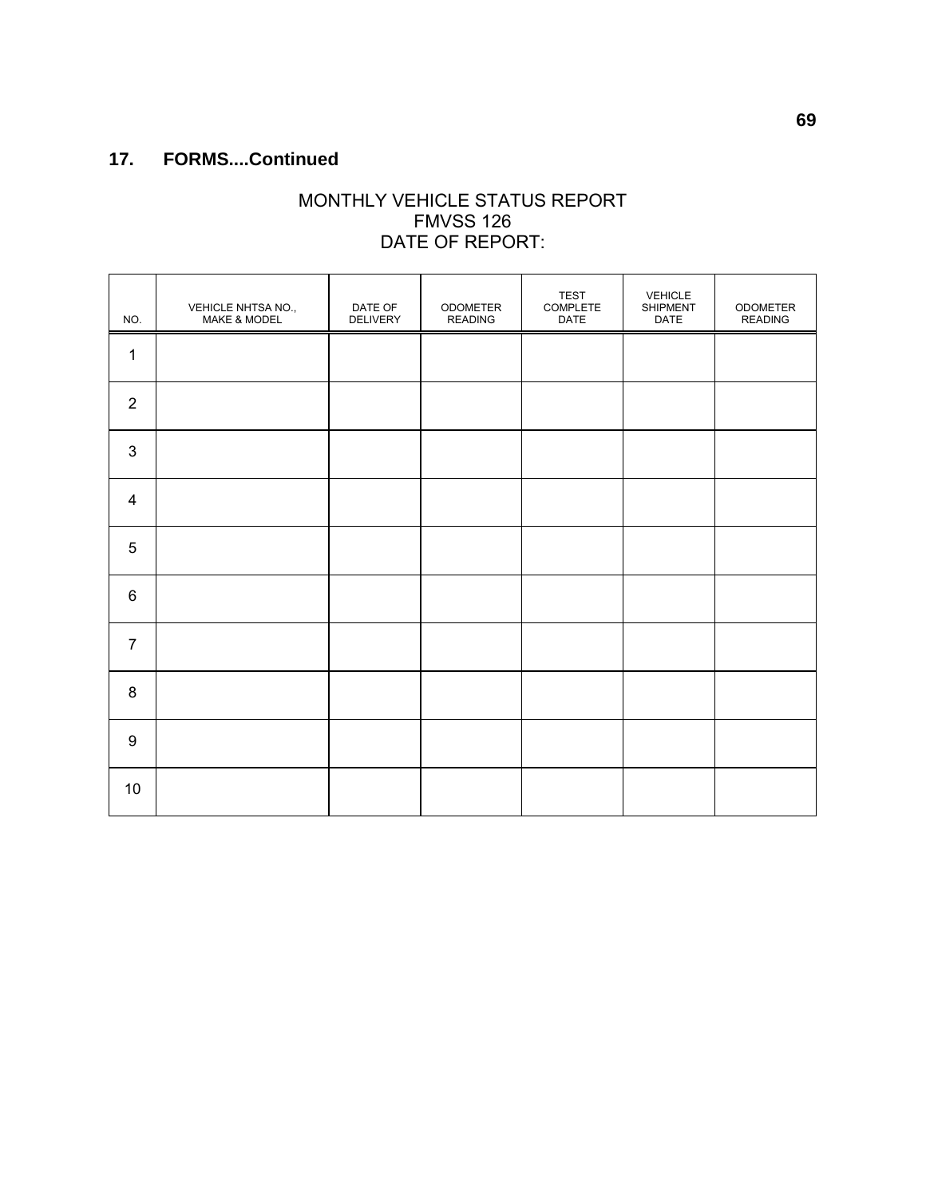## 17. FORMS....Continued

MONTHLY VEHICLE STATUS REPORT
FMVSS 126
DATE OF REPORT:

| NO. | VEHICLE NHTSA NO., MAKE & MODEL | DATE OF DELIVERY | ODOMETER READING | TEST COMPLETE DATE | VEHICLE SHIPMENT DATE | ODOMETER READING |
|---|---|---|---|---|---|---|
| 1 | | | | | | |
| 2 | | | | | | |
| 3 | | | | | | |
| 4 | | | | | | |
| 5 | | | | | | |
| 6 | | | | | | |
| 7 | | | | | | |
| 8 | | | | | | |
| 9 | | | | | | |
| 10 | | | | | | |